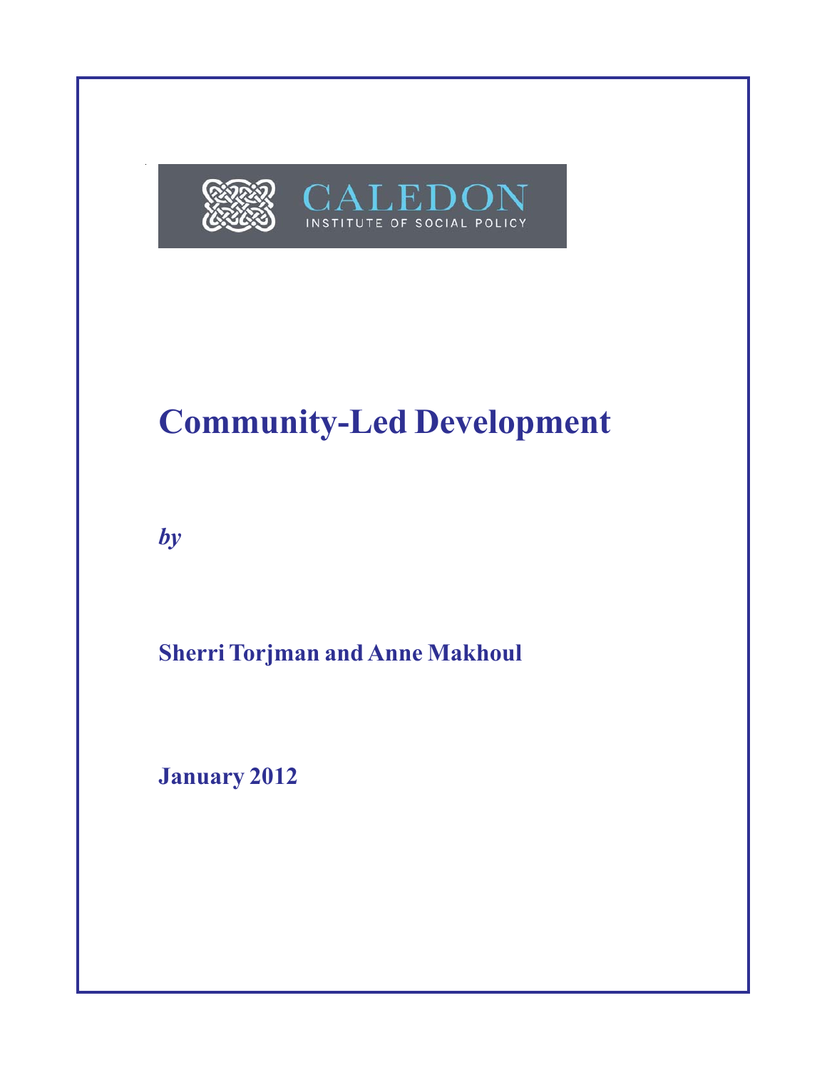CALEDON
INSTITUTE OF SOCIAL POLICY

# Community-Led Development

*by*

**Sherri Torjman and Anne Makhoul**

**January 2012**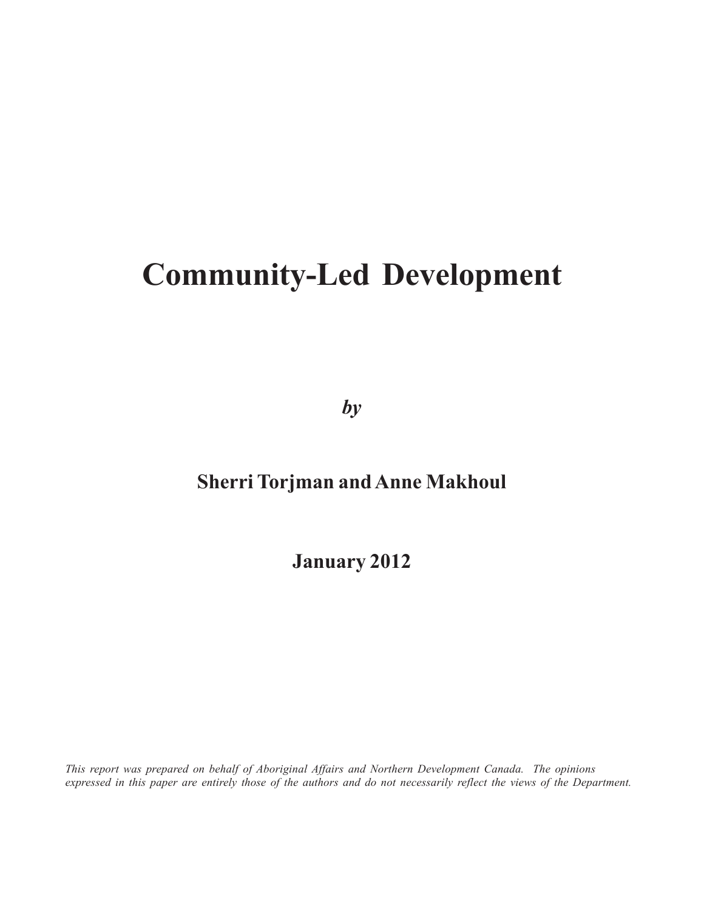# Community-Led Development

***by***

**Sherri Torjman and Anne Makhoul**

**January 2012**

*This report was prepared on behalf of Aboriginal Affairs and Northern Development Canada. The opinions expressed in this paper are entirely those of the authors and do not necessarily reflect the views of the Department.*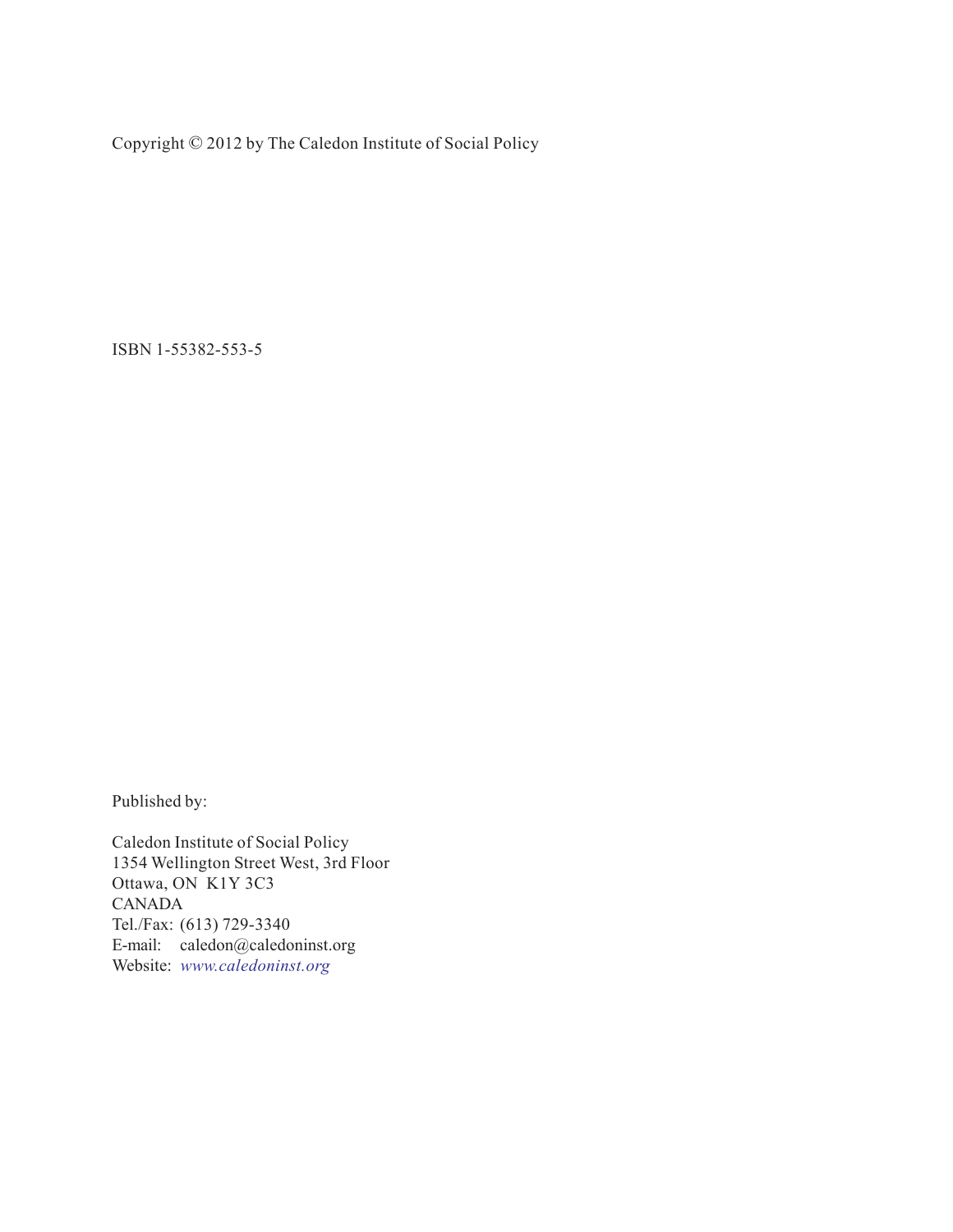Copyright © 2012 by The Caledon Institute of Social Policy

ISBN 1-55382-553-5

Published by:

Caledon Institute of Social Policy
1354 Wellington Street West, 3rd Floor
Ottawa, ON K1Y 3C3
CANADA
Tel./Fax: (613) 729-3340
E-mail: caledon@caledoninst.org
Website: *www.caledoninst.org*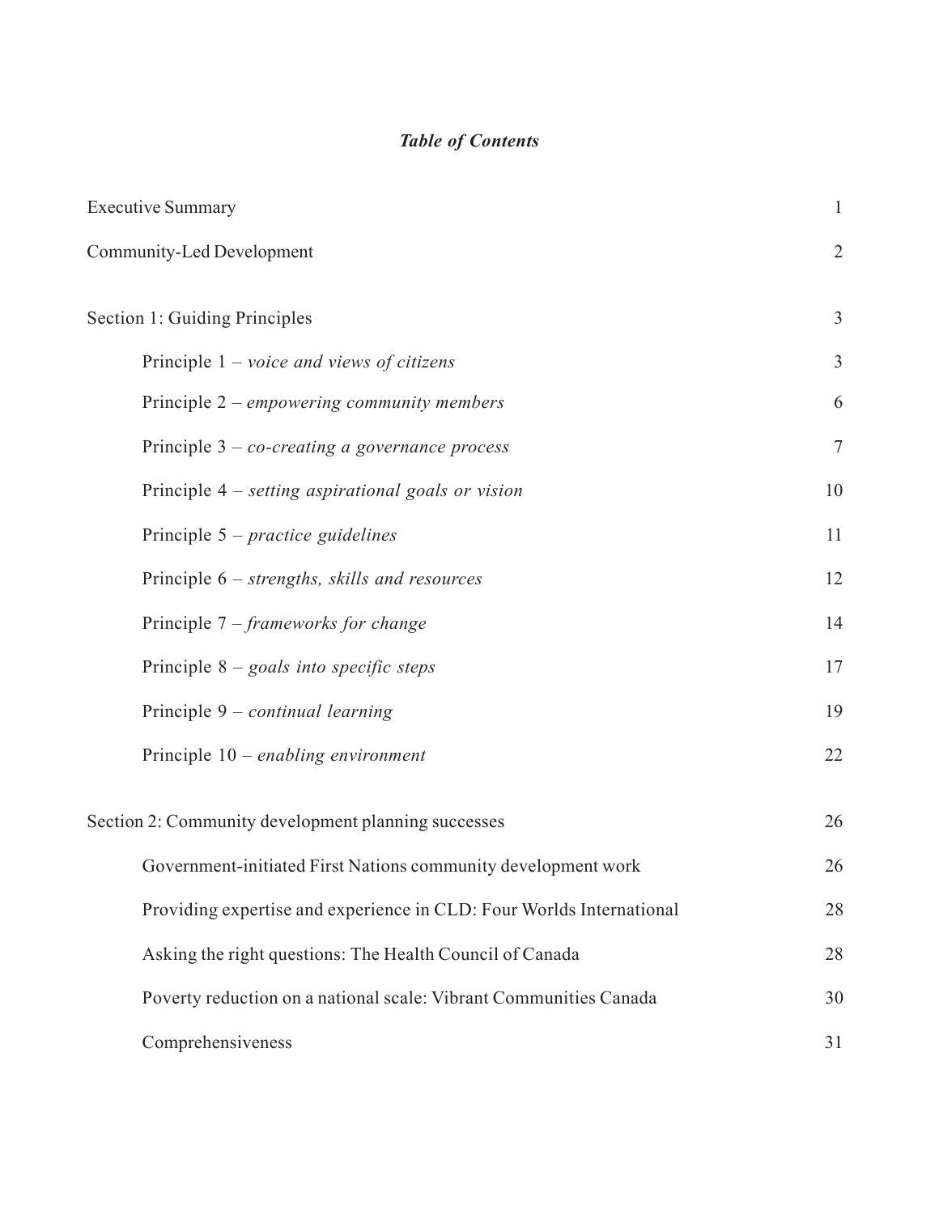# *Table of Contents*

| | |
|---|---|
| Executive Summary | 1 |
| Community-Led Development | 2 |
| Section 1: Guiding Principles | 3 |
| Principle 1 – *voice and views of citizens* | 3 |
| Principle 2 – *empowering community members* | 6 |
| Principle 3 – *co-creating a governance process* | 7 |
| Principle 4 – *setting aspirational goals or vision* | 10 |
| Principle 5 – *practice guidelines* | 11 |
| Principle 6 – *strengths, skills and resources* | 12 |
| Principle 7 – *frameworks for change* | 14 |
| Principle 8 – *goals into specific steps* | 17 |
| Principle 9 – *continual learning* | 19 |
| Principle 10 – *enabling environment* | 22 |
| Section 2: Community development planning successes | 26 |
| Government-initiated First Nations community development work | 26 |
| Providing expertise and experience in CLD: Four Worlds International | 28 |
| Asking the right questions: The Health Council of Canada | 28 |
| Poverty reduction on a national scale: Vibrant Communities Canada | 30 |
| Comprehensiveness | 31 |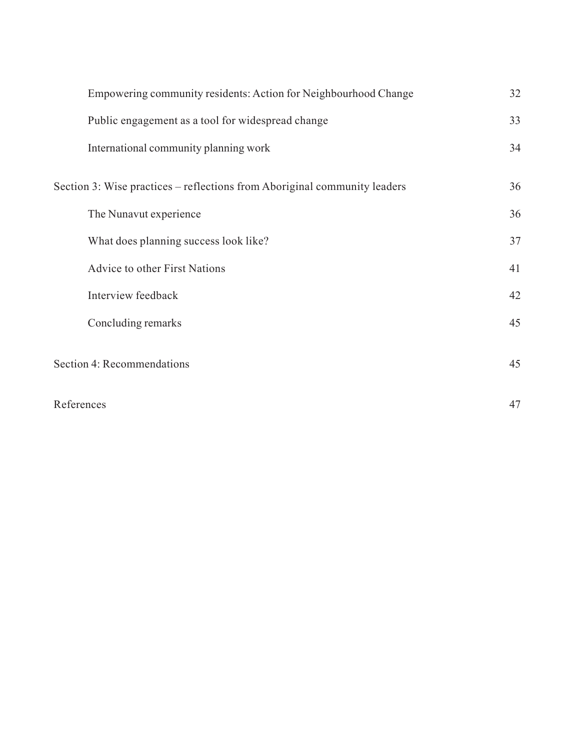| | |
|---|---|
| &nbsp;&nbsp;&nbsp;&nbsp;Empowering community residents: Action for Neighbourhood Change | 32 |
| &nbsp;&nbsp;&nbsp;&nbsp;Public engagement as a tool for widespread change | 33 |
| &nbsp;&nbsp;&nbsp;&nbsp;International community planning work | 34 |
| Section 3: Wise practices – reflections from Aboriginal community leaders | 36 |
| &nbsp;&nbsp;&nbsp;&nbsp;The Nunavut experience | 36 |
| &nbsp;&nbsp;&nbsp;&nbsp;What does planning success look like? | 37 |
| &nbsp;&nbsp;&nbsp;&nbsp;Advice to other First Nations | 41 |
| &nbsp;&nbsp;&nbsp;&nbsp;Interview feedback | 42 |
| &nbsp;&nbsp;&nbsp;&nbsp;Concluding remarks | 45 |
| Section 4: Recommendations | 45 |
| References | 47 |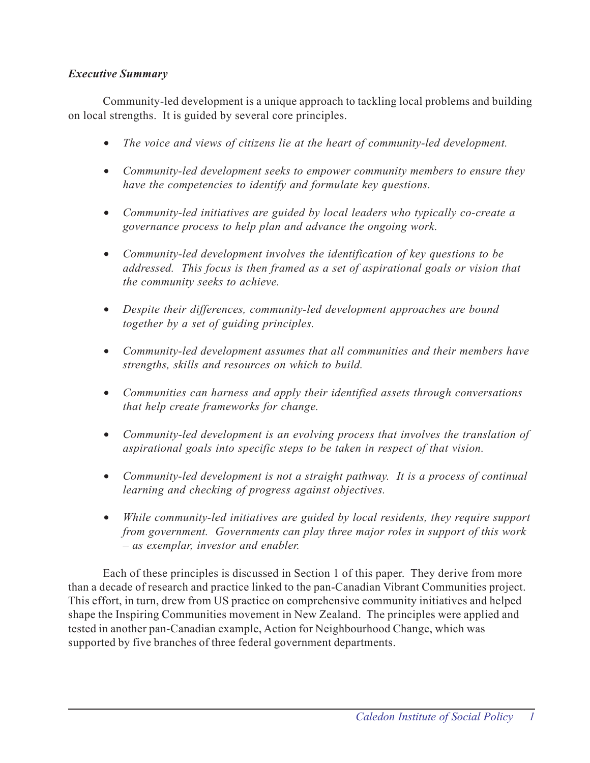***Executive Summary***

Community-led development is a unique approach to tackling local problems and building on local strengths. It is guided by several core principles.

- *The voice and views of citizens lie at the heart of community-led development.*
- *Community-led development seeks to empower community members to ensure they have the competencies to identify and formulate key questions.*
- *Community-led initiatives are guided by local leaders who typically co-create a governance process to help plan and advance the ongoing work.*
- *Community-led development involves the identification of key questions to be addressed. This focus is then framed as a set of aspirational goals or vision that the community seeks to achieve.*
- *Despite their differences, community-led development approaches are bound together by a set of guiding principles.*
- *Community-led development assumes that all communities and their members have strengths, skills and resources on which to build.*
- *Communities can harness and apply their identified assets through conversations that help create frameworks for change.*
- *Community-led development is an evolving process that involves the translation of aspirational goals into specific steps to be taken in respect of that vision.*
- *Community-led development is not a straight pathway. It is a process of continual learning and checking of progress against objectives.*
- *While community-led initiatives are guided by local residents, they require support from government. Governments can play three major roles in support of this work – as exemplar, investor and enabler.*

Each of these principles is discussed in Section 1 of this paper. They derive from more than a decade of research and practice linked to the pan-Canadian Vibrant Communities project. This effort, in turn, drew from US practice on comprehensive community initiatives and helped shape the Inspiring Communities movement in New Zealand. The principles were applied and tested in another pan-Canadian example, Action for Neighbourhood Change, which was supported by five branches of three federal government departments.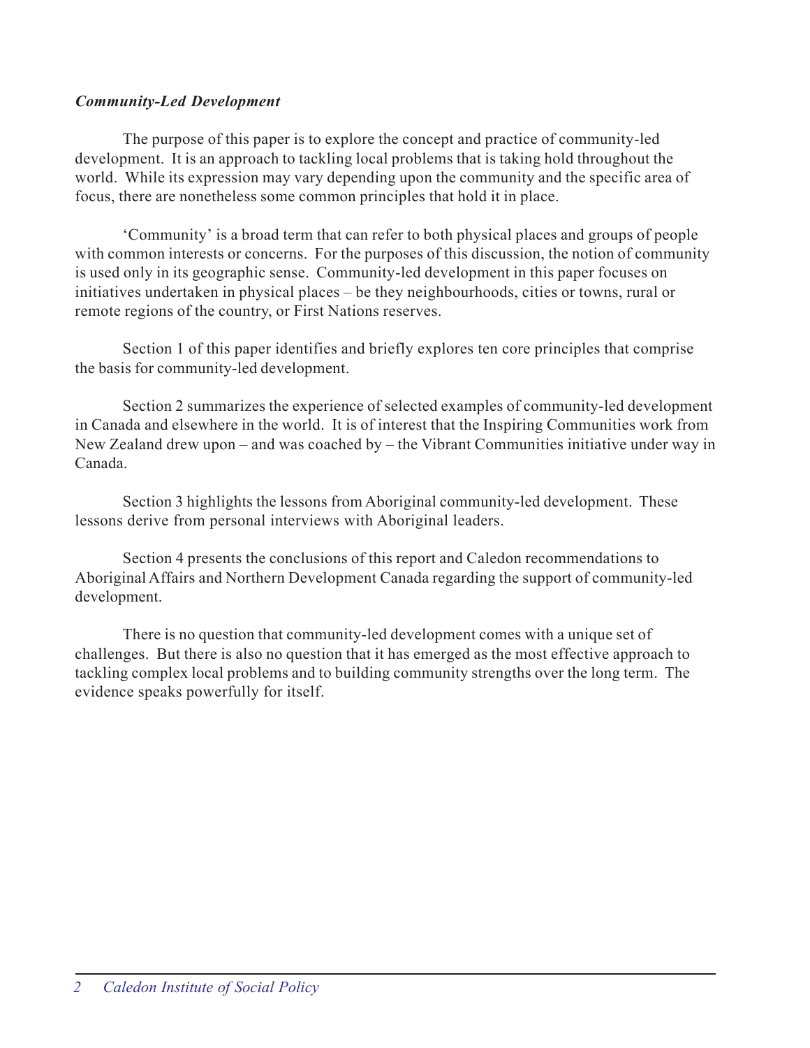### *Community-Led Development*

The purpose of this paper is to explore the concept and practice of community-led development. It is an approach to tackling local problems that is taking hold throughout the world. While its expression may vary depending upon the community and the specific area of focus, there are nonetheless some common principles that hold it in place.

'Community' is a broad term that can refer to both physical places and groups of people with common interests or concerns. For the purposes of this discussion, the notion of community is used only in its geographic sense. Community-led development in this paper focuses on initiatives undertaken in physical places – be they neighbourhoods, cities or towns, rural or remote regions of the country, or First Nations reserves.

Section 1 of this paper identifies and briefly explores ten core principles that comprise the basis for community-led development.

Section 2 summarizes the experience of selected examples of community-led development in Canada and elsewhere in the world. It is of interest that the Inspiring Communities work from New Zealand drew upon – and was coached by – the Vibrant Communities initiative under way in Canada.

Section 3 highlights the lessons from Aboriginal community-led development. These lessons derive from personal interviews with Aboriginal leaders.

Section 4 presents the conclusions of this report and Caledon recommendations to Aboriginal Affairs and Northern Development Canada regarding the support of community-led development.

There is no question that community-led development comes with a unique set of challenges. But there is also no question that it has emerged as the most effective approach to tackling complex local problems and to building community strengths over the long term. The evidence speaks powerfully for itself.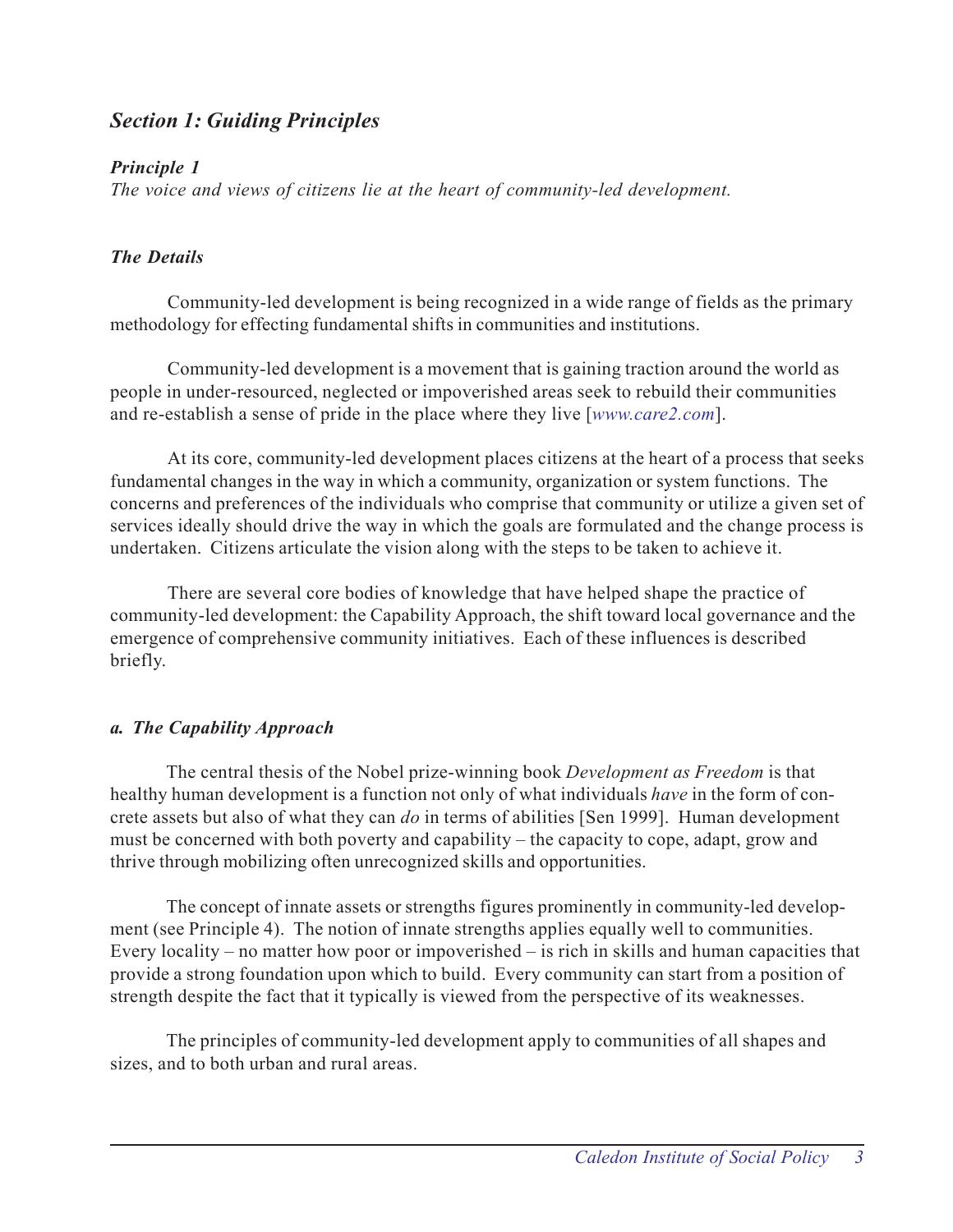## *Section 1: Guiding Principles*

### *Principle 1*

*The voice and views of citizens lie at the heart of community-led development.*

### *The Details*

Community-led development is being recognized in a wide range of fields as the primary methodology for effecting fundamental shifts in communities and institutions.

Community-led development is a movement that is gaining traction around the world as people in under-resourced, neglected or impoverished areas seek to rebuild their communities and re-establish a sense of pride in the place where they live [*www.care2.com*].

At its core, community-led development places citizens at the heart of a process that seeks fundamental changes in the way in which a community, organization or system functions. The concerns and preferences of the individuals who comprise that community or utilize a given set of services ideally should drive the way in which the goals are formulated and the change process is undertaken. Citizens articulate the vision along with the steps to be taken to achieve it.

There are several core bodies of knowledge that have helped shape the practice of community-led development: the Capability Approach, the shift toward local governance and the emergence of comprehensive community initiatives. Each of these influences is described briefly.

### *a. The Capability Approach*

The central thesis of the Nobel prize-winning book *Development as Freedom* is that healthy human development is a function not only of what individuals *have* in the form of concrete assets but also of what they can *do* in terms of abilities [Sen 1999]. Human development must be concerned with both poverty and capability – the capacity to cope, adapt, grow and thrive through mobilizing often unrecognized skills and opportunities.

The concept of innate assets or strengths figures prominently in community-led development (see Principle 4). The notion of innate strengths applies equally well to communities. Every locality – no matter how poor or impoverished – is rich in skills and human capacities that provide a strong foundation upon which to build. Every community can start from a position of strength despite the fact that it typically is viewed from the perspective of its weaknesses.

The principles of community-led development apply to communities of all shapes and sizes, and to both urban and rural areas.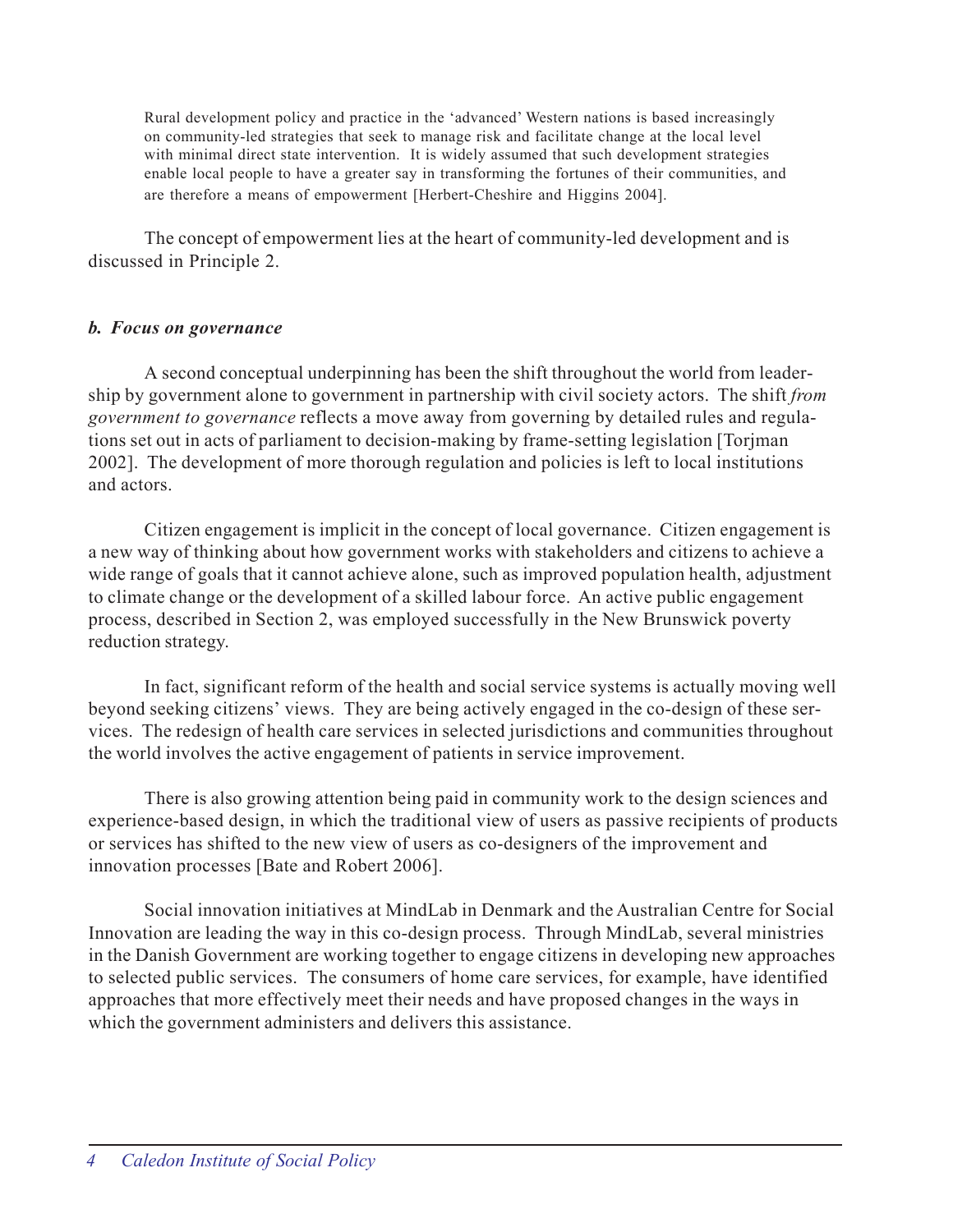> Rural development policy and practice in the 'advanced' Western nations is based increasingly on community-led strategies that seek to manage risk and facilitate change at the local level with minimal direct state intervention. It is widely assumed that such development strategies enable local people to have a greater say in transforming the fortunes of their communities, and are therefore a means of empowerment [Herbert-Cheshire and Higgins 2004].

The concept of empowerment lies at the heart of community-led development and is discussed in Principle 2.

### *b. Focus on governance*

A second conceptual underpinning has been the shift throughout the world from leadership by government alone to government in partnership with civil society actors. The shift *from government to governance* reflects a move away from governing by detailed rules and regulations set out in acts of parliament to decision-making by frame-setting legislation [Torjman 2002]. The development of more thorough regulation and policies is left to local institutions and actors.

Citizen engagement is implicit in the concept of local governance. Citizen engagement is a new way of thinking about how government works with stakeholders and citizens to achieve a wide range of goals that it cannot achieve alone, such as improved population health, adjustment to climate change or the development of a skilled labour force. An active public engagement process, described in Section 2, was employed successfully in the New Brunswick poverty reduction strategy.

In fact, significant reform of the health and social service systems is actually moving well beyond seeking citizens' views. They are being actively engaged in the co-design of these services. The redesign of health care services in selected jurisdictions and communities throughout the world involves the active engagement of patients in service improvement.

There is also growing attention being paid in community work to the design sciences and experience-based design, in which the traditional view of users as passive recipients of products or services has shifted to the new view of users as co-designers of the improvement and innovation processes [Bate and Robert 2006].

Social innovation initiatives at MindLab in Denmark and the Australian Centre for Social Innovation are leading the way in this co-design process. Through MindLab, several ministries in the Danish Government are working together to engage citizens in developing new approaches to selected public services. The consumers of home care services, for example, have identified approaches that more effectively meet their needs and have proposed changes in the ways in which the government administers and delivers this assistance.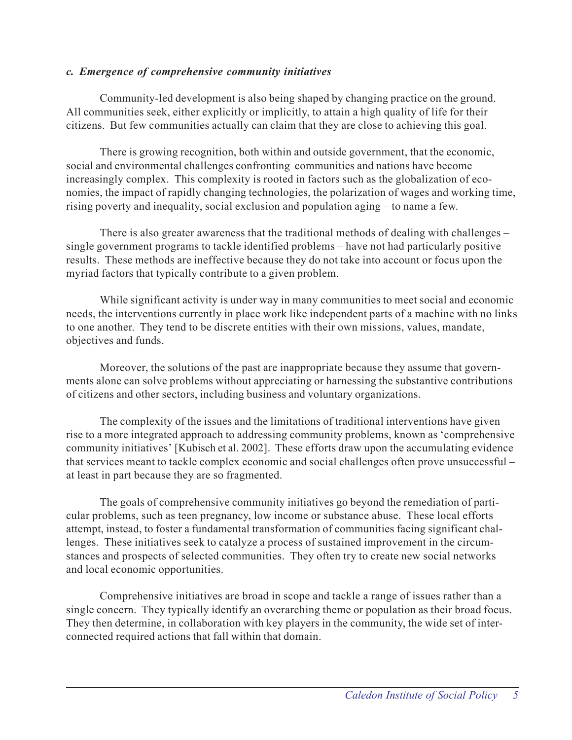### *c. Emergence of comprehensive community initiatives*

Community-led development is also being shaped by changing practice on the ground. All communities seek, either explicitly or implicitly, to attain a high quality of life for their citizens. But few communities actually can claim that they are close to achieving this goal.

There is growing recognition, both within and outside government, that the economic, social and environmental challenges confronting communities and nations have become increasingly complex. This complexity is rooted in factors such as the globalization of economies, the impact of rapidly changing technologies, the polarization of wages and working time, rising poverty and inequality, social exclusion and population aging – to name a few.

There is also greater awareness that the traditional methods of dealing with challenges – single government programs to tackle identified problems – have not had particularly positive results. These methods are ineffective because they do not take into account or focus upon the myriad factors that typically contribute to a given problem.

While significant activity is under way in many communities to meet social and economic needs, the interventions currently in place work like independent parts of a machine with no links to one another. They tend to be discrete entities with their own missions, values, mandate, objectives and funds.

Moreover, the solutions of the past are inappropriate because they assume that governments alone can solve problems without appreciating or harnessing the substantive contributions of citizens and other sectors, including business and voluntary organizations.

The complexity of the issues and the limitations of traditional interventions have given rise to a more integrated approach to addressing community problems, known as 'comprehensive community initiatives' [Kubisch et al. 2002]. These efforts draw upon the accumulating evidence that services meant to tackle complex economic and social challenges often prove unsuccessful – at least in part because they are so fragmented.

The goals of comprehensive community initiatives go beyond the remediation of particular problems, such as teen pregnancy, low income or substance abuse. These local efforts attempt, instead, to foster a fundamental transformation of communities facing significant challenges. These initiatives seek to catalyze a process of sustained improvement in the circumstances and prospects of selected communities. They often try to create new social networks and local economic opportunities.

Comprehensive initiatives are broad in scope and tackle a range of issues rather than a single concern. They typically identify an overarching theme or population as their broad focus. They then determine, in collaboration with key players in the community, the wide set of interconnected required actions that fall within that domain.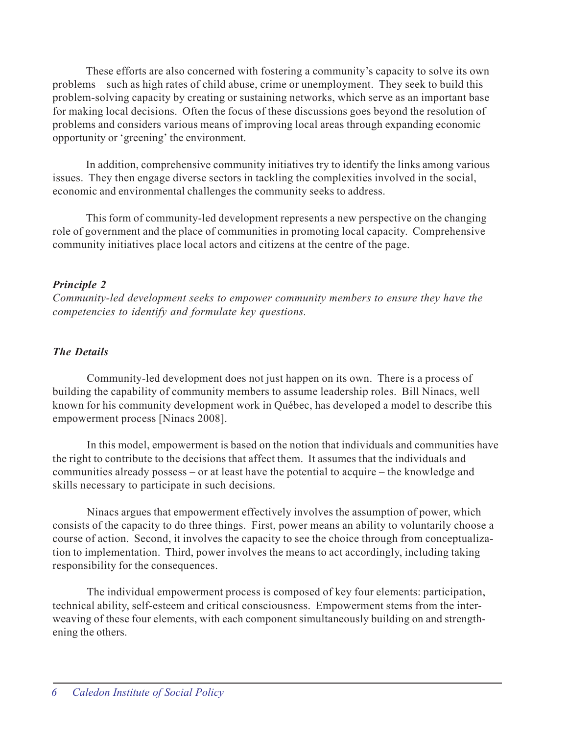These efforts are also concerned with fostering a community's capacity to solve its own problems – such as high rates of child abuse, crime or unemployment. They seek to build this problem-solving capacity by creating or sustaining networks, which serve as an important base for making local decisions. Often the focus of these discussions goes beyond the resolution of problems and considers various means of improving local areas through expanding economic opportunity or 'greening' the environment.

In addition, comprehensive community initiatives try to identify the links among various issues. They then engage diverse sectors in tackling the complexities involved in the social, economic and environmental challenges the community seeks to address.

This form of community-led development represents a new perspective on the changing role of government and the place of communities in promoting local capacity. Comprehensive community initiatives place local actors and citizens at the centre of the page.

***Principle 2***

*Community-led development seeks to empower community members to ensure they have the competencies to identify and formulate key questions.*

***The Details***

Community-led development does not just happen on its own. There is a process of building the capability of community members to assume leadership roles. Bill Ninacs, well known for his community development work in Québec, has developed a model to describe this empowerment process [Ninacs 2008].

In this model, empowerment is based on the notion that individuals and communities have the right to contribute to the decisions that affect them. It assumes that the individuals and communities already possess – or at least have the potential to acquire – the knowledge and skills necessary to participate in such decisions.

Ninacs argues that empowerment effectively involves the assumption of power, which consists of the capacity to do three things. First, power means an ability to voluntarily choose a course of action. Second, it involves the capacity to see the choice through from conceptualization to implementation. Third, power involves the means to act accordingly, including taking responsibility for the consequences.

The individual empowerment process is composed of key four elements: participation, technical ability, self-esteem and critical consciousness. Empowerment stems from the interweaving of these four elements, with each component simultaneously building on and strengthening the others.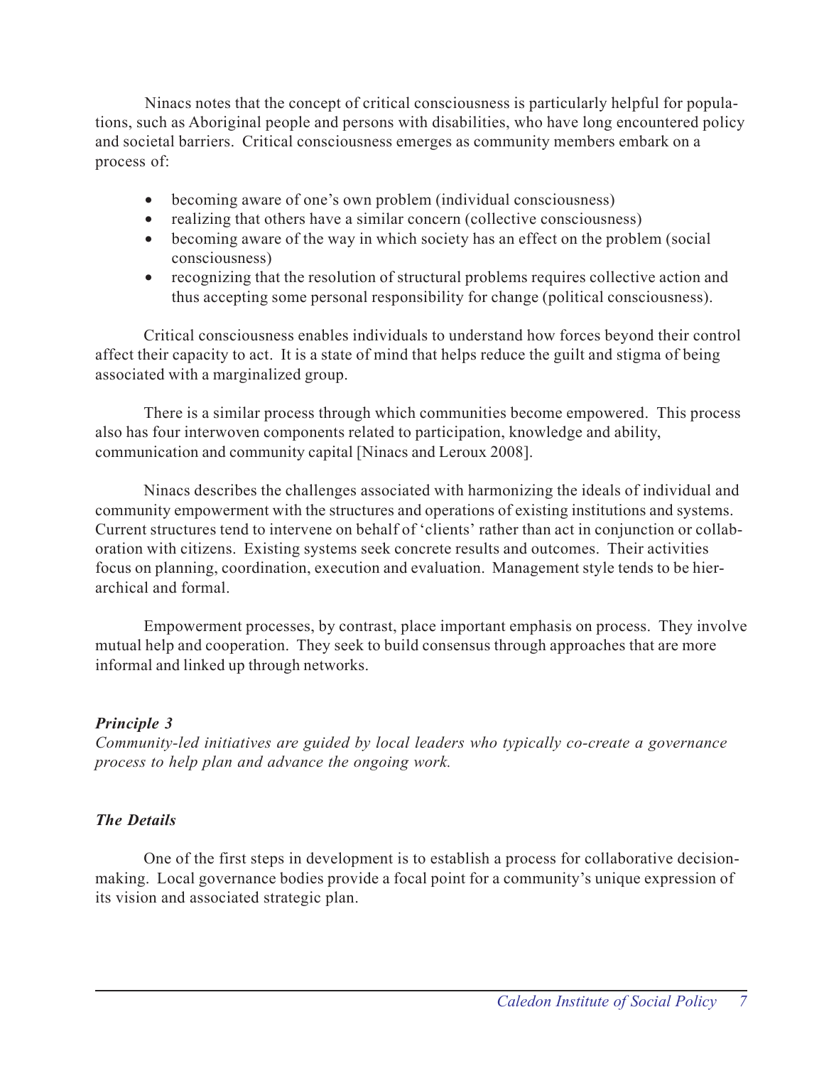Ninacs notes that the concept of critical consciousness is particularly helpful for populations, such as Aboriginal people and persons with disabilities, who have long encountered policy and societal barriers. Critical consciousness emerges as community members embark on a process of:

- becoming aware of one's own problem (individual consciousness)
- realizing that others have a similar concern (collective consciousness)
- becoming aware of the way in which society has an effect on the problem (social consciousness)
- recognizing that the resolution of structural problems requires collective action and thus accepting some personal responsibility for change (political consciousness).

Critical consciousness enables individuals to understand how forces beyond their control affect their capacity to act. It is a state of mind that helps reduce the guilt and stigma of being associated with a marginalized group.

There is a similar process through which communities become empowered. This process also has four interwoven components related to participation, knowledge and ability, communication and community capital [Ninacs and Leroux 2008].

Ninacs describes the challenges associated with harmonizing the ideals of individual and community empowerment with the structures and operations of existing institutions and systems. Current structures tend to intervene on behalf of 'clients' rather than act in conjunction or collaboration with citizens. Existing systems seek concrete results and outcomes. Their activities focus on planning, coordination, execution and evaluation. Management style tends to be hierarchical and formal.

Empowerment processes, by contrast, place important emphasis on process. They involve mutual help and cooperation. They seek to build consensus through approaches that are more informal and linked up through networks.

***Principle 3***

*Community-led initiatives are guided by local leaders who typically co-create a governance process to help plan and advance the ongoing work.*

***The Details***

One of the first steps in development is to establish a process for collaborative decision-making. Local governance bodies provide a focal point for a community's unique expression of its vision and associated strategic plan.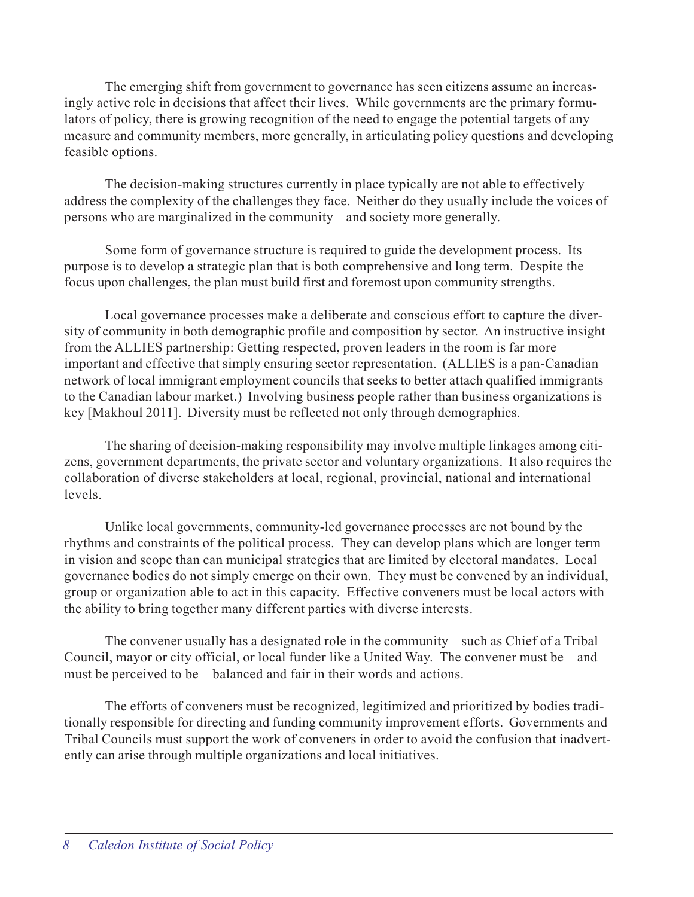The emerging shift from government to governance has seen citizens assume an increasingly active role in decisions that affect their lives. While governments are the primary formulators of policy, there is growing recognition of the need to engage the potential targets of any measure and community members, more generally, in articulating policy questions and developing feasible options.

The decision-making structures currently in place typically are not able to effectively address the complexity of the challenges they face. Neither do they usually include the voices of persons who are marginalized in the community – and society more generally.

Some form of governance structure is required to guide the development process. Its purpose is to develop a strategic plan that is both comprehensive and long term. Despite the focus upon challenges, the plan must build first and foremost upon community strengths.

Local governance processes make a deliberate and conscious effort to capture the diversity of community in both demographic profile and composition by sector. An instructive insight from the ALLIES partnership: Getting respected, proven leaders in the room is far more important and effective that simply ensuring sector representation. (ALLIES is a pan-Canadian network of local immigrant employment councils that seeks to better attach qualified immigrants to the Canadian labour market.) Involving business people rather than business organizations is key [Makhoul 2011]. Diversity must be reflected not only through demographics.

The sharing of decision-making responsibility may involve multiple linkages among citizens, government departments, the private sector and voluntary organizations. It also requires the collaboration of diverse stakeholders at local, regional, provincial, national and international levels.

Unlike local governments, community-led governance processes are not bound by the rhythms and constraints of the political process. They can develop plans which are longer term in vision and scope than can municipal strategies that are limited by electoral mandates. Local governance bodies do not simply emerge on their own. They must be convened by an individual, group or organization able to act in this capacity. Effective conveners must be local actors with the ability to bring together many different parties with diverse interests.

The convener usually has a designated role in the community – such as Chief of a Tribal Council, mayor or city official, or local funder like a United Way. The convener must be – and must be perceived to be – balanced and fair in their words and actions.

The efforts of conveners must be recognized, legitimized and prioritized by bodies traditionally responsible for directing and funding community improvement efforts. Governments and Tribal Councils must support the work of conveners in order to avoid the confusion that inadvertently can arise through multiple organizations and local initiatives.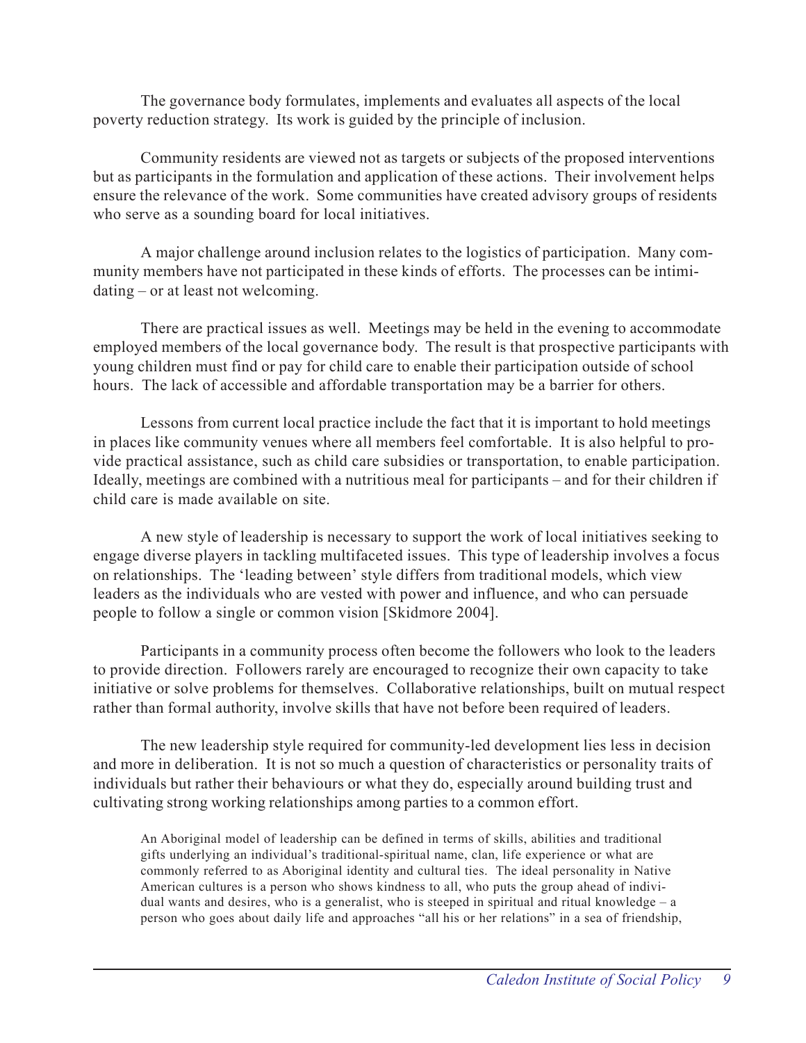The governance body formulates, implements and evaluates all aspects of the local poverty reduction strategy. Its work is guided by the principle of inclusion.

Community residents are viewed not as targets or subjects of the proposed interventions but as participants in the formulation and application of these actions. Their involvement helps ensure the relevance of the work. Some communities have created advisory groups of residents who serve as a sounding board for local initiatives.

A major challenge around inclusion relates to the logistics of participation. Many community members have not participated in these kinds of efforts. The processes can be intimidating – or at least not welcoming.

There are practical issues as well. Meetings may be held in the evening to accommodate employed members of the local governance body. The result is that prospective participants with young children must find or pay for child care to enable their participation outside of school hours. The lack of accessible and affordable transportation may be a barrier for others.

Lessons from current local practice include the fact that it is important to hold meetings in places like community venues where all members feel comfortable. It is also helpful to provide practical assistance, such as child care subsidies or transportation, to enable participation. Ideally, meetings are combined with a nutritious meal for participants – and for their children if child care is made available on site.

A new style of leadership is necessary to support the work of local initiatives seeking to engage diverse players in tackling multifaceted issues. This type of leadership involves a focus on relationships. The 'leading between' style differs from traditional models, which view leaders as the individuals who are vested with power and influence, and who can persuade people to follow a single or common vision [Skidmore 2004].

Participants in a community process often become the followers who look to the leaders to provide direction. Followers rarely are encouraged to recognize their own capacity to take initiative or solve problems for themselves. Collaborative relationships, built on mutual respect rather than formal authority, involve skills that have not before been required of leaders.

The new leadership style required for community-led development lies less in decision and more in deliberation. It is not so much a question of characteristics or personality traits of individuals but rather their behaviours or what they do, especially around building trust and cultivating strong working relationships among parties to a common effort.

> An Aboriginal model of leadership can be defined in terms of skills, abilities and traditional gifts underlying an individual's traditional-spiritual name, clan, life experience or what are commonly referred to as Aboriginal identity and cultural ties. The ideal personality in Native American cultures is a person who shows kindness to all, who puts the group ahead of individual wants and desires, who is a generalist, who is steeped in spiritual and ritual knowledge – a person who goes about daily life and approaches "all his or her relations" in a sea of friendship,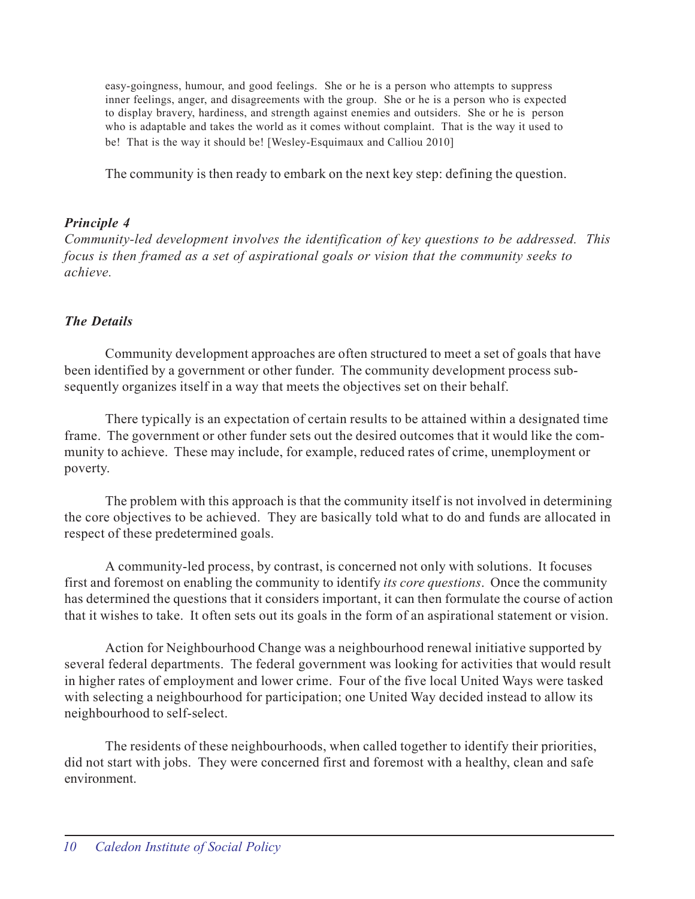> easy-goingness, humour, and good feelings. She or he is a person who attempts to suppress inner feelings, anger, and disagreements with the group. She or he is a person who is expected to display bravery, hardiness, and strength against enemies and outsiders. She or he is person who is adaptable and takes the world as it comes without complaint. That is the way it used to be! That is the way it should be! [Wesley-Esquimaux and Calliou 2010]

The community is then ready to embark on the next key step: defining the question.

***Principle 4***

*Community-led development involves the identification of key questions to be addressed. This focus is then framed as a set of aspirational goals or vision that the community seeks to achieve.*

***The Details***

Community development approaches are often structured to meet a set of goals that have been identified by a government or other funder. The community development process subsequently organizes itself in a way that meets the objectives set on their behalf.

There typically is an expectation of certain results to be attained within a designated time frame. The government or other funder sets out the desired outcomes that it would like the community to achieve. These may include, for example, reduced rates of crime, unemployment or poverty.

The problem with this approach is that the community itself is not involved in determining the core objectives to be achieved. They are basically told what to do and funds are allocated in respect of these predetermined goals.

A community-led process, by contrast, is concerned not only with solutions. It focuses first and foremost on enabling the community to identify *its core questions*. Once the community has determined the questions that it considers important, it can then formulate the course of action that it wishes to take. It often sets out its goals in the form of an aspirational statement or vision.

Action for Neighbourhood Change was a neighbourhood renewal initiative supported by several federal departments. The federal government was looking for activities that would result in higher rates of employment and lower crime. Four of the five local United Ways were tasked with selecting a neighbourhood for participation; one United Way decided instead to allow its neighbourhood to self-select.

The residents of these neighbourhoods, when called together to identify their priorities, did not start with jobs. They were concerned first and foremost with a healthy, clean and safe environment.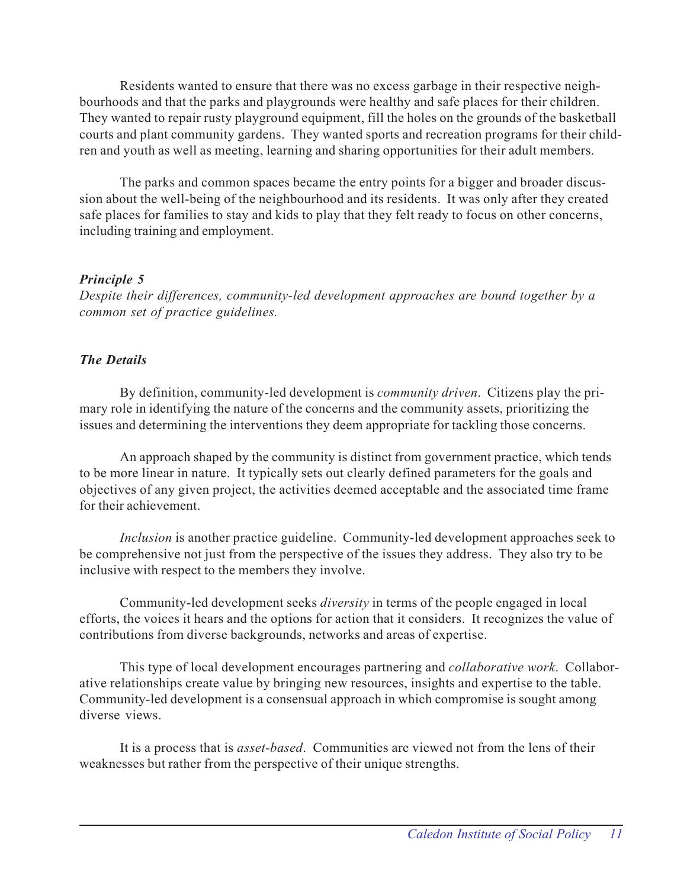Residents wanted to ensure that there was no excess garbage in their respective neighbourhoods and that the parks and playgrounds were healthy and safe places for their children. They wanted to repair rusty playground equipment, fill the holes on the grounds of the basketball courts and plant community gardens. They wanted sports and recreation programs for their children and youth as well as meeting, learning and sharing opportunities for their adult members.

The parks and common spaces became the entry points for a bigger and broader discussion about the well-being of the neighbourhood and its residents. It was only after they created safe places for families to stay and kids to play that they felt ready to focus on other concerns, including training and employment.

***Principle 5***

*Despite their differences, community-led development approaches are bound together by a common set of practice guidelines.*

***The Details***

By definition, community-led development is *community driven*. Citizens play the primary role in identifying the nature of the concerns and the community assets, prioritizing the issues and determining the interventions they deem appropriate for tackling those concerns.

An approach shaped by the community is distinct from government practice, which tends to be more linear in nature. It typically sets out clearly defined parameters for the goals and objectives of any given project, the activities deemed acceptable and the associated time frame for their achievement.

*Inclusion* is another practice guideline. Community-led development approaches seek to be comprehensive not just from the perspective of the issues they address. They also try to be inclusive with respect to the members they involve.

Community-led development seeks *diversity* in terms of the people engaged in local efforts, the voices it hears and the options for action that it considers. It recognizes the value of contributions from diverse backgrounds, networks and areas of expertise.

This type of local development encourages partnering and *collaborative work*. Collaborative relationships create value by bringing new resources, insights and expertise to the table. Community-led development is a consensual approach in which compromise is sought among diverse views.

It is a process that is *asset-based*. Communities are viewed not from the lens of their weaknesses but rather from the perspective of their unique strengths.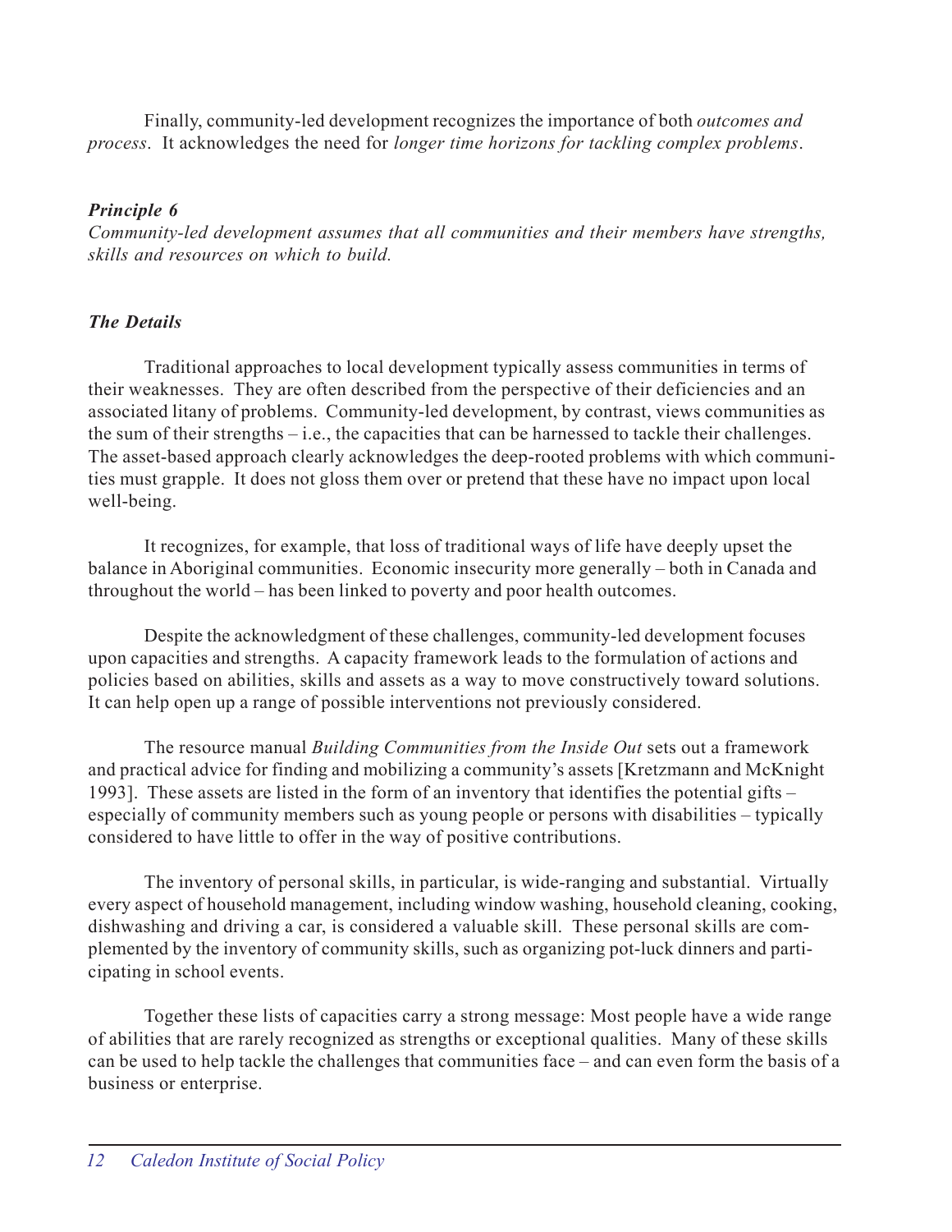Finally, community-led development recognizes the importance of both *outcomes and process*. It acknowledges the need for *longer time horizons for tackling complex problems*.

***Principle 6***

*Community-led development assumes that all communities and their members have strengths, skills and resources on which to build.*

***The Details***

Traditional approaches to local development typically assess communities in terms of their weaknesses. They are often described from the perspective of their deficiencies and an associated litany of problems. Community-led development, by contrast, views communities as the sum of their strengths – i.e., the capacities that can be harnessed to tackle their challenges. The asset-based approach clearly acknowledges the deep-rooted problems with which communities must grapple. It does not gloss them over or pretend that these have no impact upon local well-being.

It recognizes, for example, that loss of traditional ways of life have deeply upset the balance in Aboriginal communities. Economic insecurity more generally – both in Canada and throughout the world – has been linked to poverty and poor health outcomes.

Despite the acknowledgment of these challenges, community-led development focuses upon capacities and strengths. A capacity framework leads to the formulation of actions and policies based on abilities, skills and assets as a way to move constructively toward solutions. It can help open up a range of possible interventions not previously considered.

The resource manual *Building Communities from the Inside Out* sets out a framework and practical advice for finding and mobilizing a community's assets [Kretzmann and McKnight 1993]. These assets are listed in the form of an inventory that identifies the potential gifts – especially of community members such as young people or persons with disabilities – typically considered to have little to offer in the way of positive contributions.

The inventory of personal skills, in particular, is wide-ranging and substantial. Virtually every aspect of household management, including window washing, household cleaning, cooking, dishwashing and driving a car, is considered a valuable skill. These personal skills are complemented by the inventory of community skills, such as organizing pot-luck dinners and participating in school events.

Together these lists of capacities carry a strong message: Most people have a wide range of abilities that are rarely recognized as strengths or exceptional qualities. Many of these skills can be used to help tackle the challenges that communities face – and can even form the basis of a business or enterprise.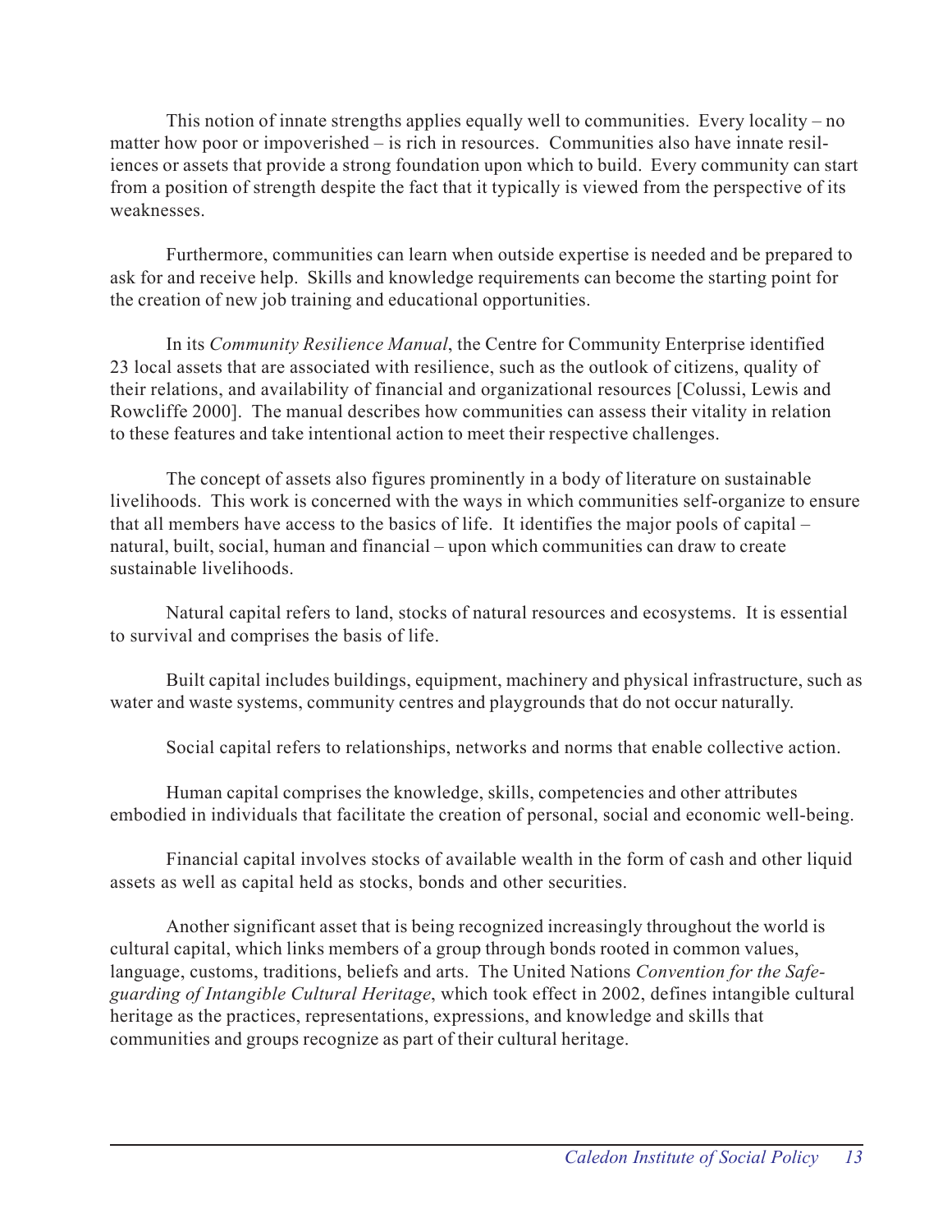This notion of innate strengths applies equally well to communities. Every locality – no matter how poor or impoverished – is rich in resources. Communities also have innate resiliences or assets that provide a strong foundation upon which to build. Every community can start from a position of strength despite the fact that it typically is viewed from the perspective of its weaknesses.

Furthermore, communities can learn when outside expertise is needed and be prepared to ask for and receive help. Skills and knowledge requirements can become the starting point for the creation of new job training and educational opportunities.

In its *Community Resilience Manual*, the Centre for Community Enterprise identified 23 local assets that are associated with resilience, such as the outlook of citizens, quality of their relations, and availability of financial and organizational resources [Colussi, Lewis and Rowcliffe 2000]. The manual describes how communities can assess their vitality in relation to these features and take intentional action to meet their respective challenges.

The concept of assets also figures prominently in a body of literature on sustainable livelihoods. This work is concerned with the ways in which communities self-organize to ensure that all members have access to the basics of life. It identifies the major pools of capital – natural, built, social, human and financial – upon which communities can draw to create sustainable livelihoods.

Natural capital refers to land, stocks of natural resources and ecosystems. It is essential to survival and comprises the basis of life.

Built capital includes buildings, equipment, machinery and physical infrastructure, such as water and waste systems, community centres and playgrounds that do not occur naturally.

Social capital refers to relationships, networks and norms that enable collective action.

Human capital comprises the knowledge, skills, competencies and other attributes embodied in individuals that facilitate the creation of personal, social and economic well-being.

Financial capital involves stocks of available wealth in the form of cash and other liquid assets as well as capital held as stocks, bonds and other securities.

Another significant asset that is being recognized increasingly throughout the world is cultural capital, which links members of a group through bonds rooted in common values, language, customs, traditions, beliefs and arts. The United Nations *Convention for the Safeguarding of Intangible Cultural Heritage*, which took effect in 2002, defines intangible cultural heritage as the practices, representations, expressions, and knowledge and skills that communities and groups recognize as part of their cultural heritage.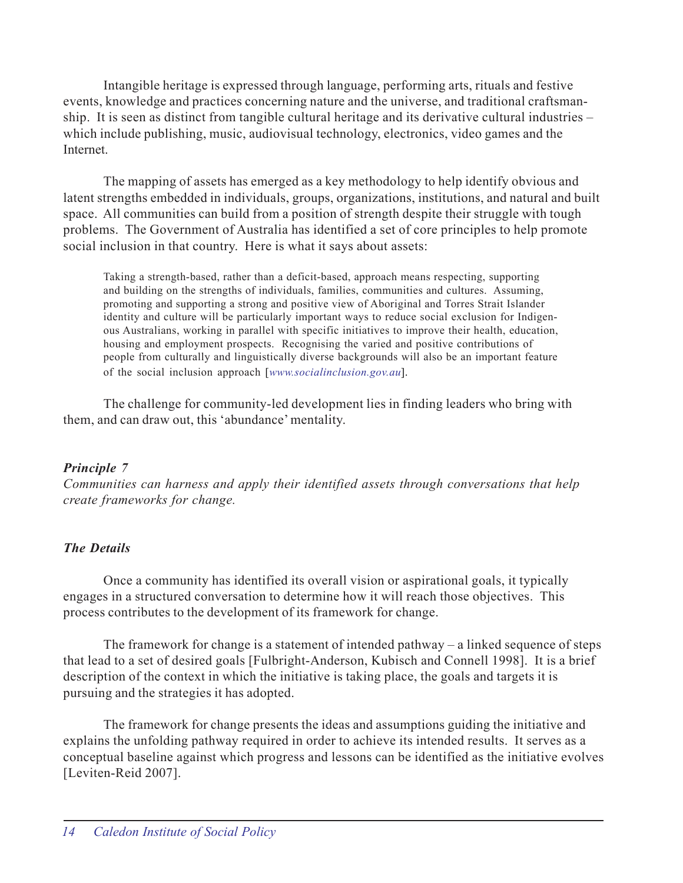Intangible heritage is expressed through language, performing arts, rituals and festive events, knowledge and practices concerning nature and the universe, and traditional craftsmanship. It is seen as distinct from tangible cultural heritage and its derivative cultural industries – which include publishing, music, audiovisual technology, electronics, video games and the Internet.

The mapping of assets has emerged as a key methodology to help identify obvious and latent strengths embedded in individuals, groups, organizations, institutions, and natural and built space. All communities can build from a position of strength despite their struggle with tough problems. The Government of Australia has identified a set of core principles to help promote social inclusion in that country. Here is what it says about assets:

> Taking a strength-based, rather than a deficit-based, approach means respecting, supporting and building on the strengths of individuals, families, communities and cultures. Assuming, promoting and supporting a strong and positive view of Aboriginal and Torres Strait Islander identity and culture will be particularly important ways to reduce social exclusion for Indigenous Australians, working in parallel with specific initiatives to improve their health, education, housing and employment prospects. Recognising the varied and positive contributions of people from culturally and linguistically diverse backgrounds will also be an important feature of the social inclusion approach [*www.socialinclusion.gov.au*].

The challenge for community-led development lies in finding leaders who bring with them, and can draw out, this 'abundance' mentality.

***Principle 7***

*Communities can harness and apply their identified assets through conversations that help create frameworks for change.*

***The Details***

Once a community has identified its overall vision or aspirational goals, it typically engages in a structured conversation to determine how it will reach those objectives. This process contributes to the development of its framework for change.

The framework for change is a statement of intended pathway – a linked sequence of steps that lead to a set of desired goals [Fulbright-Anderson, Kubisch and Connell 1998]. It is a brief description of the context in which the initiative is taking place, the goals and targets it is pursuing and the strategies it has adopted.

The framework for change presents the ideas and assumptions guiding the initiative and explains the unfolding pathway required in order to achieve its intended results. It serves as a conceptual baseline against which progress and lessons can be identified as the initiative evolves [Leviten-Reid 2007].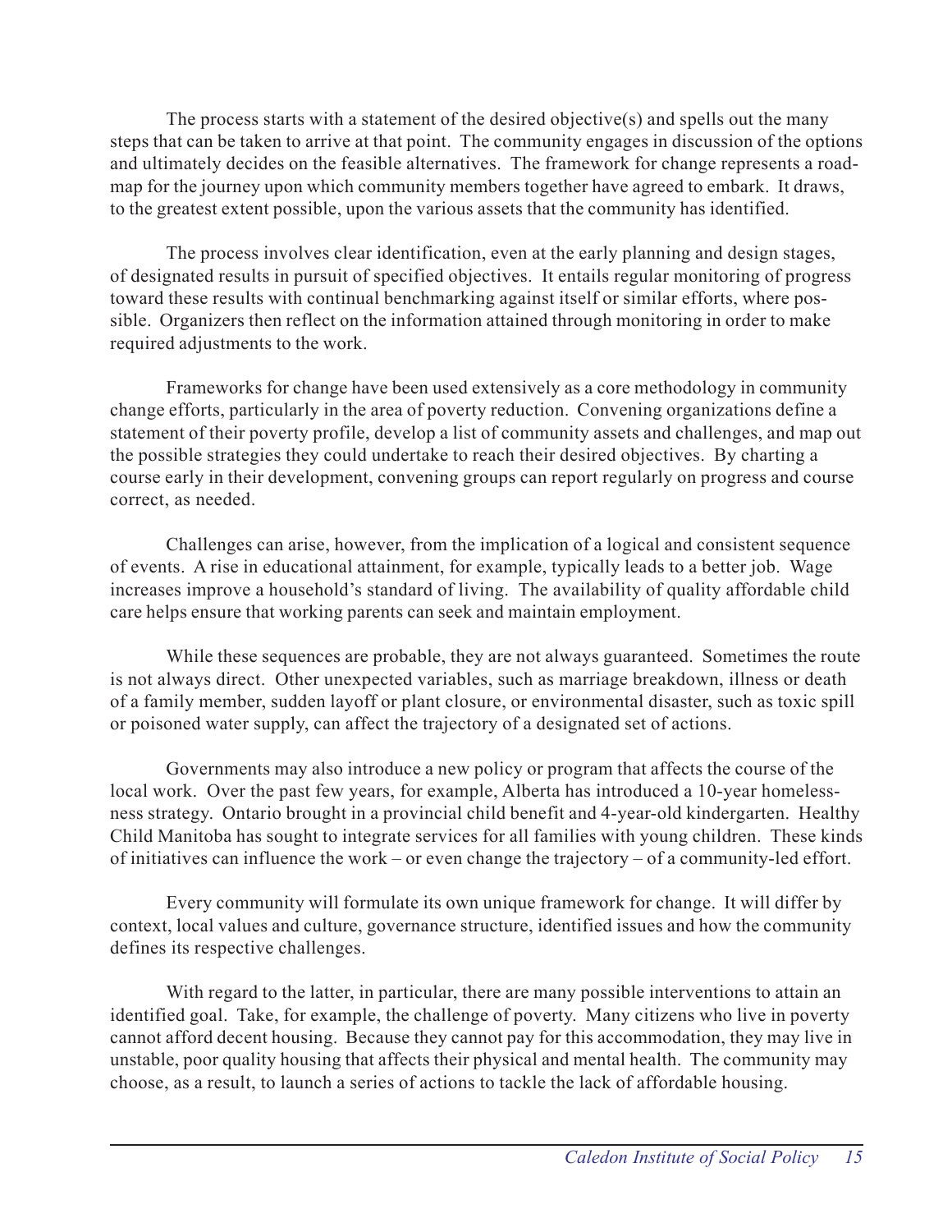The process starts with a statement of the desired objective(s) and spells out the many steps that can be taken to arrive at that point. The community engages in discussion of the options and ultimately decides on the feasible alternatives. The framework for change represents a roadmap for the journey upon which community members together have agreed to embark. It draws, to the greatest extent possible, upon the various assets that the community has identified.

The process involves clear identification, even at the early planning and design stages, of designated results in pursuit of specified objectives. It entails regular monitoring of progress toward these results with continual benchmarking against itself or similar efforts, where possible. Organizers then reflect on the information attained through monitoring in order to make required adjustments to the work.

Frameworks for change have been used extensively as a core methodology in community change efforts, particularly in the area of poverty reduction. Convening organizations define a statement of their poverty profile, develop a list of community assets and challenges, and map out the possible strategies they could undertake to reach their desired objectives. By charting a course early in their development, convening groups can report regularly on progress and course correct, as needed.

Challenges can arise, however, from the implication of a logical and consistent sequence of events. A rise in educational attainment, for example, typically leads to a better job. Wage increases improve a household's standard of living. The availability of quality affordable child care helps ensure that working parents can seek and maintain employment.

While these sequences are probable, they are not always guaranteed. Sometimes the route is not always direct. Other unexpected variables, such as marriage breakdown, illness or death of a family member, sudden layoff or plant closure, or environmental disaster, such as toxic spill or poisoned water supply, can affect the trajectory of a designated set of actions.

Governments may also introduce a new policy or program that affects the course of the local work. Over the past few years, for example, Alberta has introduced a 10-year homelessness strategy. Ontario brought in a provincial child benefit and 4-year-old kindergarten. Healthy Child Manitoba has sought to integrate services for all families with young children. These kinds of initiatives can influence the work – or even change the trajectory – of a community-led effort.

Every community will formulate its own unique framework for change. It will differ by context, local values and culture, governance structure, identified issues and how the community defines its respective challenges.

With regard to the latter, in particular, there are many possible interventions to attain an identified goal. Take, for example, the challenge of poverty. Many citizens who live in poverty cannot afford decent housing. Because they cannot pay for this accommodation, they may live in unstable, poor quality housing that affects their physical and mental health. The community may choose, as a result, to launch a series of actions to tackle the lack of affordable housing.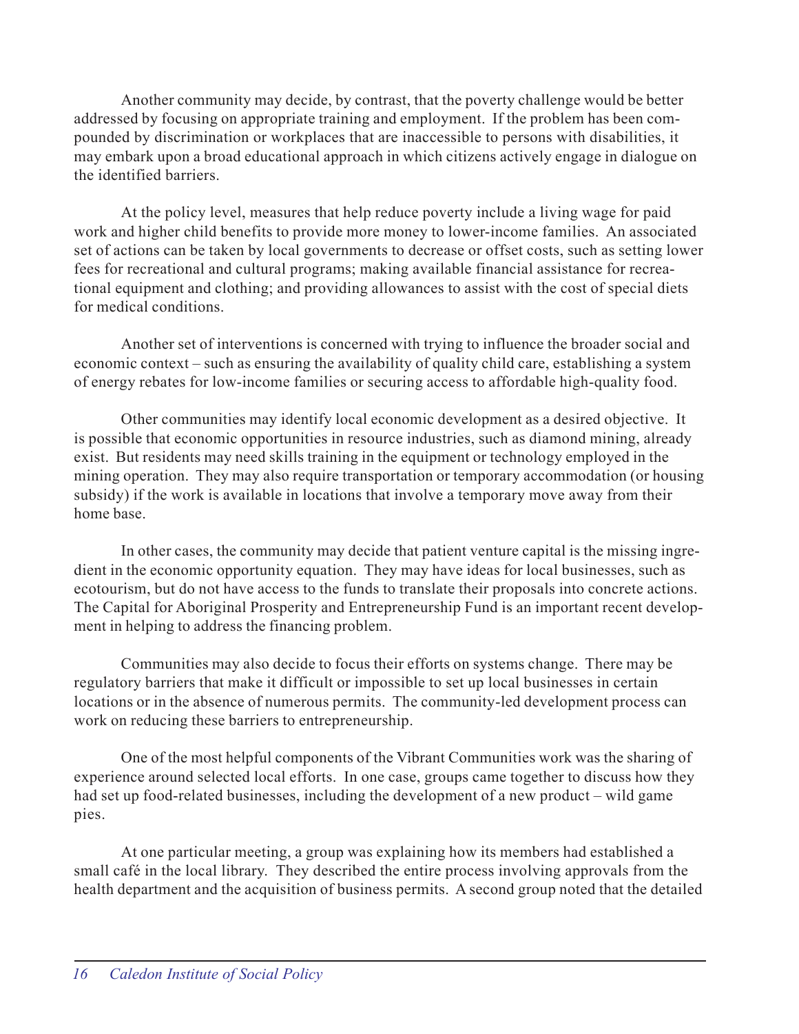Another community may decide, by contrast, that the poverty challenge would be better addressed by focusing on appropriate training and employment. If the problem has been compounded by discrimination or workplaces that are inaccessible to persons with disabilities, it may embark upon a broad educational approach in which citizens actively engage in dialogue on the identified barriers.

At the policy level, measures that help reduce poverty include a living wage for paid work and higher child benefits to provide more money to lower-income families. An associated set of actions can be taken by local governments to decrease or offset costs, such as setting lower fees for recreational and cultural programs; making available financial assistance for recreational equipment and clothing; and providing allowances to assist with the cost of special diets for medical conditions.

Another set of interventions is concerned with trying to influence the broader social and economic context – such as ensuring the availability of quality child care, establishing a system of energy rebates for low-income families or securing access to affordable high-quality food.

Other communities may identify local economic development as a desired objective. It is possible that economic opportunities in resource industries, such as diamond mining, already exist. But residents may need skills training in the equipment or technology employed in the mining operation. They may also require transportation or temporary accommodation (or housing subsidy) if the work is available in locations that involve a temporary move away from their home base.

In other cases, the community may decide that patient venture capital is the missing ingredient in the economic opportunity equation. They may have ideas for local businesses, such as ecotourism, but do not have access to the funds to translate their proposals into concrete actions. The Capital for Aboriginal Prosperity and Entrepreneurship Fund is an important recent development in helping to address the financing problem.

Communities may also decide to focus their efforts on systems change. There may be regulatory barriers that make it difficult or impossible to set up local businesses in certain locations or in the absence of numerous permits. The community-led development process can work on reducing these barriers to entrepreneurship.

One of the most helpful components of the Vibrant Communities work was the sharing of experience around selected local efforts. In one case, groups came together to discuss how they had set up food-related businesses, including the development of a new product – wild game pies.

At one particular meeting, a group was explaining how its members had established a small café in the local library. They described the entire process involving approvals from the health department and the acquisition of business permits. A second group noted that the detailed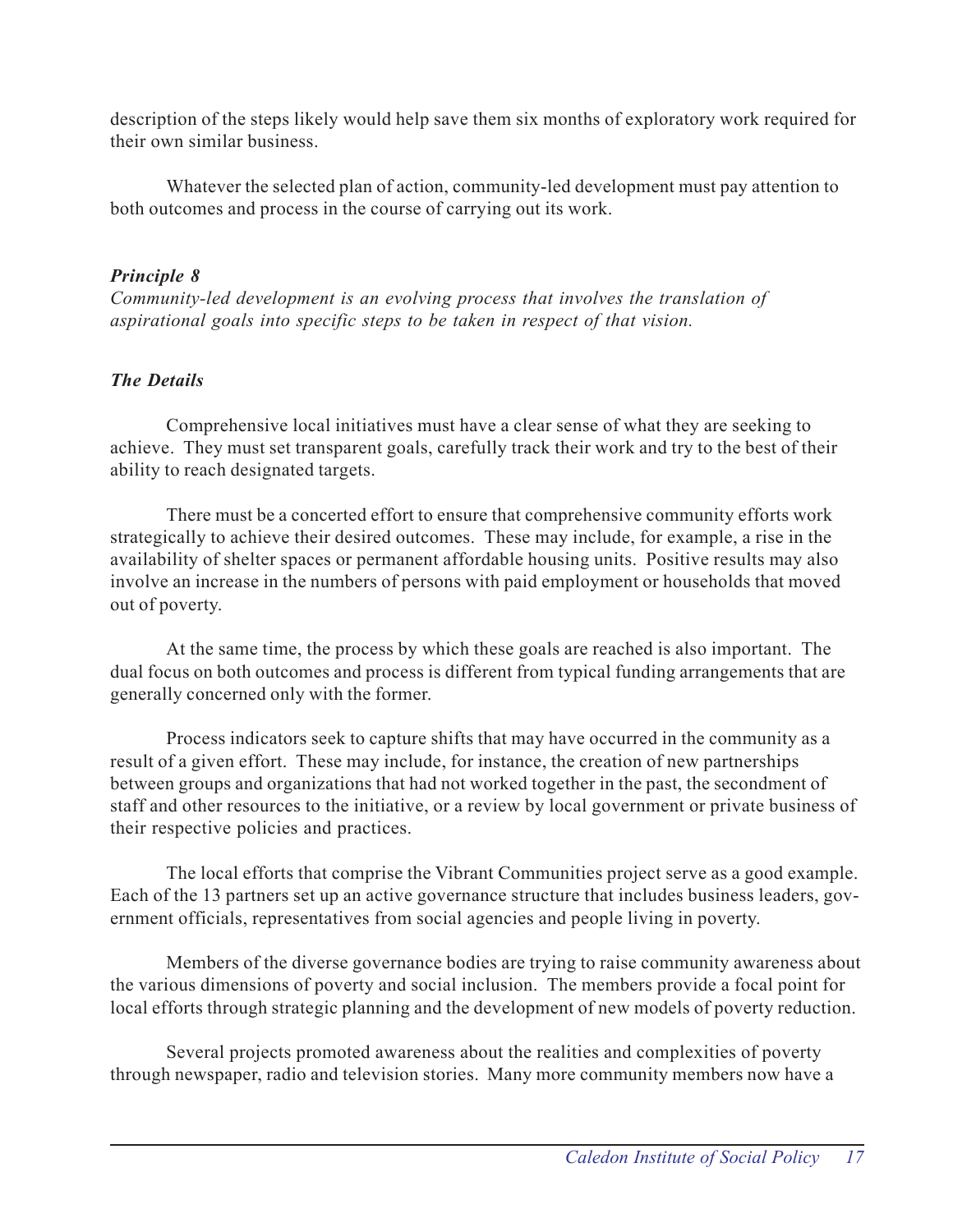description of the steps likely would help save them six months of exploratory work required for their own similar business.

Whatever the selected plan of action, community-led development must pay attention to both outcomes and process in the course of carrying out its work.

***Principle 8***

*Community-led development is an evolving process that involves the translation of aspirational goals into specific steps to be taken in respect of that vision.*

***The Details***

Comprehensive local initiatives must have a clear sense of what they are seeking to achieve. They must set transparent goals, carefully track their work and try to the best of their ability to reach designated targets.

There must be a concerted effort to ensure that comprehensive community efforts work strategically to achieve their desired outcomes. These may include, for example, a rise in the availability of shelter spaces or permanent affordable housing units. Positive results may also involve an increase in the numbers of persons with paid employment or households that moved out of poverty.

At the same time, the process by which these goals are reached is also important. The dual focus on both outcomes and process is different from typical funding arrangements that are generally concerned only with the former.

Process indicators seek to capture shifts that may have occurred in the community as a result of a given effort. These may include, for instance, the creation of new partnerships between groups and organizations that had not worked together in the past, the secondment of staff and other resources to the initiative, or a review by local government or private business of their respective policies and practices.

The local efforts that comprise the Vibrant Communities project serve as a good example. Each of the 13 partners set up an active governance structure that includes business leaders, government officials, representatives from social agencies and people living in poverty.

Members of the diverse governance bodies are trying to raise community awareness about the various dimensions of poverty and social inclusion. The members provide a focal point for local efforts through strategic planning and the development of new models of poverty reduction.

Several projects promoted awareness about the realities and complexities of poverty through newspaper, radio and television stories. Many more community members now have a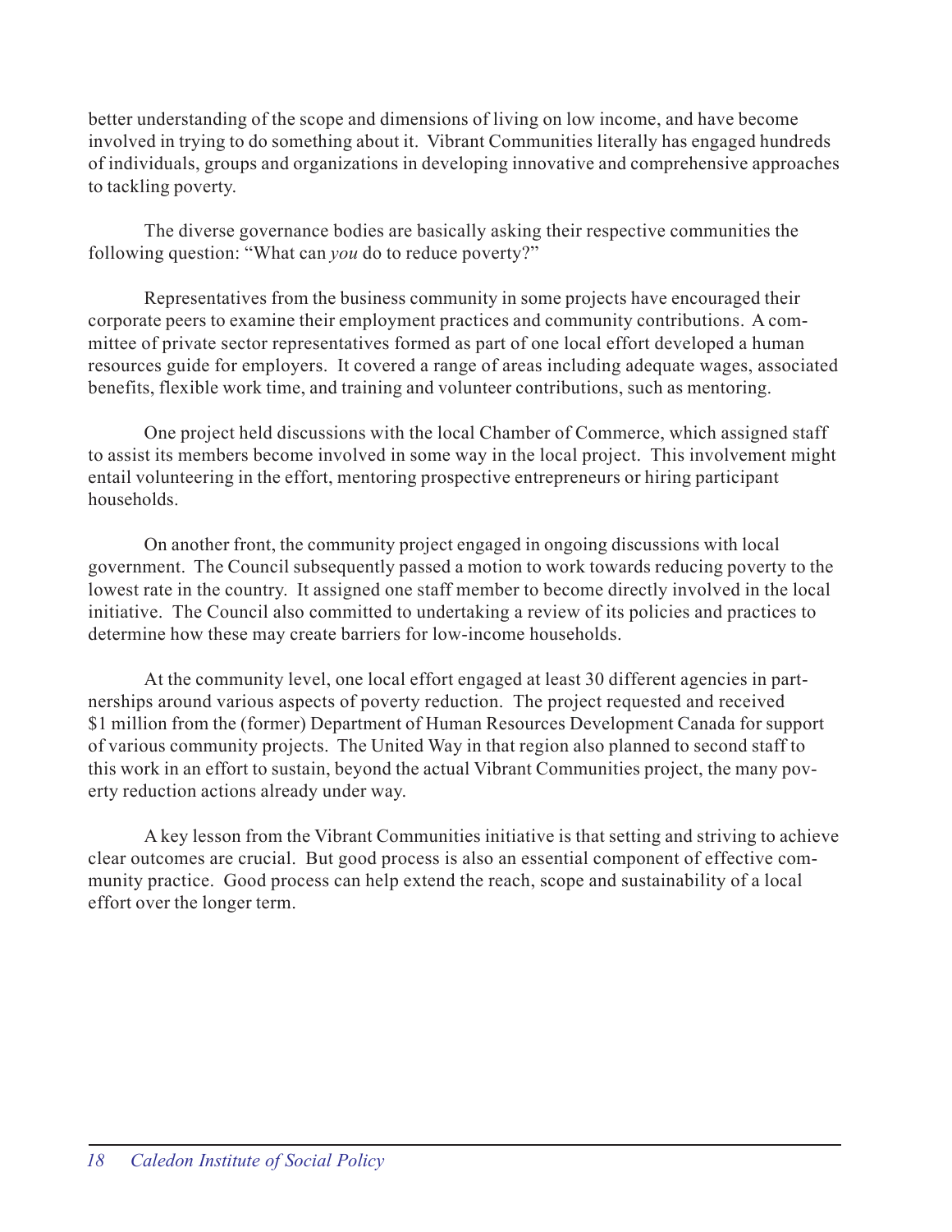better understanding of the scope and dimensions of living on low income, and have become involved in trying to do something about it. Vibrant Communities literally has engaged hundreds of individuals, groups and organizations in developing innovative and comprehensive approaches to tackling poverty.

The diverse governance bodies are basically asking their respective communities the following question: "What can *you* do to reduce poverty?"

Representatives from the business community in some projects have encouraged their corporate peers to examine their employment practices and community contributions. A committee of private sector representatives formed as part of one local effort developed a human resources guide for employers. It covered a range of areas including adequate wages, associated benefits, flexible work time, and training and volunteer contributions, such as mentoring.

One project held discussions with the local Chamber of Commerce, which assigned staff to assist its members become involved in some way in the local project. This involvement might entail volunteering in the effort, mentoring prospective entrepreneurs or hiring participant households.

On another front, the community project engaged in ongoing discussions with local government. The Council subsequently passed a motion to work towards reducing poverty to the lowest rate in the country. It assigned one staff member to become directly involved in the local initiative. The Council also committed to undertaking a review of its policies and practices to determine how these may create barriers for low-income households.

At the community level, one local effort engaged at least 30 different agencies in partnerships around various aspects of poverty reduction. The project requested and received \$1 million from the (former) Department of Human Resources Development Canada for support of various community projects. The United Way in that region also planned to second staff to this work in an effort to sustain, beyond the actual Vibrant Communities project, the many poverty reduction actions already under way.

A key lesson from the Vibrant Communities initiative is that setting and striving to achieve clear outcomes are crucial. But good process is also an essential component of effective community practice. Good process can help extend the reach, scope and sustainability of a local effort over the longer term.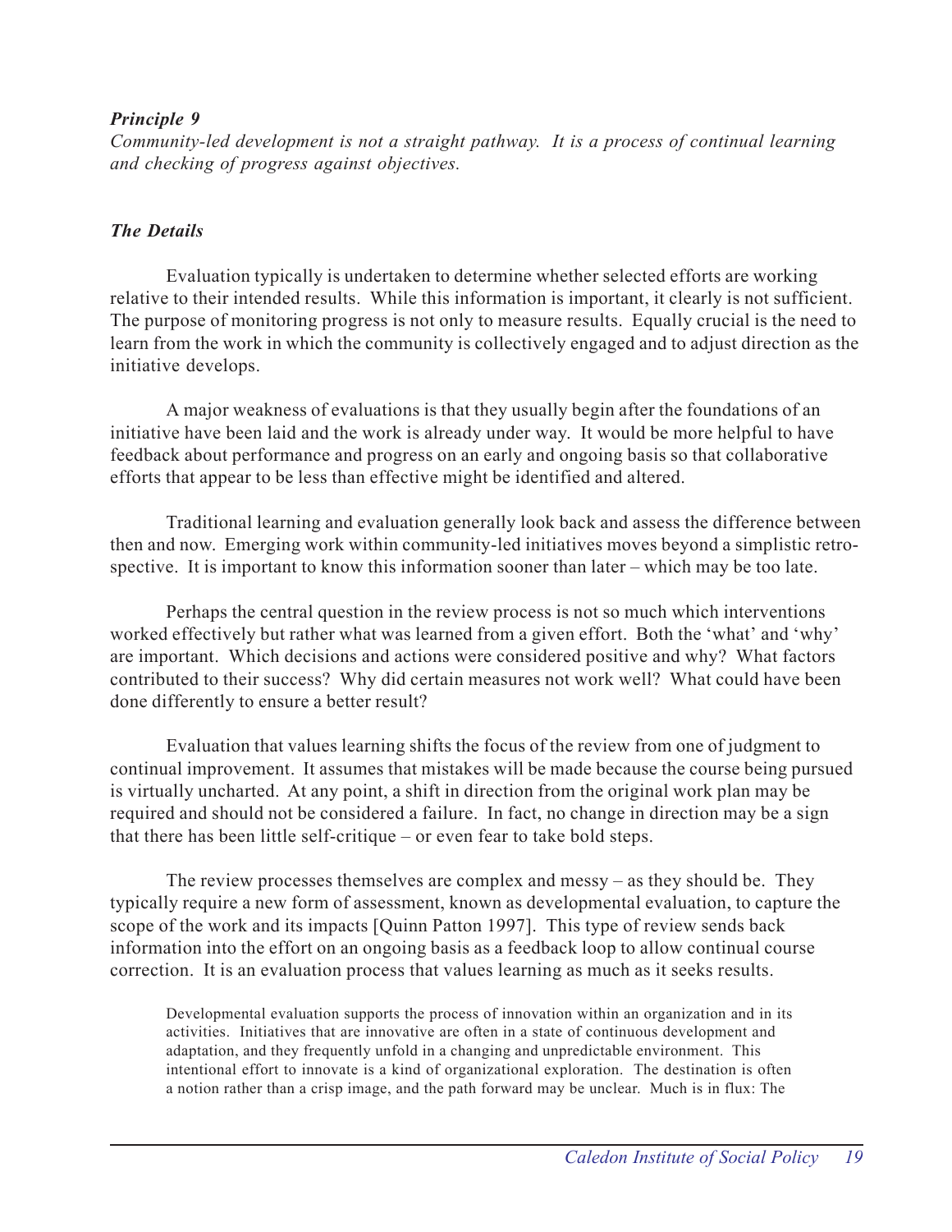***Principle 9***

*Community-led development is not a straight pathway. It is a process of continual learning and checking of progress against objectives.*

***The Details***

Evaluation typically is undertaken to determine whether selected efforts are working relative to their intended results. While this information is important, it clearly is not sufficient. The purpose of monitoring progress is not only to measure results. Equally crucial is the need to learn from the work in which the community is collectively engaged and to adjust direction as the initiative develops.

A major weakness of evaluations is that they usually begin after the foundations of an initiative have been laid and the work is already under way. It would be more helpful to have feedback about performance and progress on an early and ongoing basis so that collaborative efforts that appear to be less than effective might be identified and altered.

Traditional learning and evaluation generally look back and assess the difference between then and now. Emerging work within community-led initiatives moves beyond a simplistic retrospective. It is important to know this information sooner than later – which may be too late.

Perhaps the central question in the review process is not so much which interventions worked effectively but rather what was learned from a given effort. Both the 'what' and 'why' are important. Which decisions and actions were considered positive and why? What factors contributed to their success? Why did certain measures not work well? What could have been done differently to ensure a better result?

Evaluation that values learning shifts the focus of the review from one of judgment to continual improvement. It assumes that mistakes will be made because the course being pursued is virtually uncharted. At any point, a shift in direction from the original work plan may be required and should not be considered a failure. In fact, no change in direction may be a sign that there has been little self-critique – or even fear to take bold steps.

The review processes themselves are complex and messy – as they should be. They typically require a new form of assessment, known as developmental evaluation, to capture the scope of the work and its impacts [Quinn Patton 1997]. This type of review sends back information into the effort on an ongoing basis as a feedback loop to allow continual course correction. It is an evaluation process that values learning as much as it seeks results.

> Developmental evaluation supports the process of innovation within an organization and in its activities. Initiatives that are innovative are often in a state of continuous development and adaptation, and they frequently unfold in a changing and unpredictable environment. This intentional effort to innovate is a kind of organizational exploration. The destination is often a notion rather than a crisp image, and the path forward may be unclear. Much is in flux: The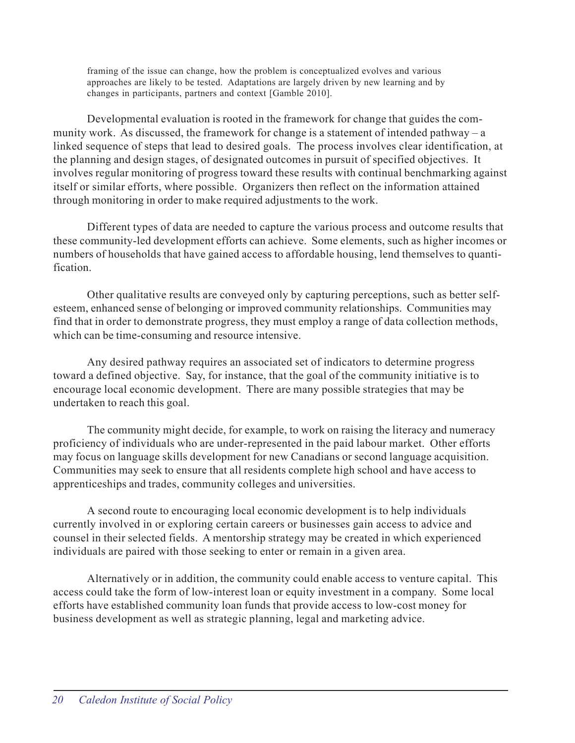framing of the issue can change, how the problem is conceptualized evolves and various approaches are likely to be tested. Adaptations are largely driven by new learning and by changes in participants, partners and context [Gamble 2010].

Developmental evaluation is rooted in the framework for change that guides the community work. As discussed, the framework for change is a statement of intended pathway – a linked sequence of steps that lead to desired goals. The process involves clear identification, at the planning and design stages, of designated outcomes in pursuit of specified objectives. It involves regular monitoring of progress toward these results with continual benchmarking against itself or similar efforts, where possible. Organizers then reflect on the information attained through monitoring in order to make required adjustments to the work.

Different types of data are needed to capture the various process and outcome results that these community-led development efforts can achieve. Some elements, such as higher incomes or numbers of households that have gained access to affordable housing, lend themselves to quantification.

Other qualitative results are conveyed only by capturing perceptions, such as better self-esteem, enhanced sense of belonging or improved community relationships. Communities may find that in order to demonstrate progress, they must employ a range of data collection methods, which can be time-consuming and resource intensive.

Any desired pathway requires an associated set of indicators to determine progress toward a defined objective. Say, for instance, that the goal of the community initiative is to encourage local economic development. There are many possible strategies that may be undertaken to reach this goal.

The community might decide, for example, to work on raising the literacy and numeracy proficiency of individuals who are under-represented in the paid labour market. Other efforts may focus on language skills development for new Canadians or second language acquisition. Communities may seek to ensure that all residents complete high school and have access to apprenticeships and trades, community colleges and universities.

A second route to encouraging local economic development is to help individuals currently involved in or exploring certain careers or businesses gain access to advice and counsel in their selected fields. A mentorship strategy may be created in which experienced individuals are paired with those seeking to enter or remain in a given area.

Alternatively or in addition, the community could enable access to venture capital. This access could take the form of low-interest loan or equity investment in a company. Some local efforts have established community loan funds that provide access to low-cost money for business development as well as strategic planning, legal and marketing advice.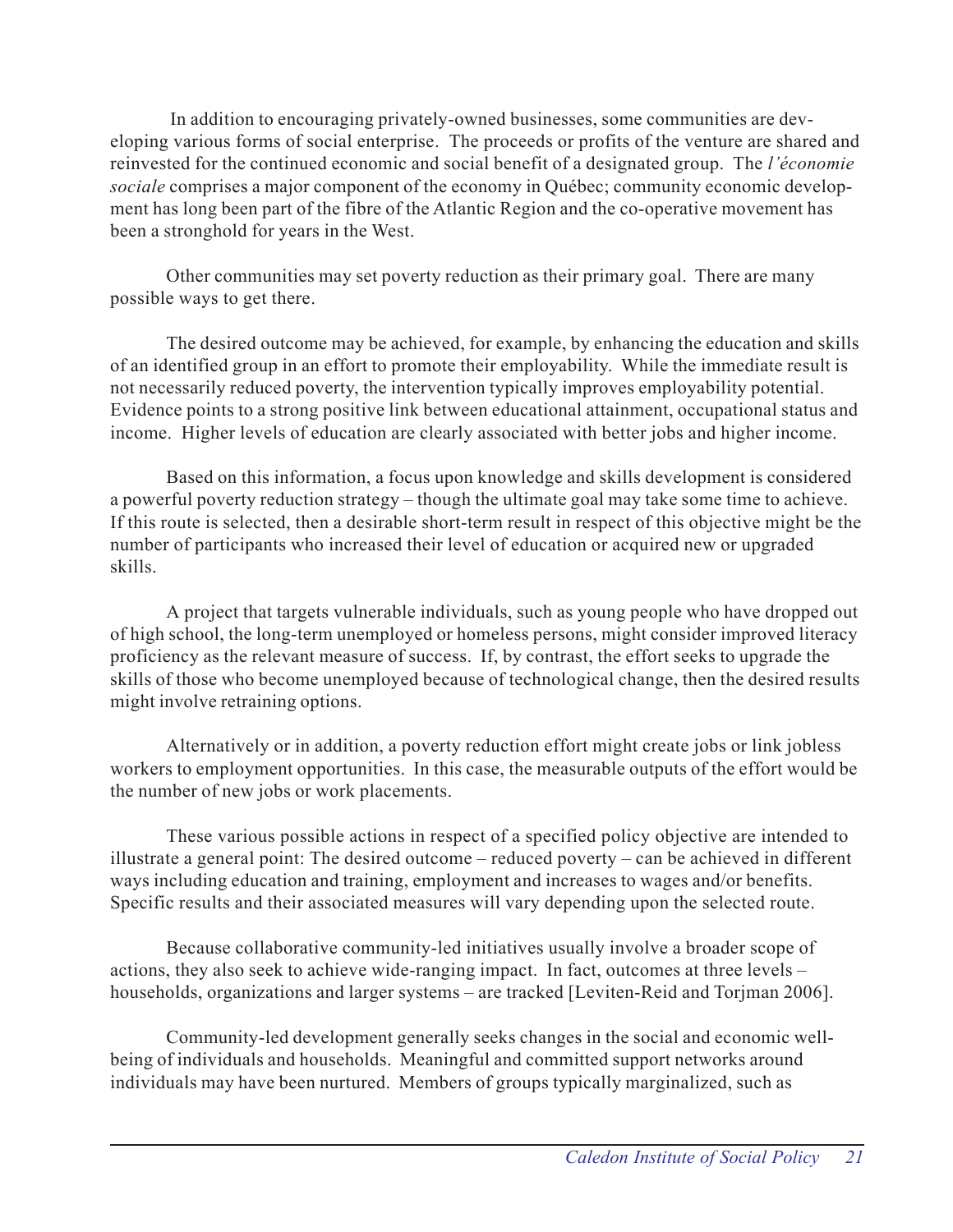In addition to encouraging privately-owned businesses, some communities are developing various forms of social enterprise. The proceeds or profits of the venture are shared and reinvested for the continued economic and social benefit of a designated group. The *l'économie sociale* comprises a major component of the economy in Québec; community economic development has long been part of the fibre of the Atlantic Region and the co-operative movement has been a stronghold for years in the West.

Other communities may set poverty reduction as their primary goal. There are many possible ways to get there.

The desired outcome may be achieved, for example, by enhancing the education and skills of an identified group in an effort to promote their employability. While the immediate result is not necessarily reduced poverty, the intervention typically improves employability potential. Evidence points to a strong positive link between educational attainment, occupational status and income. Higher levels of education are clearly associated with better jobs and higher income.

Based on this information, a focus upon knowledge and skills development is considered a powerful poverty reduction strategy – though the ultimate goal may take some time to achieve. If this route is selected, then a desirable short-term result in respect of this objective might be the number of participants who increased their level of education or acquired new or upgraded skills.

A project that targets vulnerable individuals, such as young people who have dropped out of high school, the long-term unemployed or homeless persons, might consider improved literacy proficiency as the relevant measure of success. If, by contrast, the effort seeks to upgrade the skills of those who become unemployed because of technological change, then the desired results might involve retraining options.

Alternatively or in addition, a poverty reduction effort might create jobs or link jobless workers to employment opportunities. In this case, the measurable outputs of the effort would be the number of new jobs or work placements.

These various possible actions in respect of a specified policy objective are intended to illustrate a general point: The desired outcome – reduced poverty – can be achieved in different ways including education and training, employment and increases to wages and/or benefits. Specific results and their associated measures will vary depending upon the selected route.

Because collaborative community-led initiatives usually involve a broader scope of actions, they also seek to achieve wide-ranging impact. In fact, outcomes at three levels – households, organizations and larger systems – are tracked [Leviten-Reid and Torjman 2006].

Community-led development generally seeks changes in the social and economic well-being of individuals and households. Meaningful and committed support networks around individuals may have been nurtured. Members of groups typically marginalized, such as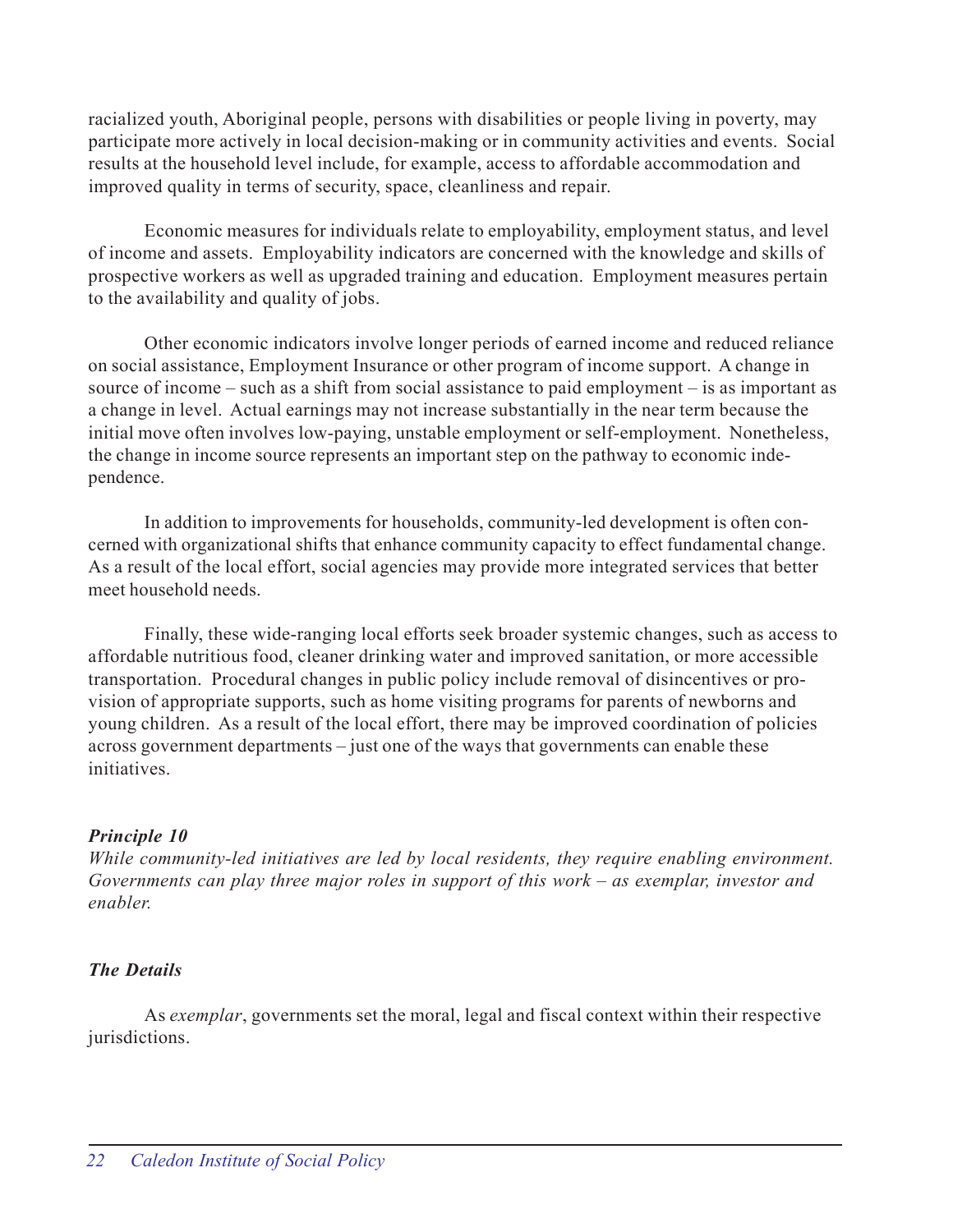racialized youth, Aboriginal people, persons with disabilities or people living in poverty, may participate more actively in local decision-making or in community activities and events. Social results at the household level include, for example, access to affordable accommodation and improved quality in terms of security, space, cleanliness and repair.

Economic measures for individuals relate to employability, employment status, and level of income and assets. Employability indicators are concerned with the knowledge and skills of prospective workers as well as upgraded training and education. Employment measures pertain to the availability and quality of jobs.

Other economic indicators involve longer periods of earned income and reduced reliance on social assistance, Employment Insurance or other program of income support. A change in source of income – such as a shift from social assistance to paid employment – is as important as a change in level. Actual earnings may not increase substantially in the near term because the initial move often involves low-paying, unstable employment or self-employment. Nonetheless, the change in income source represents an important step on the pathway to economic independence.

In addition to improvements for households, community-led development is often concerned with organizational shifts that enhance community capacity to effect fundamental change. As a result of the local effort, social agencies may provide more integrated services that better meet household needs.

Finally, these wide-ranging local efforts seek broader systemic changes, such as access to affordable nutritious food, cleaner drinking water and improved sanitation, or more accessible transportation. Procedural changes in public policy include removal of disincentives or provision of appropriate supports, such as home visiting programs for parents of newborns and young children. As a result of the local effort, there may be improved coordination of policies across government departments – just one of the ways that governments can enable these initiatives.

***Principle 10***

*While community-led initiatives are led by local residents, they require enabling environment. Governments can play three major roles in support of this work – as exemplar, investor and enabler.*

***The Details***

As *exemplar*, governments set the moral, legal and fiscal context within their respective jurisdictions.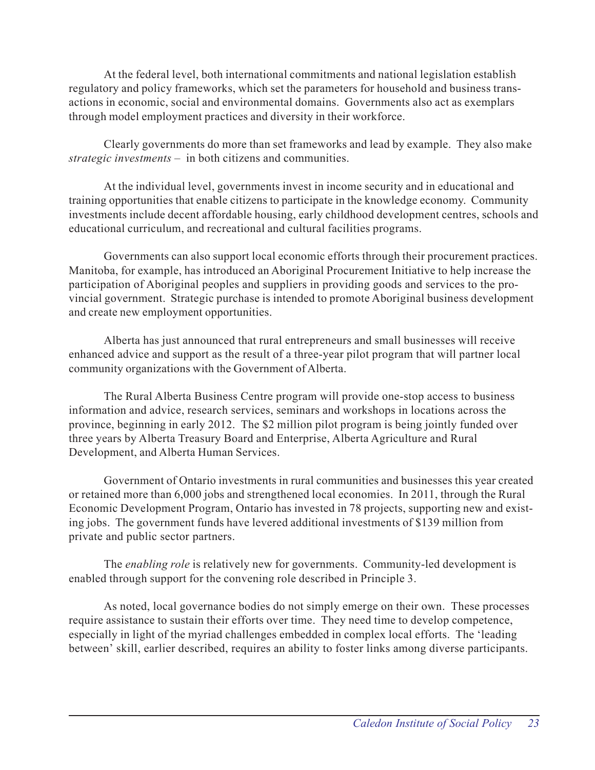At the federal level, both international commitments and national legislation establish regulatory and policy frameworks, which set the parameters for household and business transactions in economic, social and environmental domains. Governments also act as exemplars through model employment practices and diversity in their workforce.

Clearly governments do more than set frameworks and lead by example. They also make *strategic investments* – in both citizens and communities.

At the individual level, governments invest in income security and in educational and training opportunities that enable citizens to participate in the knowledge economy. Community investments include decent affordable housing, early childhood development centres, schools and educational curriculum, and recreational and cultural facilities programs.

Governments can also support local economic efforts through their procurement practices. Manitoba, for example, has introduced an Aboriginal Procurement Initiative to help increase the participation of Aboriginal peoples and suppliers in providing goods and services to the provincial government. Strategic purchase is intended to promote Aboriginal business development and create new employment opportunities.

Alberta has just announced that rural entrepreneurs and small businesses will receive enhanced advice and support as the result of a three-year pilot program that will partner local community organizations with the Government of Alberta.

The Rural Alberta Business Centre program will provide one-stop access to business information and advice, research services, seminars and workshops in locations across the province, beginning in early 2012. The $2 million pilot program is being jointly funded over three years by Alberta Treasury Board and Enterprise, Alberta Agriculture and Rural Development, and Alberta Human Services.

Government of Ontario investments in rural communities and businesses this year created or retained more than 6,000 jobs and strengthened local economies. In 2011, through the Rural Economic Development Program, Ontario has invested in 78 projects, supporting new and existing jobs. The government funds have levered additional investments of $139 million from private and public sector partners.

The *enabling role* is relatively new for governments. Community-led development is enabled through support for the convening role described in Principle 3.

As noted, local governance bodies do not simply emerge on their own. These processes require assistance to sustain their efforts over time. They need time to develop competence, especially in light of the myriad challenges embedded in complex local efforts. The 'leading between' skill, earlier described, requires an ability to foster links among diverse participants.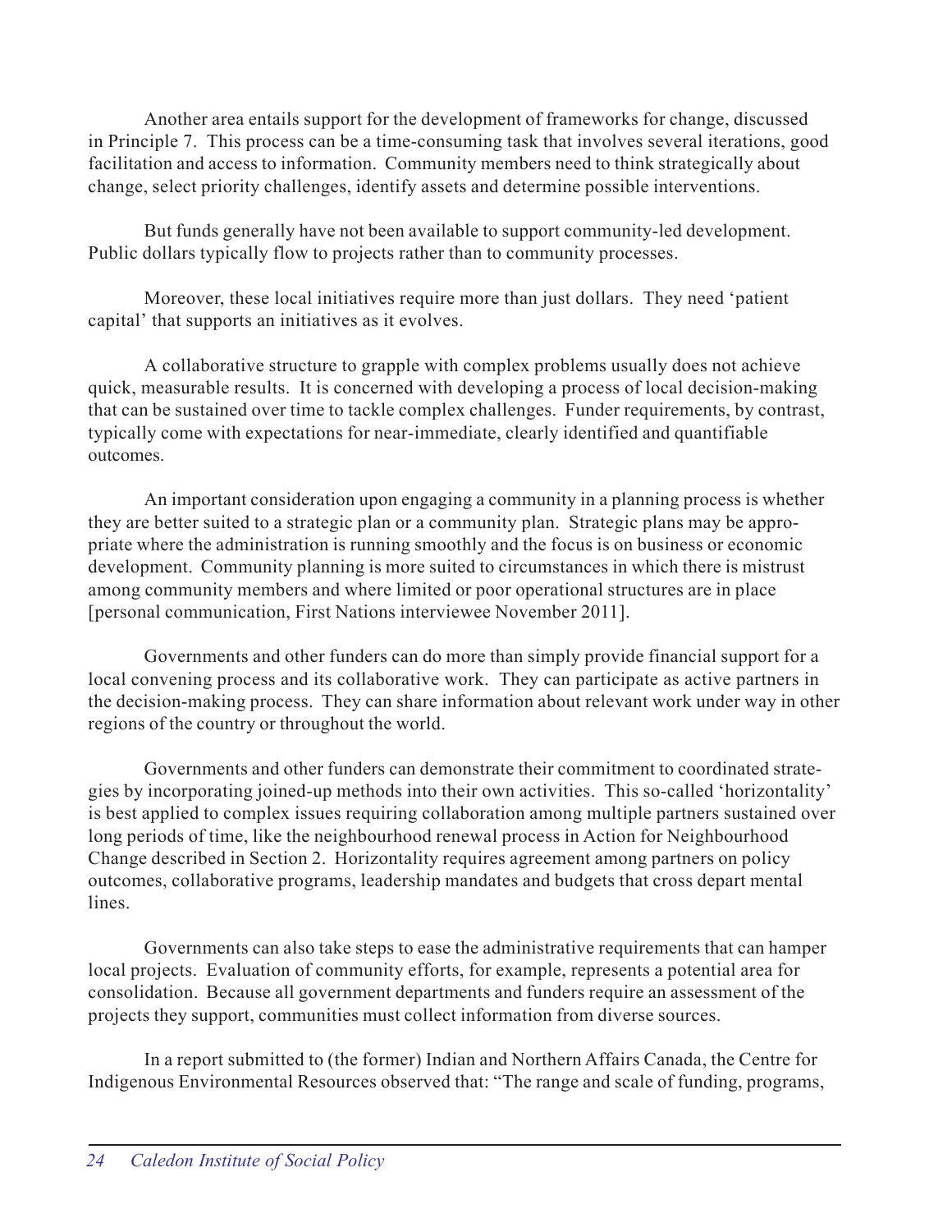Another area entails support for the development of frameworks for change, discussed in Principle 7. This process can be a time-consuming task that involves several iterations, good facilitation and access to information. Community members need to think strategically about change, select priority challenges, identify assets and determine possible interventions.

But funds generally have not been available to support community-led development. Public dollars typically flow to projects rather than to community processes.

Moreover, these local initiatives require more than just dollars. They need 'patient capital' that supports an initiatives as it evolves.

A collaborative structure to grapple with complex problems usually does not achieve quick, measurable results. It is concerned with developing a process of local decision-making that can be sustained over time to tackle complex challenges. Funder requirements, by contrast, typically come with expectations for near-immediate, clearly identified and quantifiable outcomes.

An important consideration upon engaging a community in a planning process is whether they are better suited to a strategic plan or a community plan. Strategic plans may be appropriate where the administration is running smoothly and the focus is on business or economic development. Community planning is more suited to circumstances in which there is mistrust among community members and where limited or poor operational structures are in place [personal communication, First Nations interviewee November 2011].

Governments and other funders can do more than simply provide financial support for a local convening process and its collaborative work. They can participate as active partners in the decision-making process. They can share information about relevant work under way in other regions of the country or throughout the world.

Governments and other funders can demonstrate their commitment to coordinated strategies by incorporating joined-up methods into their own activities. This so-called 'horizontality' is best applied to complex issues requiring collaboration among multiple partners sustained over long periods of time, like the neighbourhood renewal process in Action for Neighbourhood Change described in Section 2. Horizontality requires agreement among partners on policy outcomes, collaborative programs, leadership mandates and budgets that cross depart mental lines.

Governments can also take steps to ease the administrative requirements that can hamper local projects. Evaluation of community efforts, for example, represents a potential area for consolidation. Because all government departments and funders require an assessment of the projects they support, communities must collect information from diverse sources.

In a report submitted to (the former) Indian and Northern Affairs Canada, the Centre for Indigenous Environmental Resources observed that: "The range and scale of funding, programs,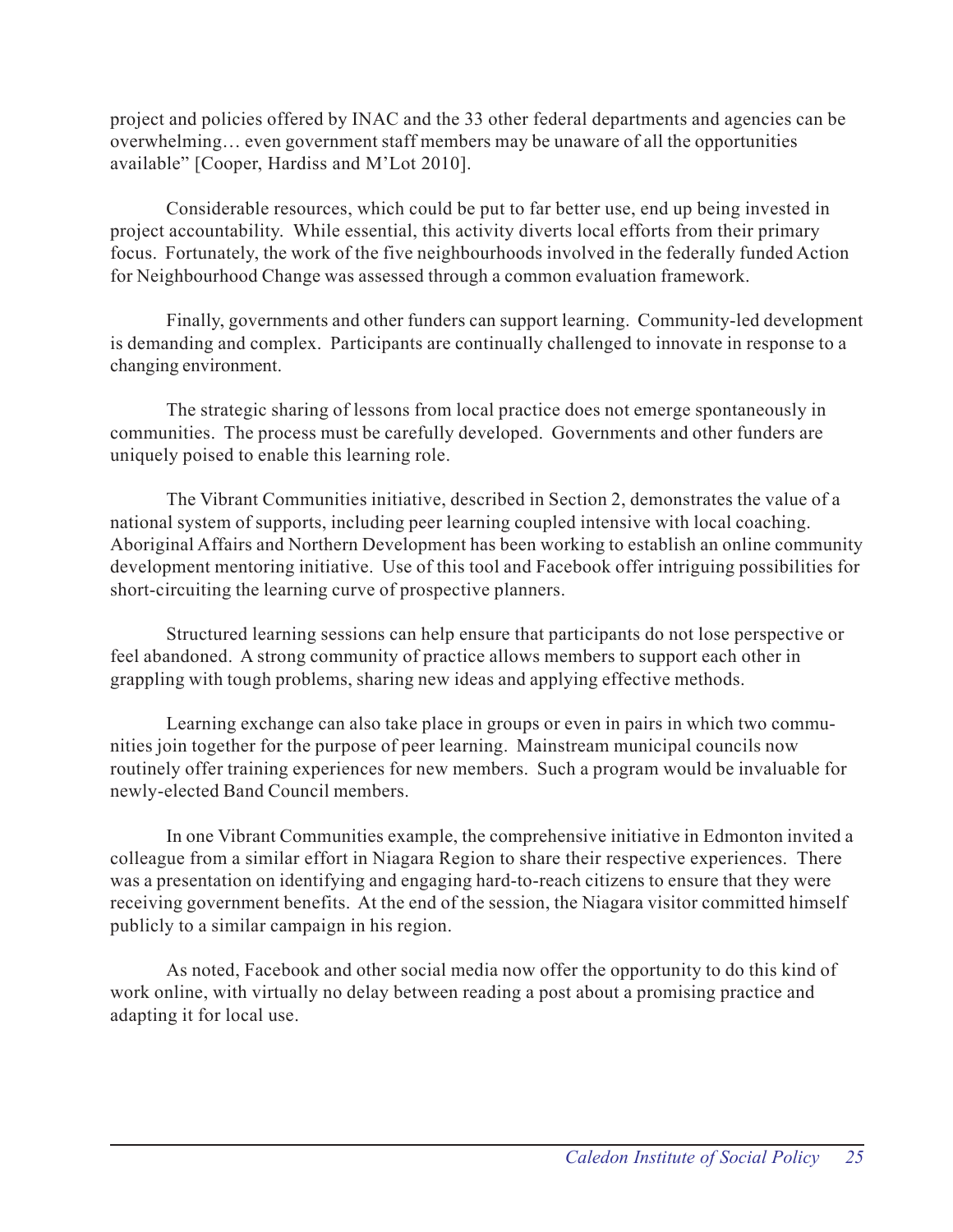project and policies offered by INAC and the 33 other federal departments and agencies can be overwhelming… even government staff members may be unaware of all the opportunities available" [Cooper, Hardiss and M'Lot 2010].

Considerable resources, which could be put to far better use, end up being invested in project accountability. While essential, this activity diverts local efforts from their primary focus. Fortunately, the work of the five neighbourhoods involved in the federally funded Action for Neighbourhood Change was assessed through a common evaluation framework.

Finally, governments and other funders can support learning. Community-led development is demanding and complex. Participants are continually challenged to innovate in response to a changing environment.

The strategic sharing of lessons from local practice does not emerge spontaneously in communities. The process must be carefully developed. Governments and other funders are uniquely poised to enable this learning role.

The Vibrant Communities initiative, described in Section 2, demonstrates the value of a national system of supports, including peer learning coupled intensive with local coaching. Aboriginal Affairs and Northern Development has been working to establish an online community development mentoring initiative. Use of this tool and Facebook offer intriguing possibilities for short-circuiting the learning curve of prospective planners.

Structured learning sessions can help ensure that participants do not lose perspective or feel abandoned. A strong community of practice allows members to support each other in grappling with tough problems, sharing new ideas and applying effective methods.

Learning exchange can also take place in groups or even in pairs in which two communities join together for the purpose of peer learning. Mainstream municipal councils now routinely offer training experiences for new members. Such a program would be invaluable for newly-elected Band Council members.

In one Vibrant Communities example, the comprehensive initiative in Edmonton invited a colleague from a similar effort in Niagara Region to share their respective experiences. There was a presentation on identifying and engaging hard-to-reach citizens to ensure that they were receiving government benefits. At the end of the session, the Niagara visitor committed himself publicly to a similar campaign in his region.

As noted, Facebook and other social media now offer the opportunity to do this kind of work online, with virtually no delay between reading a post about a promising practice and adapting it for local use.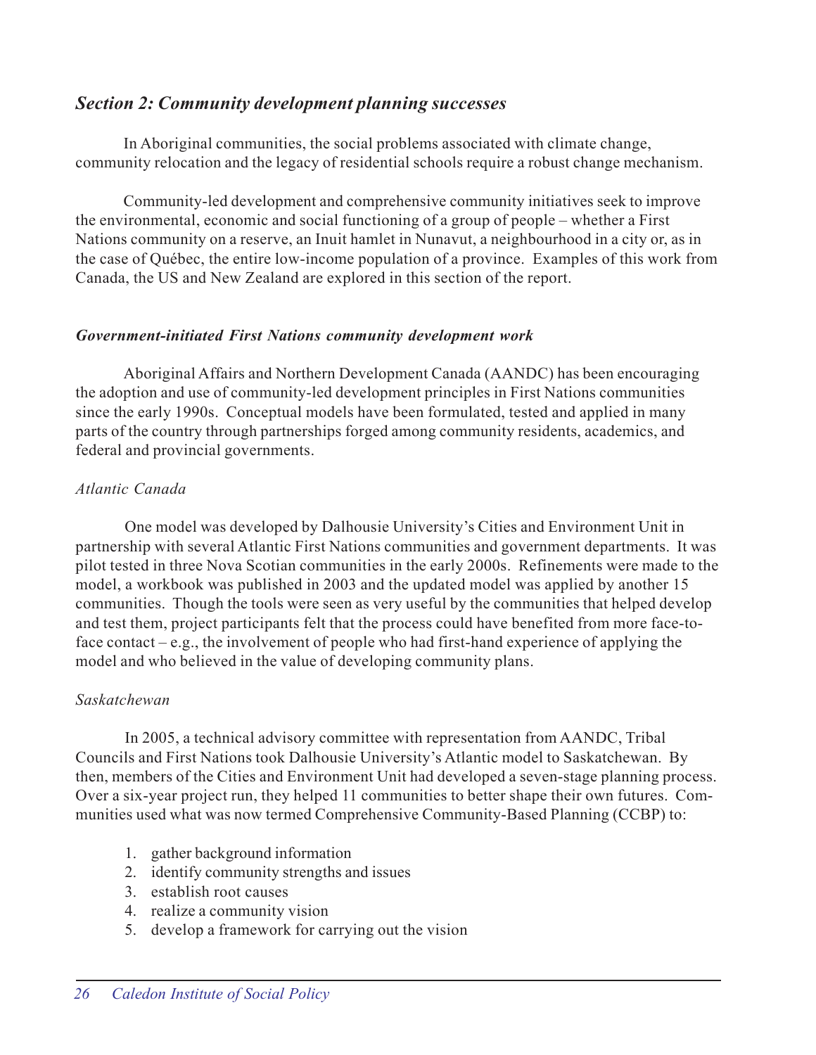## *Section 2: Community development planning successes*

In Aboriginal communities, the social problems associated with climate change, community relocation and the legacy of residential schools require a robust change mechanism.

Community-led development and comprehensive community initiatives seek to improve the environmental, economic and social functioning of a group of people – whether a First Nations community on a reserve, an Inuit hamlet in Nunavut, a neighbourhood in a city or, as in the case of Québec, the entire low-income population of a province. Examples of this work from Canada, the US and New Zealand are explored in this section of the report.

### *Government-initiated First Nations community development work*

Aboriginal Affairs and Northern Development Canada (AANDC) has been encouraging the adoption and use of community-led development principles in First Nations communities since the early 1990s. Conceptual models have been formulated, tested and applied in many parts of the country through partnerships forged among community residents, academics, and federal and provincial governments.

#### *Atlantic Canada*

One model was developed by Dalhousie University's Cities and Environment Unit in partnership with several Atlantic First Nations communities and government departments. It was pilot tested in three Nova Scotian communities in the early 2000s. Refinements were made to the model, a workbook was published in 2003 and the updated model was applied by another 15 communities. Though the tools were seen as very useful by the communities that helped develop and test them, project participants felt that the process could have benefited from more face-to-face contact – e.g., the involvement of people who had first-hand experience of applying the model and who believed in the value of developing community plans.

#### *Saskatchewan*

In 2005, a technical advisory committee with representation from AANDC, Tribal Councils and First Nations took Dalhousie University's Atlantic model to Saskatchewan. By then, members of the Cities and Environment Unit had developed a seven-stage planning process. Over a six-year project run, they helped 11 communities to better shape their own futures. Communities used what was now termed Comprehensive Community-Based Planning (CCBP) to:

1. gather background information
2. identify community strengths and issues
3. establish root causes
4. realize a community vision
5. develop a framework for carrying out the vision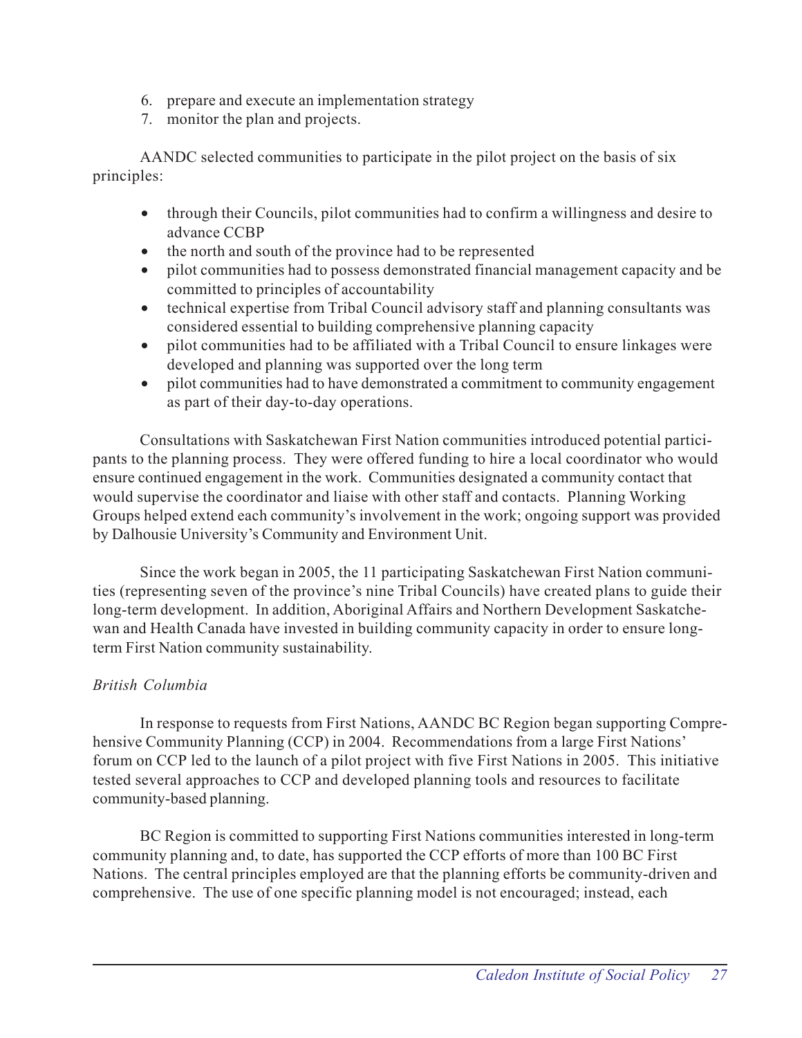6. prepare and execute an implementation strategy
7. monitor the plan and projects.

AANDC selected communities to participate in the pilot project on the basis of six principles:

- through their Councils, pilot communities had to confirm a willingness and desire to advance CCBP
- the north and south of the province had to be represented
- pilot communities had to possess demonstrated financial management capacity and be committed to principles of accountability
- technical expertise from Tribal Council advisory staff and planning consultants was considered essential to building comprehensive planning capacity
- pilot communities had to be affiliated with a Tribal Council to ensure linkages were developed and planning was supported over the long term
- pilot communities had to have demonstrated a commitment to community engagement as part of their day-to-day operations.

Consultations with Saskatchewan First Nation communities introduced potential participants to the planning process. They were offered funding to hire a local coordinator who would ensure continued engagement in the work. Communities designated a community contact that would supervise the coordinator and liaise with other staff and contacts. Planning Working Groups helped extend each community's involvement in the work; ongoing support was provided by Dalhousie University's Community and Environment Unit.

Since the work began in 2005, the 11 participating Saskatchewan First Nation communities (representing seven of the province's nine Tribal Councils) have created plans to guide their long-term development. In addition, Aboriginal Affairs and Northern Development Saskatchewan and Health Canada have invested in building community capacity in order to ensure long-term First Nation community sustainability.

*British Columbia*

In response to requests from First Nations, AANDC BC Region began supporting Comprehensive Community Planning (CCP) in 2004. Recommendations from a large First Nations' forum on CCP led to the launch of a pilot project with five First Nations in 2005. This initiative tested several approaches to CCP and developed planning tools and resources to facilitate community-based planning.

BC Region is committed to supporting First Nations communities interested in long-term community planning and, to date, has supported the CCP efforts of more than 100 BC First Nations. The central principles employed are that the planning efforts be community-driven and comprehensive. The use of one specific planning model is not encouraged; instead, each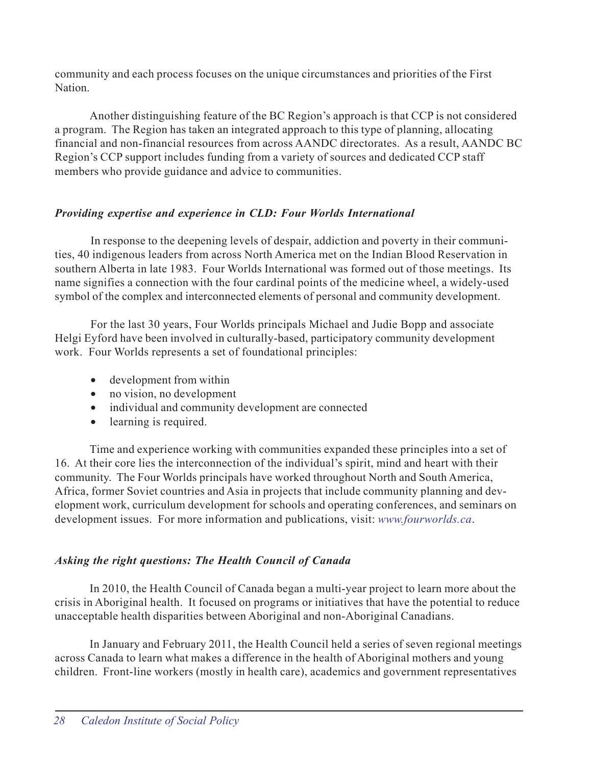community and each process focuses on the unique circumstances and priorities of the First Nation.

Another distinguishing feature of the BC Region's approach is that CCP is not considered a program. The Region has taken an integrated approach to this type of planning, allocating financial and non-financial resources from across AANDC directorates. As a result, AANDC BC Region's CCP support includes funding from a variety of sources and dedicated CCP staff members who provide guidance and advice to communities.

### *Providing expertise and experience in CLD: Four Worlds International*

In response to the deepening levels of despair, addiction and poverty in their communities, 40 indigenous leaders from across North America met on the Indian Blood Reservation in southern Alberta in late 1983. Four Worlds International was formed out of those meetings. Its name signifies a connection with the four cardinal points of the medicine wheel, a widely-used symbol of the complex and interconnected elements of personal and community development.

For the last 30 years, Four Worlds principals Michael and Judie Bopp and associate Helgi Eyford have been involved in culturally-based, participatory community development work. Four Worlds represents a set of foundational principles:

- development from within
- no vision, no development
- individual and community development are connected
- learning is required.

Time and experience working with communities expanded these principles into a set of 16. At their core lies the interconnection of the individual's spirit, mind and heart with their community. The Four Worlds principals have worked throughout North and South America, Africa, former Soviet countries and Asia in projects that include community planning and development work, curriculum development for schools and operating conferences, and seminars on development issues. For more information and publications, visit: *www.fourworlds.ca*.

### *Asking the right questions: The Health Council of Canada*

In 2010, the Health Council of Canada began a multi-year project to learn more about the crisis in Aboriginal health. It focused on programs or initiatives that have the potential to reduce unacceptable health disparities between Aboriginal and non-Aboriginal Canadians.

In January and February 2011, the Health Council held a series of seven regional meetings across Canada to learn what makes a difference in the health of Aboriginal mothers and young children. Front-line workers (mostly in health care), academics and government representatives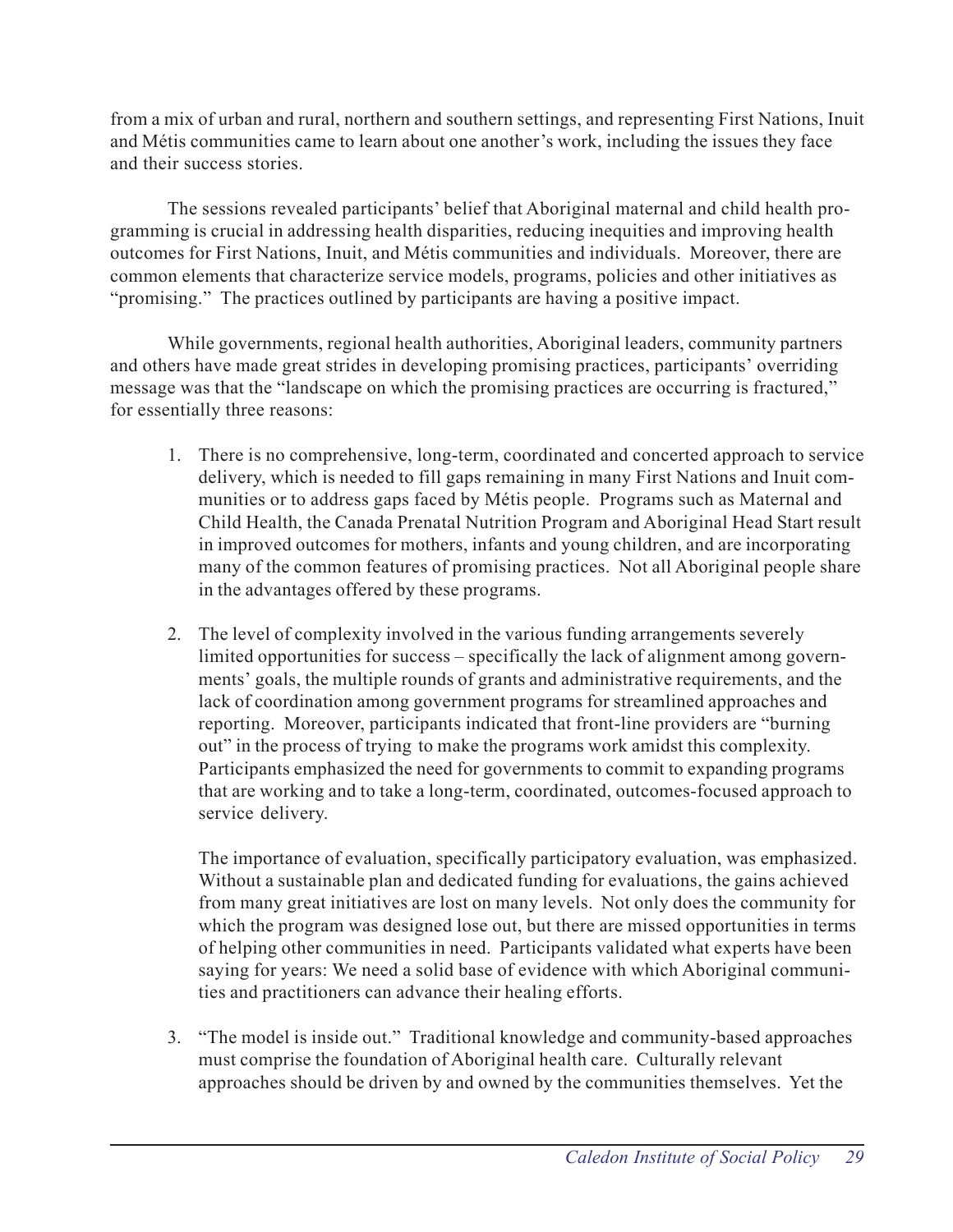from a mix of urban and rural, northern and southern settings, and representing First Nations, Inuit and Métis communities came to learn about one another's work, including the issues they face and their success stories.

The sessions revealed participants' belief that Aboriginal maternal and child health programming is crucial in addressing health disparities, reducing inequities and improving health outcomes for First Nations, Inuit, and Métis communities and individuals. Moreover, there are common elements that characterize service models, programs, policies and other initiatives as "promising." The practices outlined by participants are having a positive impact.

While governments, regional health authorities, Aboriginal leaders, community partners and others have made great strides in developing promising practices, participants' overriding message was that the "landscape on which the promising practices are occurring is fractured," for essentially three reasons:

1. There is no comprehensive, long-term, coordinated and concerted approach to service delivery, which is needed to fill gaps remaining in many First Nations and Inuit communities or to address gaps faced by Métis people. Programs such as Maternal and Child Health, the Canada Prenatal Nutrition Program and Aboriginal Head Start result in improved outcomes for mothers, infants and young children, and are incorporating many of the common features of promising practices. Not all Aboriginal people share in the advantages offered by these programs.

2. The level of complexity involved in the various funding arrangements severely limited opportunities for success – specifically the lack of alignment among governments' goals, the multiple rounds of grants and administrative requirements, and the lack of coordination among government programs for streamlined approaches and reporting. Moreover, participants indicated that front-line providers are "burning out" in the process of trying to make the programs work amidst this complexity. Participants emphasized the need for governments to commit to expanding programs that are working and to take a long-term, coordinated, outcomes-focused approach to service delivery.

   The importance of evaluation, specifically participatory evaluation, was emphasized. Without a sustainable plan and dedicated funding for evaluations, the gains achieved from many great initiatives are lost on many levels. Not only does the community for which the program was designed lose out, but there are missed opportunities in terms of helping other communities in need. Participants validated what experts have been saying for years: We need a solid base of evidence with which Aboriginal communities and practitioners can advance their healing efforts.

3. "The model is inside out." Traditional knowledge and community-based approaches must comprise the foundation of Aboriginal health care. Culturally relevant approaches should be driven by and owned by the communities themselves. Yet the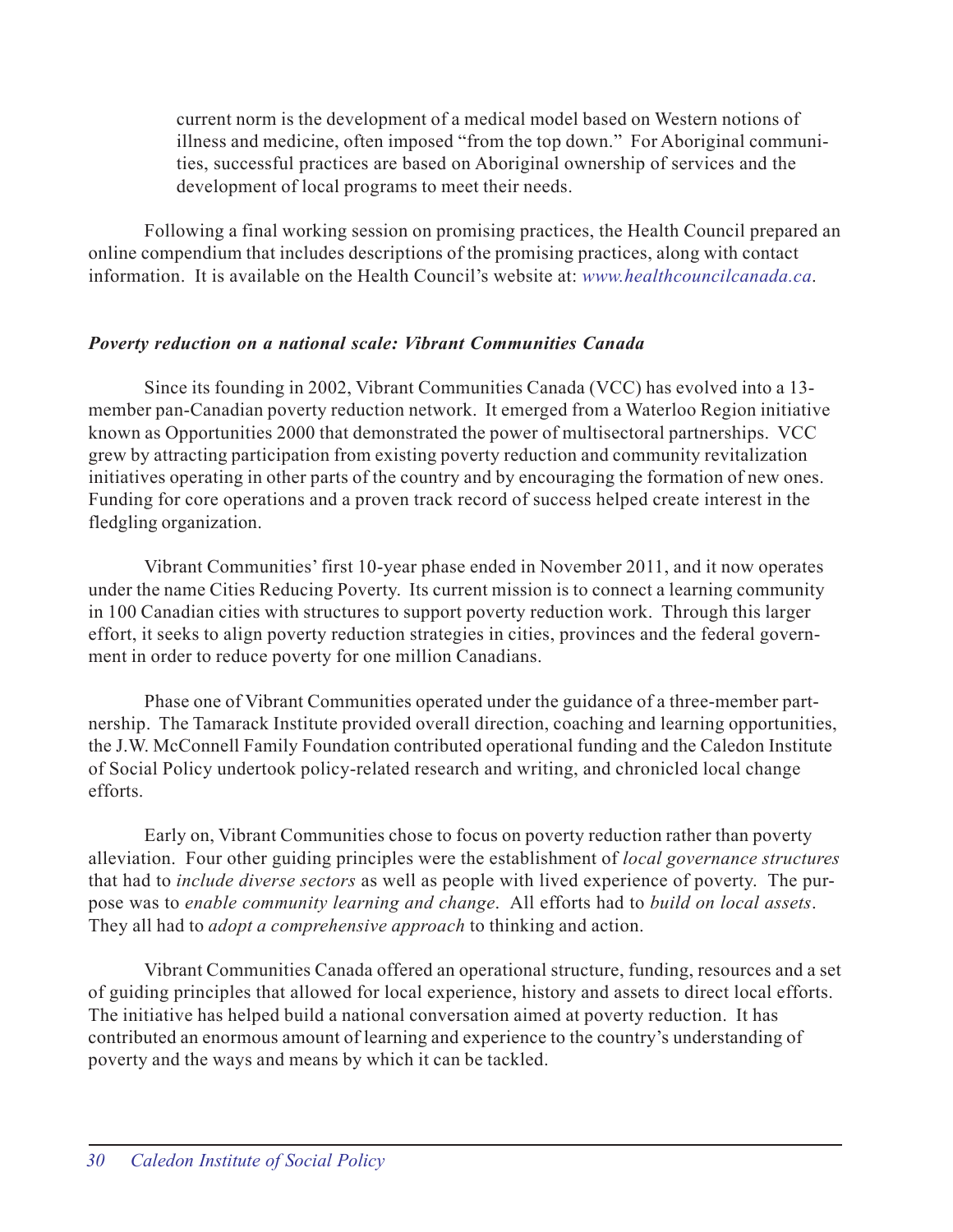current norm is the development of a medical model based on Western notions of illness and medicine, often imposed "from the top down." For Aboriginal communities, successful practices are based on Aboriginal ownership of services and the development of local programs to meet their needs.

Following a final working session on promising practices, the Health Council prepared an online compendium that includes descriptions of the promising practices, along with contact information. It is available on the Health Council's website at: *www.healthcouncilcanada.ca*.

***Poverty reduction on a national scale: Vibrant Communities Canada***

Since its founding in 2002, Vibrant Communities Canada (VCC) has evolved into a 13-member pan-Canadian poverty reduction network. It emerged from a Waterloo Region initiative known as Opportunities 2000 that demonstrated the power of multisectoral partnerships. VCC grew by attracting participation from existing poverty reduction and community revitalization initiatives operating in other parts of the country and by encouraging the formation of new ones. Funding for core operations and a proven track record of success helped create interest in the fledgling organization.

Vibrant Communities' first 10-year phase ended in November 2011, and it now operates under the name Cities Reducing Poverty. Its current mission is to connect a learning community in 100 Canadian cities with structures to support poverty reduction work. Through this larger effort, it seeks to align poverty reduction strategies in cities, provinces and the federal government in order to reduce poverty for one million Canadians.

Phase one of Vibrant Communities operated under the guidance of a three-member partnership. The Tamarack Institute provided overall direction, coaching and learning opportunities, the J.W. McConnell Family Foundation contributed operational funding and the Caledon Institute of Social Policy undertook policy-related research and writing, and chronicled local change efforts.

Early on, Vibrant Communities chose to focus on poverty reduction rather than poverty alleviation. Four other guiding principles were the establishment of *local governance structures* that had to *include diverse sectors* as well as people with lived experience of poverty. The purpose was to *enable community learning and change*. All efforts had to *build on local assets*. They all had to *adopt a comprehensive approach* to thinking and action.

Vibrant Communities Canada offered an operational structure, funding, resources and a set of guiding principles that allowed for local experience, history and assets to direct local efforts. The initiative has helped build a national conversation aimed at poverty reduction. It has contributed an enormous amount of learning and experience to the country's understanding of poverty and the ways and means by which it can be tackled.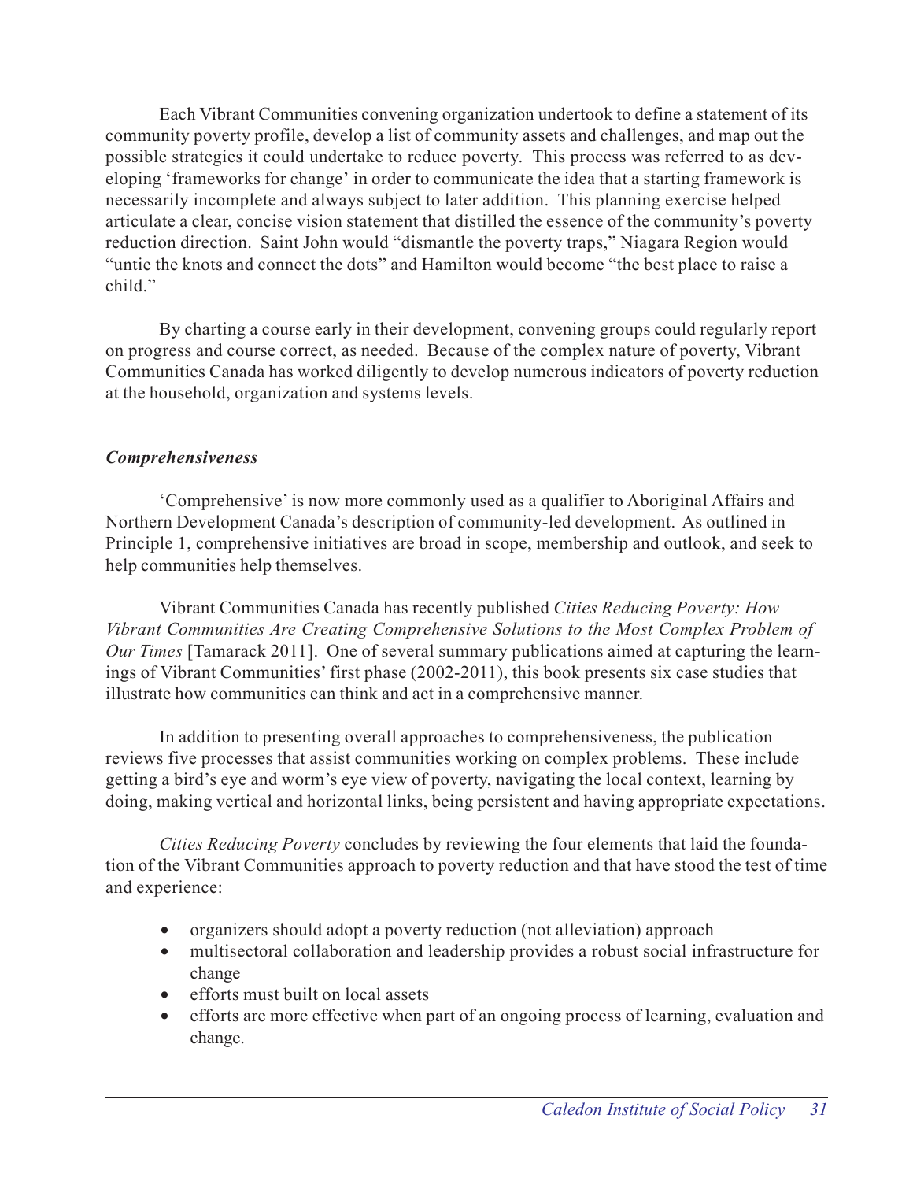Each Vibrant Communities convening organization undertook to define a statement of its community poverty profile, develop a list of community assets and challenges, and map out the possible strategies it could undertake to reduce poverty. This process was referred to as developing 'frameworks for change' in order to communicate the idea that a starting framework is necessarily incomplete and always subject to later addition. This planning exercise helped articulate a clear, concise vision statement that distilled the essence of the community's poverty reduction direction. Saint John would "dismantle the poverty traps," Niagara Region would "untie the knots and connect the dots" and Hamilton would become "the best place to raise a child."

By charting a course early in their development, convening groups could regularly report on progress and course correct, as needed. Because of the complex nature of poverty, Vibrant Communities Canada has worked diligently to develop numerous indicators of poverty reduction at the household, organization and systems levels.

***Comprehensiveness***

'Comprehensive' is now more commonly used as a qualifier to Aboriginal Affairs and Northern Development Canada's description of community-led development. As outlined in Principle 1, comprehensive initiatives are broad in scope, membership and outlook, and seek to help communities help themselves.

Vibrant Communities Canada has recently published *Cities Reducing Poverty: How Vibrant Communities Are Creating Comprehensive Solutions to the Most Complex Problem of Our Times* [Tamarack 2011]. One of several summary publications aimed at capturing the learnings of Vibrant Communities' first phase (2002-2011), this book presents six case studies that illustrate how communities can think and act in a comprehensive manner.

In addition to presenting overall approaches to comprehensiveness, the publication reviews five processes that assist communities working on complex problems. These include getting a bird's eye and worm's eye view of poverty, navigating the local context, learning by doing, making vertical and horizontal links, being persistent and having appropriate expectations.

*Cities Reducing Poverty* concludes by reviewing the four elements that laid the foundation of the Vibrant Communities approach to poverty reduction and that have stood the test of time and experience:

- organizers should adopt a poverty reduction (not alleviation) approach
- multisectoral collaboration and leadership provides a robust social infrastructure for change
- efforts must built on local assets
- efforts are more effective when part of an ongoing process of learning, evaluation and change.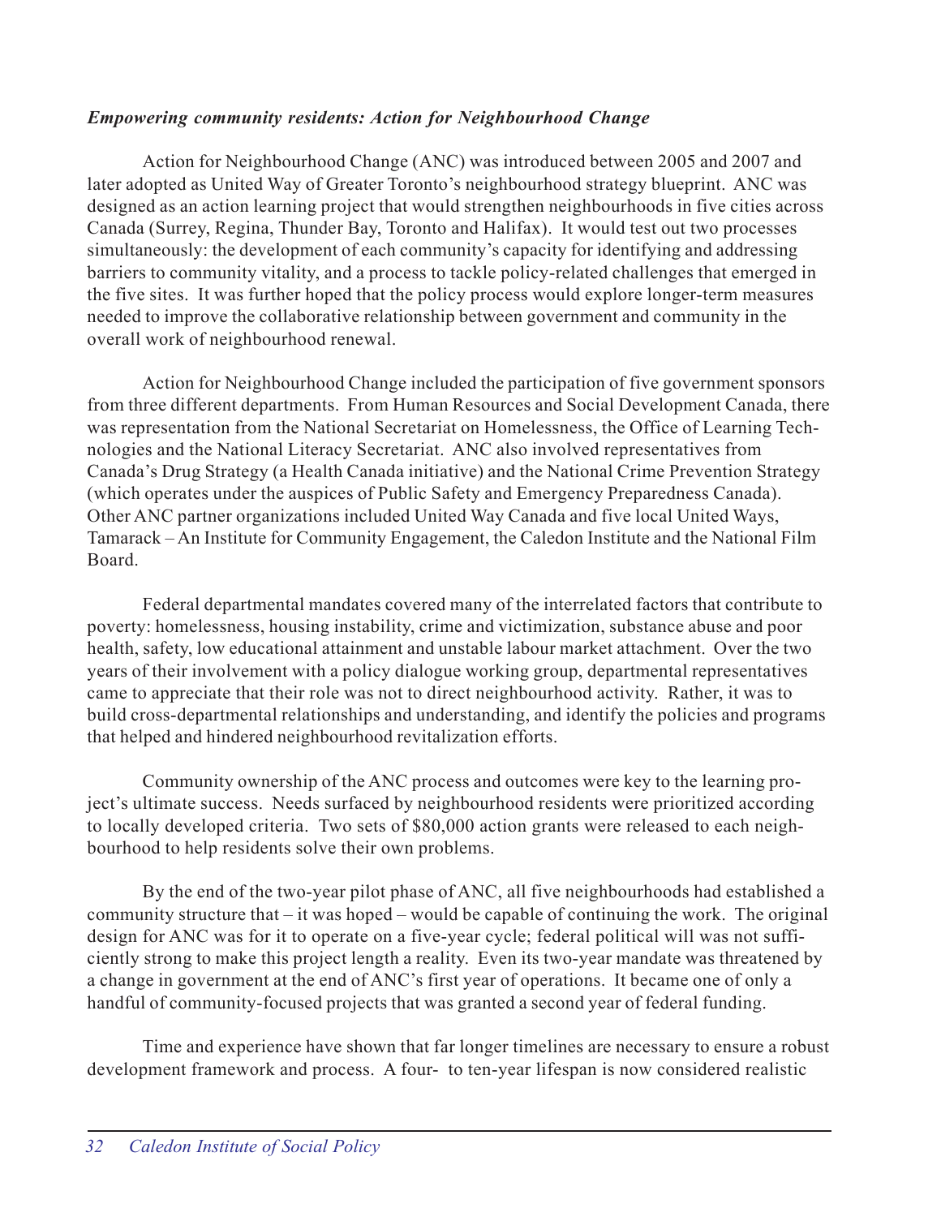### *Empowering community residents: Action for Neighbourhood Change*

Action for Neighbourhood Change (ANC) was introduced between 2005 and 2007 and later adopted as United Way of Greater Toronto's neighbourhood strategy blueprint. ANC was designed as an action learning project that would strengthen neighbourhoods in five cities across Canada (Surrey, Regina, Thunder Bay, Toronto and Halifax). It would test out two processes simultaneously: the development of each community's capacity for identifying and addressing barriers to community vitality, and a process to tackle policy-related challenges that emerged in the five sites. It was further hoped that the policy process would explore longer-term measures needed to improve the collaborative relationship between government and community in the overall work of neighbourhood renewal.

Action for Neighbourhood Change included the participation of five government sponsors from three different departments. From Human Resources and Social Development Canada, there was representation from the National Secretariat on Homelessness, the Office of Learning Technologies and the National Literacy Secretariat. ANC also involved representatives from Canada's Drug Strategy (a Health Canada initiative) and the National Crime Prevention Strategy (which operates under the auspices of Public Safety and Emergency Preparedness Canada). Other ANC partner organizations included United Way Canada and five local United Ways, Tamarack – An Institute for Community Engagement, the Caledon Institute and the National Film Board.

Federal departmental mandates covered many of the interrelated factors that contribute to poverty: homelessness, housing instability, crime and victimization, substance abuse and poor health, safety, low educational attainment and unstable labour market attachment. Over the two years of their involvement with a policy dialogue working group, departmental representatives came to appreciate that their role was not to direct neighbourhood activity. Rather, it was to build cross-departmental relationships and understanding, and identify the policies and programs that helped and hindered neighbourhood revitalization efforts.

Community ownership of the ANC process and outcomes were key to the learning project's ultimate success. Needs surfaced by neighbourhood residents were prioritized according to locally developed criteria. Two sets of $80,000 action grants were released to each neighbourhood to help residents solve their own problems.

By the end of the two-year pilot phase of ANC, all five neighbourhoods had established a community structure that – it was hoped – would be capable of continuing the work. The original design for ANC was for it to operate on a five-year cycle; federal political will was not sufficiently strong to make this project length a reality. Even its two-year mandate was threatened by a change in government at the end of ANC's first year of operations. It became one of only a handful of community-focused projects that was granted a second year of federal funding.

Time and experience have shown that far longer timelines are necessary to ensure a robust development framework and process. A four- to ten-year lifespan is now considered realistic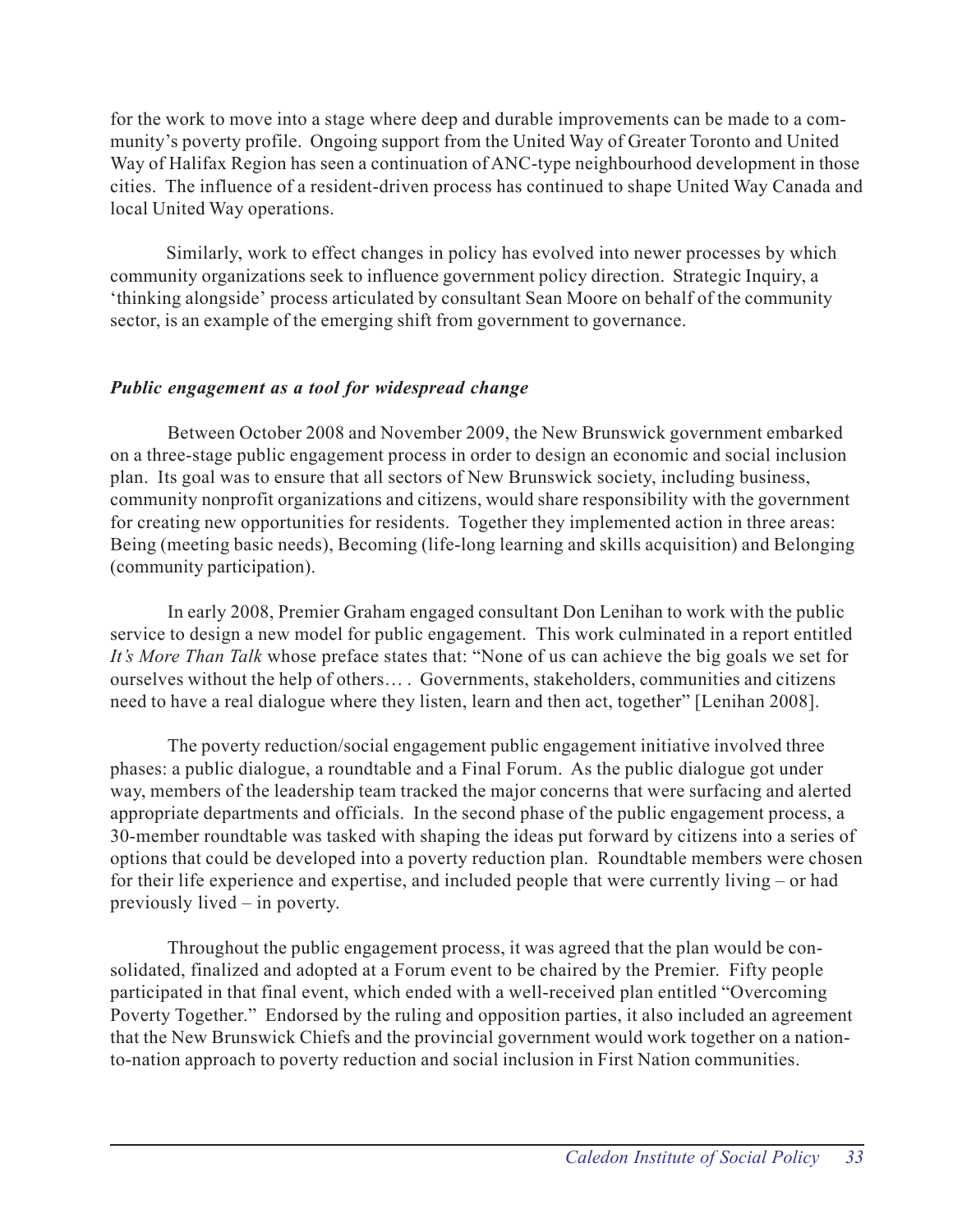for the work to move into a stage where deep and durable improvements can be made to a community's poverty profile. Ongoing support from the United Way of Greater Toronto and United Way of Halifax Region has seen a continuation of ANC-type neighbourhood development in those cities. The influence of a resident-driven process has continued to shape United Way Canada and local United Way operations.

Similarly, work to effect changes in policy has evolved into newer processes by which community organizations seek to influence government policy direction. Strategic Inquiry, a 'thinking alongside' process articulated by consultant Sean Moore on behalf of the community sector, is an example of the emerging shift from government to governance.

### *Public engagement as a tool for widespread change*

Between October 2008 and November 2009, the New Brunswick government embarked on a three-stage public engagement process in order to design an economic and social inclusion plan. Its goal was to ensure that all sectors of New Brunswick society, including business, community nonprofit organizations and citizens, would share responsibility with the government for creating new opportunities for residents. Together they implemented action in three areas: Being (meeting basic needs), Becoming (life-long learning and skills acquisition) and Belonging (community participation).

In early 2008, Premier Graham engaged consultant Don Lenihan to work with the public service to design a new model for public engagement. This work culminated in a report entitled *It's More Than Talk* whose preface states that: "None of us can achieve the big goals we set for ourselves without the help of others… . Governments, stakeholders, communities and citizens need to have a real dialogue where they listen, learn and then act, together" [Lenihan 2008].

The poverty reduction/social engagement public engagement initiative involved three phases: a public dialogue, a roundtable and a Final Forum. As the public dialogue got under way, members of the leadership team tracked the major concerns that were surfacing and alerted appropriate departments and officials. In the second phase of the public engagement process, a 30-member roundtable was tasked with shaping the ideas put forward by citizens into a series of options that could be developed into a poverty reduction plan. Roundtable members were chosen for their life experience and expertise, and included people that were currently living – or had previously lived – in poverty.

Throughout the public engagement process, it was agreed that the plan would be consolidated, finalized and adopted at a Forum event to be chaired by the Premier. Fifty people participated in that final event, which ended with a well-received plan entitled "Overcoming Poverty Together." Endorsed by the ruling and opposition parties, it also included an agreement that the New Brunswick Chiefs and the provincial government would work together on a nation-to-nation approach to poverty reduction and social inclusion in First Nation communities.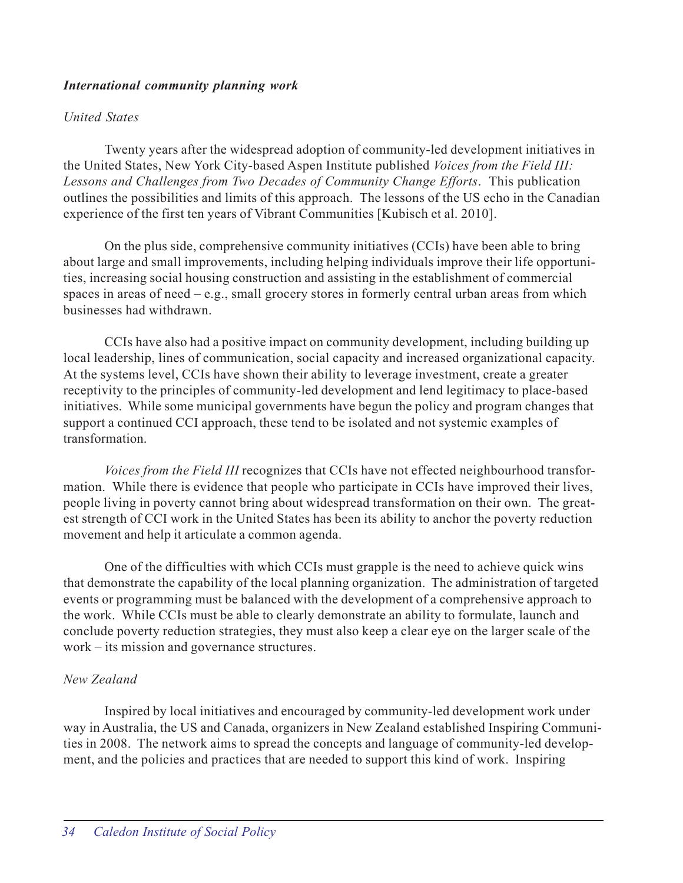***International community planning work***

*United States*

Twenty years after the widespread adoption of community-led development initiatives in the United States, New York City-based Aspen Institute published *Voices from the Field III: Lessons and Challenges from Two Decades of Community Change Efforts*. This publication outlines the possibilities and limits of this approach. The lessons of the US echo in the Canadian experience of the first ten years of Vibrant Communities [Kubisch et al. 2010].

On the plus side, comprehensive community initiatives (CCIs) have been able to bring about large and small improvements, including helping individuals improve their life opportunities, increasing social housing construction and assisting in the establishment of commercial spaces in areas of need – e.g., small grocery stores in formerly central urban areas from which businesses had withdrawn.

CCIs have also had a positive impact on community development, including building up local leadership, lines of communication, social capacity and increased organizational capacity. At the systems level, CCIs have shown their ability to leverage investment, create a greater receptivity to the principles of community-led development and lend legitimacy to place-based initiatives. While some municipal governments have begun the policy and program changes that support a continued CCI approach, these tend to be isolated and not systemic examples of transformation.

*Voices from the Field III* recognizes that CCIs have not effected neighbourhood transformation. While there is evidence that people who participate in CCIs have improved their lives, people living in poverty cannot bring about widespread transformation on their own. The greatest strength of CCI work in the United States has been its ability to anchor the poverty reduction movement and help it articulate a common agenda.

One of the difficulties with which CCIs must grapple is the need to achieve quick wins that demonstrate the capability of the local planning organization. The administration of targeted events or programming must be balanced with the development of a comprehensive approach to the work. While CCIs must be able to clearly demonstrate an ability to formulate, launch and conclude poverty reduction strategies, they must also keep a clear eye on the larger scale of the work – its mission and governance structures.

*New Zealand*

Inspired by local initiatives and encouraged by community-led development work under way in Australia, the US and Canada, organizers in New Zealand established Inspiring Communities in 2008. The network aims to spread the concepts and language of community-led development, and the policies and practices that are needed to support this kind of work. Inspiring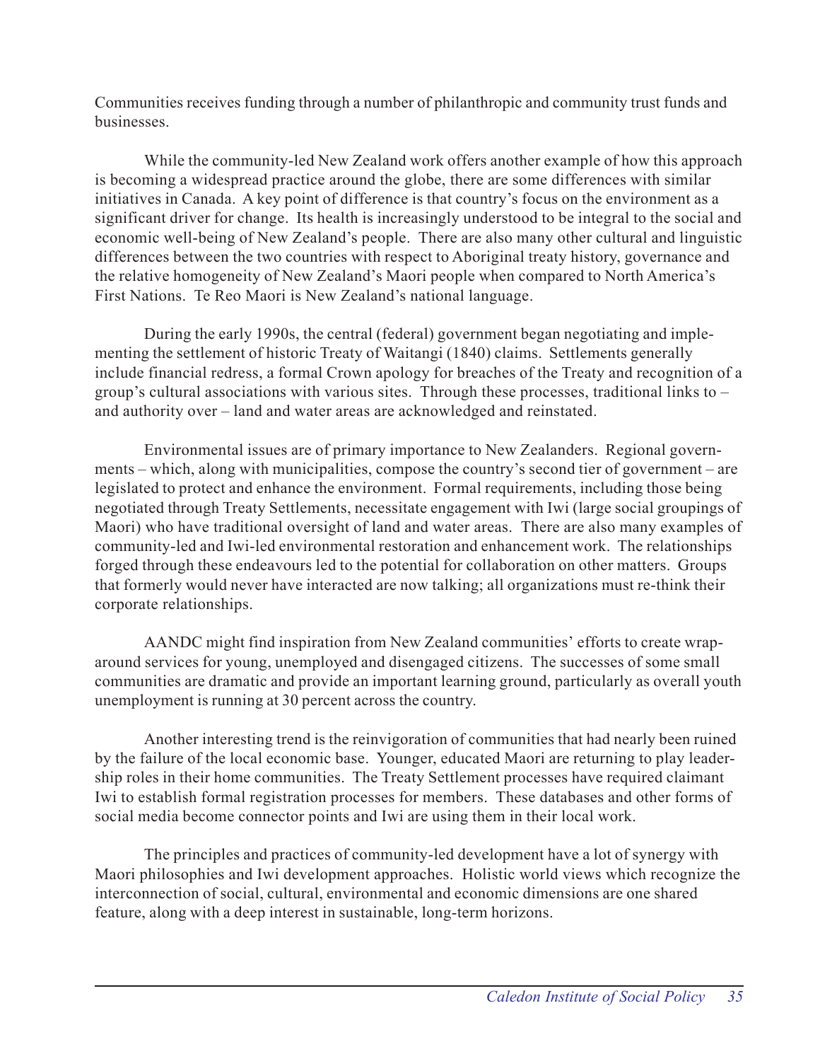Communities receives funding through a number of philanthropic and community trust funds and businesses.

While the community-led New Zealand work offers another example of how this approach is becoming a widespread practice around the globe, there are some differences with similar initiatives in Canada. A key point of difference is that country's focus on the environment as a significant driver for change. Its health is increasingly understood to be integral to the social and economic well-being of New Zealand's people. There are also many other cultural and linguistic differences between the two countries with respect to Aboriginal treaty history, governance and the relative homogeneity of New Zealand's Maori people when compared to North America's First Nations. Te Reo Maori is New Zealand's national language.

During the early 1990s, the central (federal) government began negotiating and implementing the settlement of historic Treaty of Waitangi (1840) claims. Settlements generally include financial redress, a formal Crown apology for breaches of the Treaty and recognition of a group's cultural associations with various sites. Through these processes, traditional links to – and authority over – land and water areas are acknowledged and reinstated.

Environmental issues are of primary importance to New Zealanders. Regional governments – which, along with municipalities, compose the country's second tier of government – are legislated to protect and enhance the environment. Formal requirements, including those being negotiated through Treaty Settlements, necessitate engagement with Iwi (large social groupings of Maori) who have traditional oversight of land and water areas. There are also many examples of community-led and Iwi-led environmental restoration and enhancement work. The relationships forged through these endeavours led to the potential for collaboration on other matters. Groups that formerly would never have interacted are now talking; all organizations must re-think their corporate relationships.

AANDC might find inspiration from New Zealand communities' efforts to create wrap-around services for young, unemployed and disengaged citizens. The successes of some small communities are dramatic and provide an important learning ground, particularly as overall youth unemployment is running at 30 percent across the country.

Another interesting trend is the reinvigoration of communities that had nearly been ruined by the failure of the local economic base. Younger, educated Maori are returning to play leadership roles in their home communities. The Treaty Settlement processes have required claimant Iwi to establish formal registration processes for members. These databases and other forms of social media become connector points and Iwi are using them in their local work.

The principles and practices of community-led development have a lot of synergy with Maori philosophies and Iwi development approaches. Holistic world views which recognize the interconnection of social, cultural, environmental and economic dimensions are one shared feature, along with a deep interest in sustainable, long-term horizons.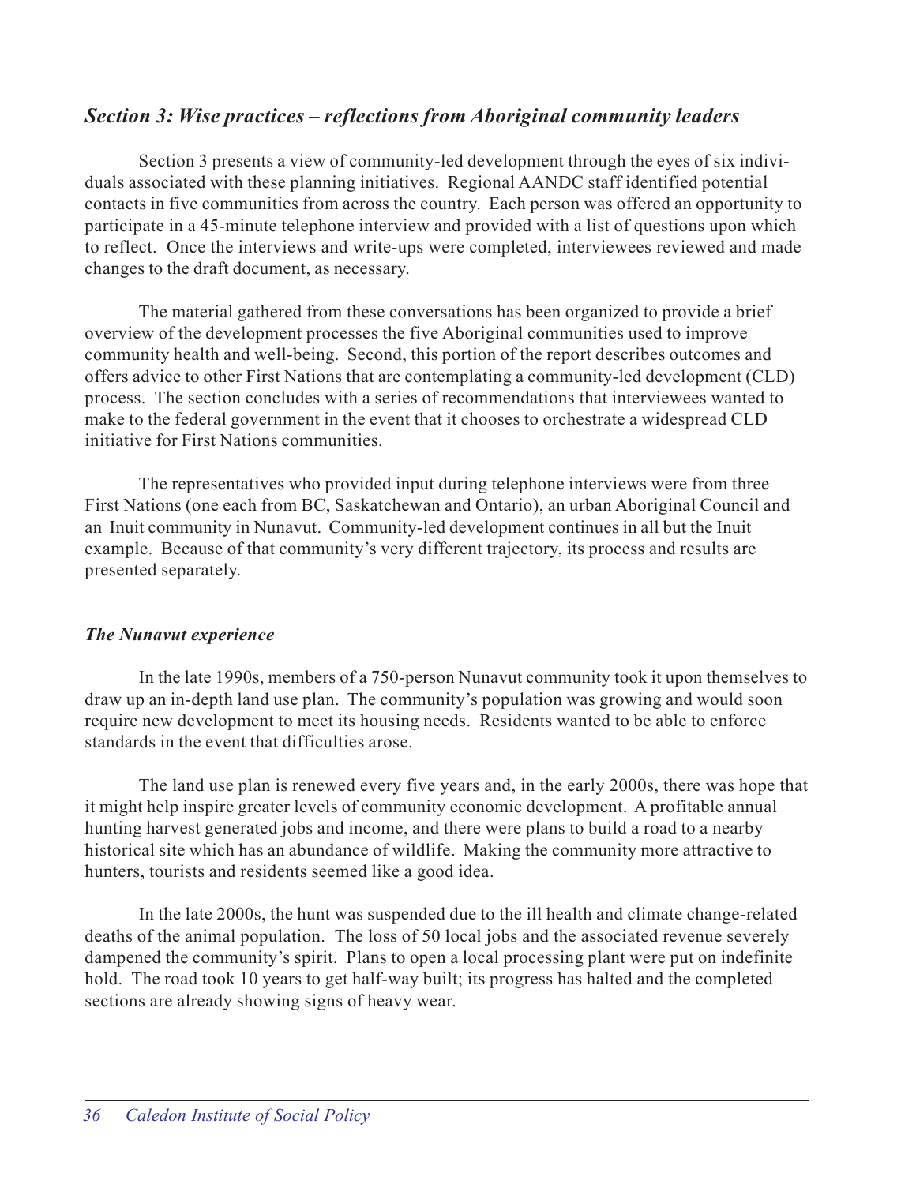## *Section 3: Wise practices – reflections from Aboriginal community leaders*

Section 3 presents a view of community-led development through the eyes of six individuals associated with these planning initiatives. Regional AANDC staff identified potential contacts in five communities from across the country. Each person was offered an opportunity to participate in a 45-minute telephone interview and provided with a list of questions upon which to reflect. Once the interviews and write-ups were completed, interviewees reviewed and made changes to the draft document, as necessary.

The material gathered from these conversations has been organized to provide a brief overview of the development processes the five Aboriginal communities used to improve community health and well-being. Second, this portion of the report describes outcomes and offers advice to other First Nations that are contemplating a community-led development (CLD) process. The section concludes with a series of recommendations that interviewees wanted to make to the federal government in the event that it chooses to orchestrate a widespread CLD initiative for First Nations communities.

The representatives who provided input during telephone interviews were from three First Nations (one each from BC, Saskatchewan and Ontario), an urban Aboriginal Council and an Inuit community in Nunavut. Community-led development continues in all but the Inuit example. Because of that community's very different trajectory, its process and results are presented separately.

### *The Nunavut experience*

In the late 1990s, members of a 750-person Nunavut community took it upon themselves to draw up an in-depth land use plan. The community's population was growing and would soon require new development to meet its housing needs. Residents wanted to be able to enforce standards in the event that difficulties arose.

The land use plan is renewed every five years and, in the early 2000s, there was hope that it might help inspire greater levels of community economic development. A profitable annual hunting harvest generated jobs and income, and there were plans to build a road to a nearby historical site which has an abundance of wildlife. Making the community more attractive to hunters, tourists and residents seemed like a good idea.

In the late 2000s, the hunt was suspended due to the ill health and climate change-related deaths of the animal population. The loss of 50 local jobs and the associated revenue severely dampened the community's spirit. Plans to open a local processing plant were put on indefinite hold. The road took 10 years to get half-way built; its progress has halted and the completed sections are already showing signs of heavy wear.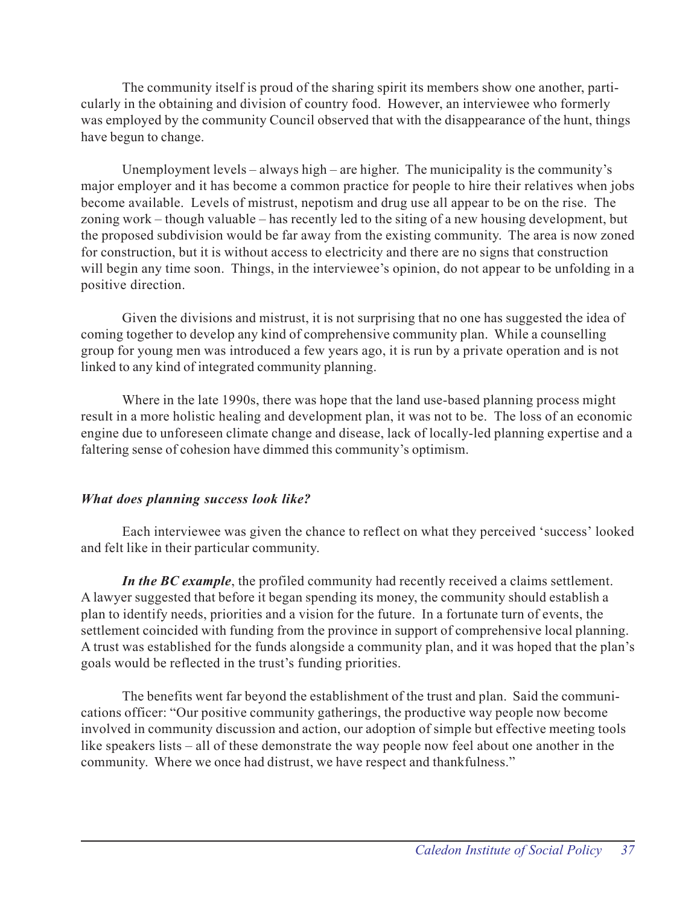The community itself is proud of the sharing spirit its members show one another, particularly in the obtaining and division of country food. However, an interviewee who formerly was employed by the community Council observed that with the disappearance of the hunt, things have begun to change.

Unemployment levels – always high – are higher. The municipality is the community's major employer and it has become a common practice for people to hire their relatives when jobs become available. Levels of mistrust, nepotism and drug use all appear to be on the rise. The zoning work – though valuable – has recently led to the siting of a new housing development, but the proposed subdivision would be far away from the existing community. The area is now zoned for construction, but it is without access to electricity and there are no signs that construction will begin any time soon. Things, in the interviewee's opinion, do not appear to be unfolding in a positive direction.

Given the divisions and mistrust, it is not surprising that no one has suggested the idea of coming together to develop any kind of comprehensive community plan. While a counselling group for young men was introduced a few years ago, it is run by a private operation and is not linked to any kind of integrated community planning.

Where in the late 1990s, there was hope that the land use-based planning process might result in a more holistic healing and development plan, it was not to be. The loss of an economic engine due to unforeseen climate change and disease, lack of locally-led planning expertise and a faltering sense of cohesion have dimmed this community's optimism.

### *What does planning success look like?*

Each interviewee was given the chance to reflect on what they perceived 'success' looked and felt like in their particular community.

***In the BC example***, the profiled community had recently received a claims settlement. A lawyer suggested that before it began spending its money, the community should establish a plan to identify needs, priorities and a vision for the future. In a fortunate turn of events, the settlement coincided with funding from the province in support of comprehensive local planning. A trust was established for the funds alongside a community plan, and it was hoped that the plan's goals would be reflected in the trust's funding priorities.

The benefits went far beyond the establishment of the trust and plan. Said the communications officer: "Our positive community gatherings, the productive way people now become involved in community discussion and action, our adoption of simple but effective meeting tools like speakers lists – all of these demonstrate the way people now feel about one another in the community. Where we once had distrust, we have respect and thankfulness."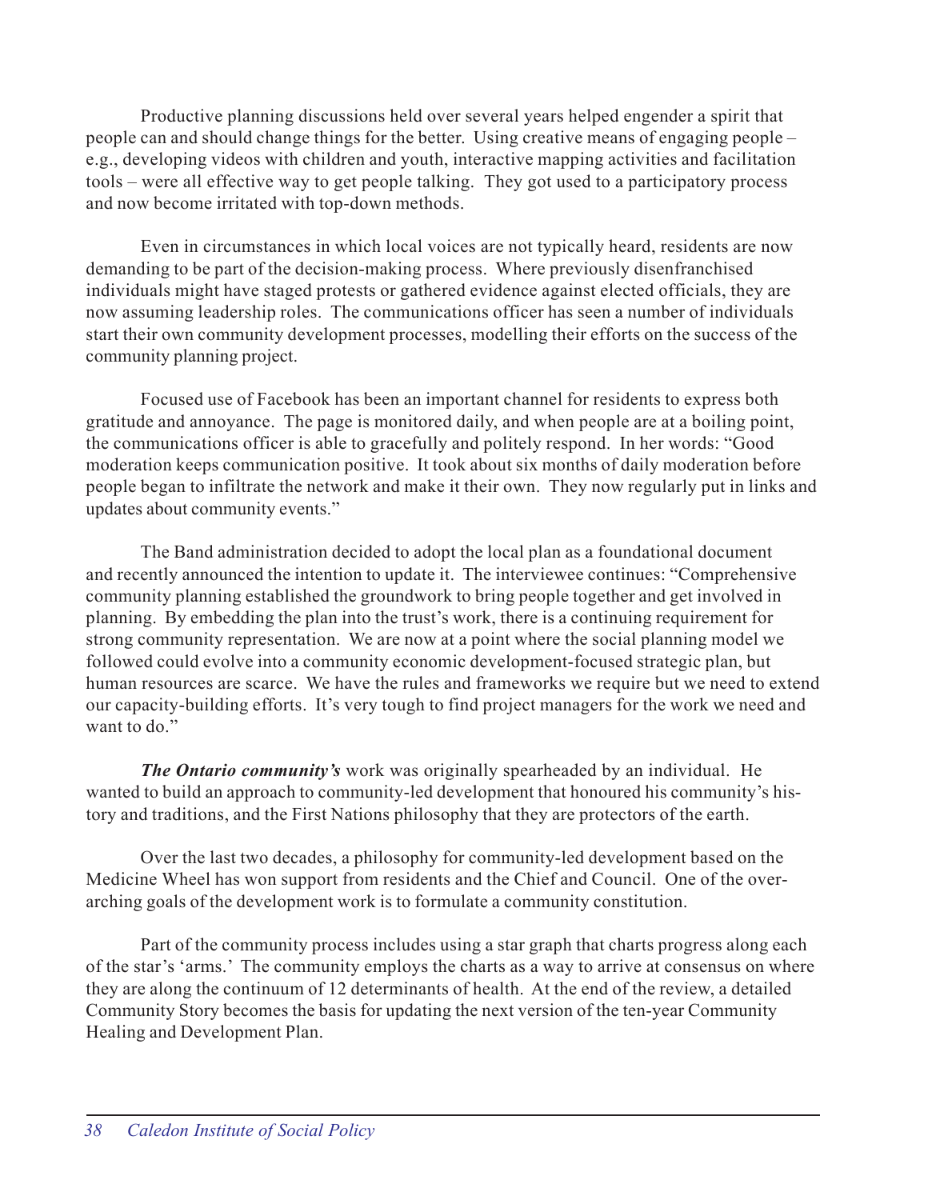Productive planning discussions held over several years helped engender a spirit that people can and should change things for the better. Using creative means of engaging people – e.g., developing videos with children and youth, interactive mapping activities and facilitation tools – were all effective way to get people talking. They got used to a participatory process and now become irritated with top-down methods.

Even in circumstances in which local voices are not typically heard, residents are now demanding to be part of the decision-making process. Where previously disenfranchised individuals might have staged protests or gathered evidence against elected officials, they are now assuming leadership roles. The communications officer has seen a number of individuals start their own community development processes, modelling their efforts on the success of the community planning project.

Focused use of Facebook has been an important channel for residents to express both gratitude and annoyance. The page is monitored daily, and when people are at a boiling point, the communications officer is able to gracefully and politely respond. In her words: "Good moderation keeps communication positive. It took about six months of daily moderation before people began to infiltrate the network and make it their own. They now regularly put in links and updates about community events."

The Band administration decided to adopt the local plan as a foundational document and recently announced the intention to update it. The interviewee continues: "Comprehensive community planning established the groundwork to bring people together and get involved in planning. By embedding the plan into the trust's work, there is a continuing requirement for strong community representation. We are now at a point where the social planning model we followed could evolve into a community economic development-focused strategic plan, but human resources are scarce. We have the rules and frameworks we require but we need to extend our capacity-building efforts. It's very tough to find project managers for the work we need and want to do."

***The Ontario community's*** work was originally spearheaded by an individual. He wanted to build an approach to community-led development that honoured his community's history and traditions, and the First Nations philosophy that they are protectors of the earth.

Over the last two decades, a philosophy for community-led development based on the Medicine Wheel has won support from residents and the Chief and Council. One of the overarching goals of the development work is to formulate a community constitution.

Part of the community process includes using a star graph that charts progress along each of the star's 'arms.' The community employs the charts as a way to arrive at consensus on where they are along the continuum of 12 determinants of health. At the end of the review, a detailed Community Story becomes the basis for updating the next version of the ten-year Community Healing and Development Plan.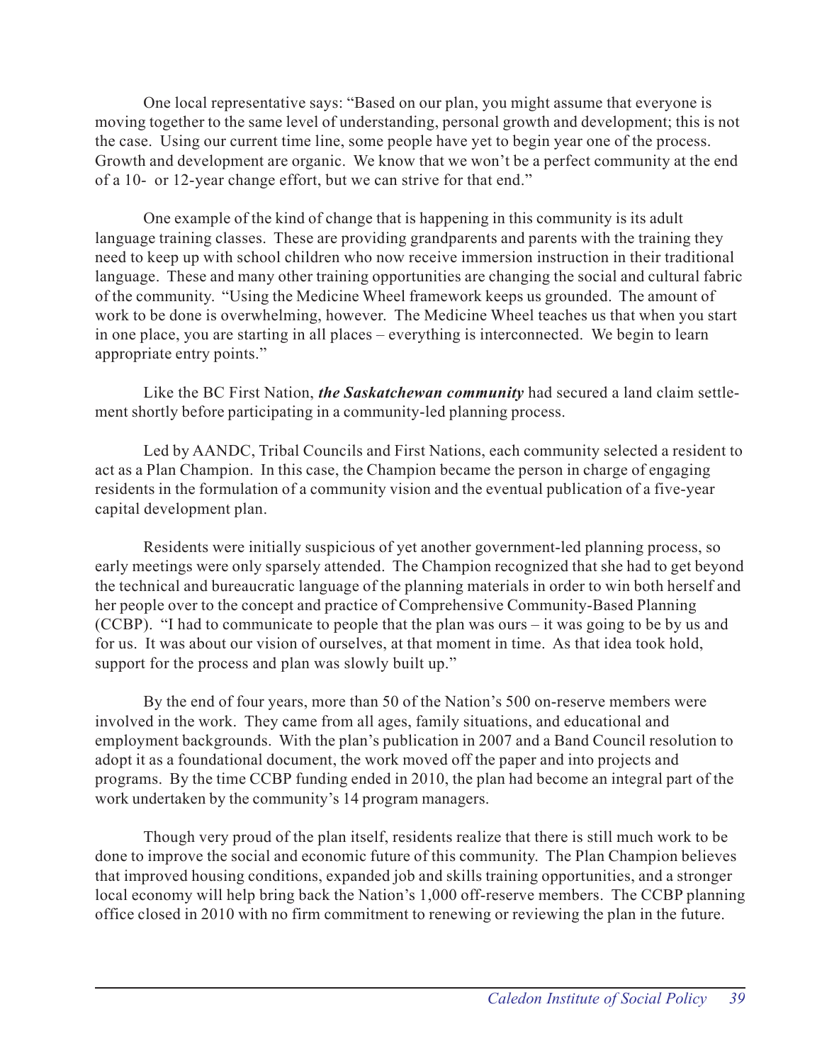One local representative says: "Based on our plan, you might assume that everyone is moving together to the same level of understanding, personal growth and development; this is not the case. Using our current time line, some people have yet to begin year one of the process. Growth and development are organic. We know that we won't be a perfect community at the end of a 10- or 12-year change effort, but we can strive for that end."

One example of the kind of change that is happening in this community is its adult language training classes. These are providing grandparents and parents with the training they need to keep up with school children who now receive immersion instruction in their traditional language. These and many other training opportunities are changing the social and cultural fabric of the community. "Using the Medicine Wheel framework keeps us grounded. The amount of work to be done is overwhelming, however. The Medicine Wheel teaches us that when you start in one place, you are starting in all places – everything is interconnected. We begin to learn appropriate entry points."

Like the BC First Nation, ***the Saskatchewan community*** had secured a land claim settlement shortly before participating in a community-led planning process.

Led by AANDC, Tribal Councils and First Nations, each community selected a resident to act as a Plan Champion. In this case, the Champion became the person in charge of engaging residents in the formulation of a community vision and the eventual publication of a five-year capital development plan.

Residents were initially suspicious of yet another government-led planning process, so early meetings were only sparsely attended. The Champion recognized that she had to get beyond the technical and bureaucratic language of the planning materials in order to win both herself and her people over to the concept and practice of Comprehensive Community-Based Planning (CCBP). "I had to communicate to people that the plan was ours – it was going to be by us and for us. It was about our vision of ourselves, at that moment in time. As that idea took hold, support for the process and plan was slowly built up."

By the end of four years, more than 50 of the Nation's 500 on-reserve members were involved in the work. They came from all ages, family situations, and educational and employment backgrounds. With the plan's publication in 2007 and a Band Council resolution to adopt it as a foundational document, the work moved off the paper and into projects and programs. By the time CCBP funding ended in 2010, the plan had become an integral part of the work undertaken by the community's 14 program managers.

Though very proud of the plan itself, residents realize that there is still much work to be done to improve the social and economic future of this community. The Plan Champion believes that improved housing conditions, expanded job and skills training opportunities, and a stronger local economy will help bring back the Nation's 1,000 off-reserve members. The CCBP planning office closed in 2010 with no firm commitment to renewing or reviewing the plan in the future.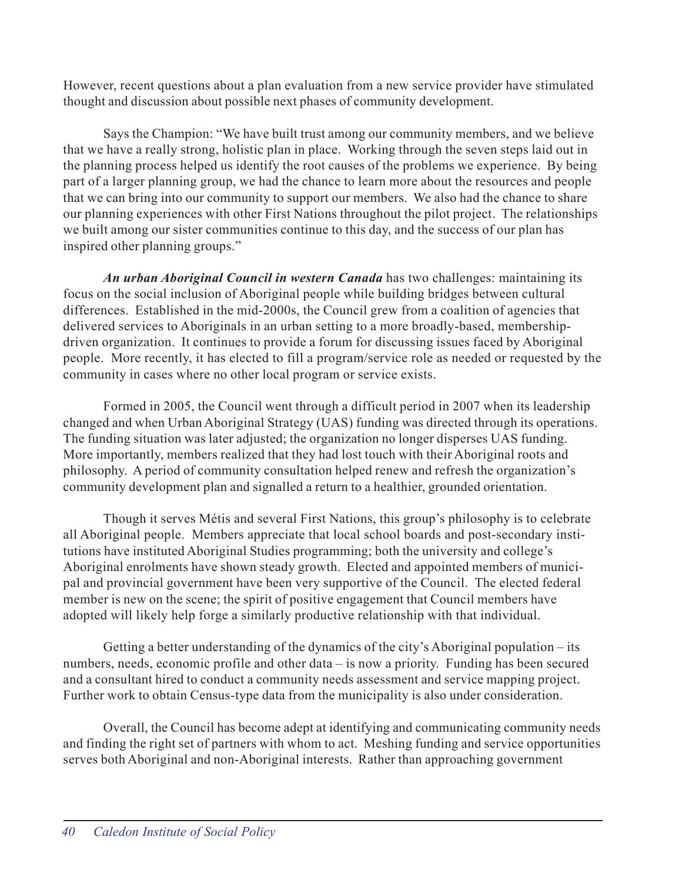However, recent questions about a plan evaluation from a new service provider have stimulated thought and discussion about possible next phases of community development.

Says the Champion: "We have built trust among our community members, and we believe that we have a really strong, holistic plan in place. Working through the seven steps laid out in the planning process helped us identify the root causes of the problems we experience. By being part of a larger planning group, we had the chance to learn more about the resources and people that we can bring into our community to support our members. We also had the chance to share our planning experiences with other First Nations throughout the pilot project. The relationships we built among our sister communities continue to this day, and the success of our plan has inspired other planning groups."

***An urban Aboriginal Council in western Canada*** has two challenges: maintaining its focus on the social inclusion of Aboriginal people while building bridges between cultural differences. Established in the mid-2000s, the Council grew from a coalition of agencies that delivered services to Aboriginals in an urban setting to a more broadly-based, membership-driven organization. It continues to provide a forum for discussing issues faced by Aboriginal people. More recently, it has elected to fill a program/service role as needed or requested by the community in cases where no other local program or service exists.

Formed in 2005, the Council went through a difficult period in 2007 when its leadership changed and when Urban Aboriginal Strategy (UAS) funding was directed through its operations. The funding situation was later adjusted; the organization no longer disperses UAS funding. More importantly, members realized that they had lost touch with their Aboriginal roots and philosophy. A period of community consultation helped renew and refresh the organization's community development plan and signalled a return to a healthier, grounded orientation.

Though it serves Métis and several First Nations, this group's philosophy is to celebrate all Aboriginal people. Members appreciate that local school boards and post-secondary institutions have instituted Aboriginal Studies programming; both the university and college's Aboriginal enrolments have shown steady growth. Elected and appointed members of municipal and provincial government have been very supportive of the Council. The elected federal member is new on the scene; the spirit of positive engagement that Council members have adopted will likely help forge a similarly productive relationship with that individual.

Getting a better understanding of the dynamics of the city's Aboriginal population – its numbers, needs, economic profile and other data – is now a priority. Funding has been secured and a consultant hired to conduct a community needs assessment and service mapping project. Further work to obtain Census-type data from the municipality is also under consideration.

Overall, the Council has become adept at identifying and communicating community needs and finding the right set of partners with whom to act. Meshing funding and service opportunities serves both Aboriginal and non-Aboriginal interests. Rather than approaching government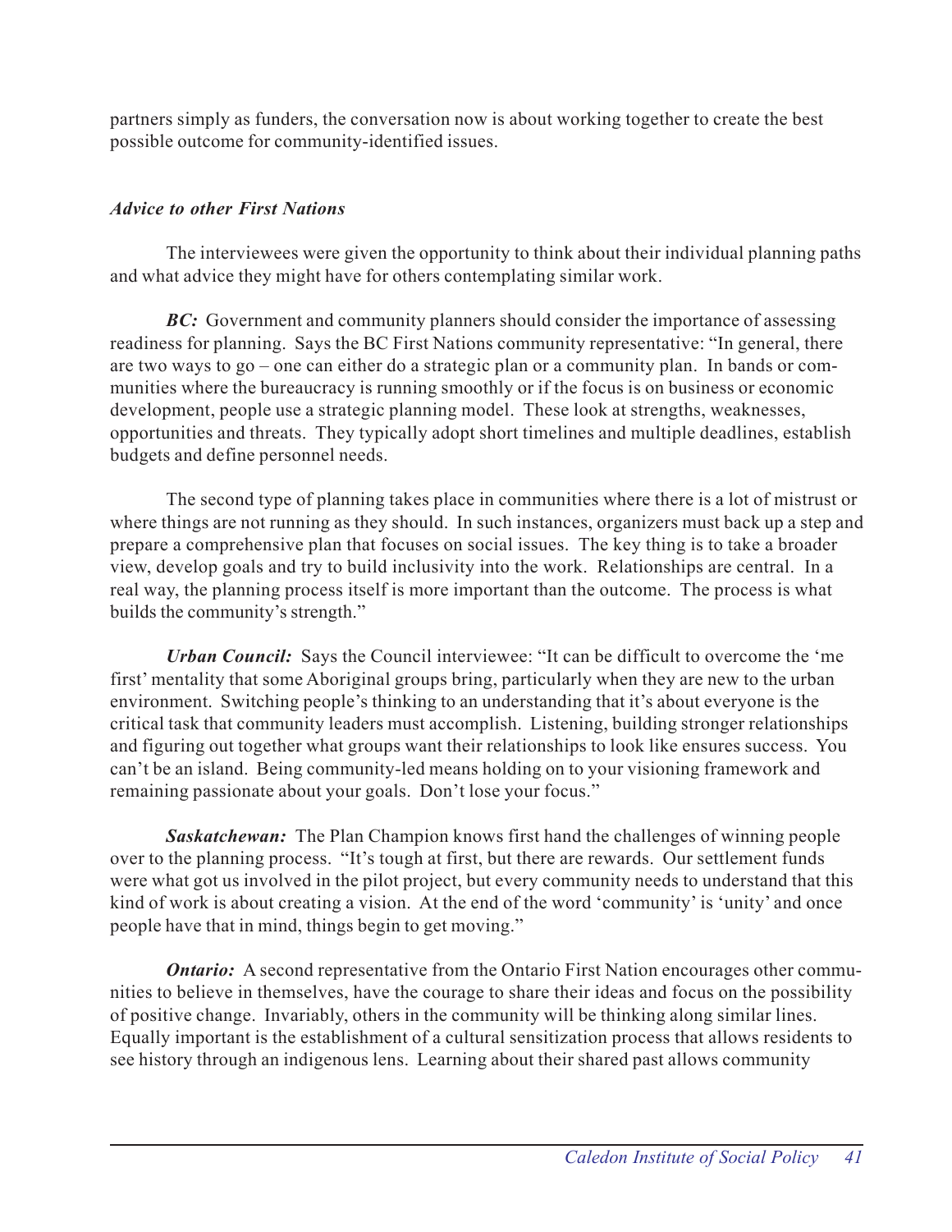partners simply as funders, the conversation now is about working together to create the best possible outcome for community-identified issues.

### *Advice to other First Nations*

The interviewees were given the opportunity to think about their individual planning paths and what advice they might have for others contemplating similar work.

***BC:*** Government and community planners should consider the importance of assessing readiness for planning. Says the BC First Nations community representative: "In general, there are two ways to go – one can either do a strategic plan or a community plan. In bands or communities where the bureaucracy is running smoothly or if the focus is on business or economic development, people use a strategic planning model. These look at strengths, weaknesses, opportunities and threats. They typically adopt short timelines and multiple deadlines, establish budgets and define personnel needs.

The second type of planning takes place in communities where there is a lot of mistrust or where things are not running as they should. In such instances, organizers must back up a step and prepare a comprehensive plan that focuses on social issues. The key thing is to take a broader view, develop goals and try to build inclusivity into the work. Relationships are central. In a real way, the planning process itself is more important than the outcome. The process is what builds the community's strength."

***Urban Council:*** Says the Council interviewee: "It can be difficult to overcome the 'me first' mentality that some Aboriginal groups bring, particularly when they are new to the urban environment. Switching people's thinking to an understanding that it's about everyone is the critical task that community leaders must accomplish. Listening, building stronger relationships and figuring out together what groups want their relationships to look like ensures success. You can't be an island. Being community-led means holding on to your visioning framework and remaining passionate about your goals. Don't lose your focus."

***Saskatchewan:*** The Plan Champion knows first hand the challenges of winning people over to the planning process. "It's tough at first, but there are rewards. Our settlement funds were what got us involved in the pilot project, but every community needs to understand that this kind of work is about creating a vision. At the end of the word 'community' is 'unity' and once people have that in mind, things begin to get moving."

***Ontario:*** A second representative from the Ontario First Nation encourages other communities to believe in themselves, have the courage to share their ideas and focus on the possibility of positive change. Invariably, others in the community will be thinking along similar lines. Equally important is the establishment of a cultural sensitization process that allows residents to see history through an indigenous lens. Learning about their shared past allows community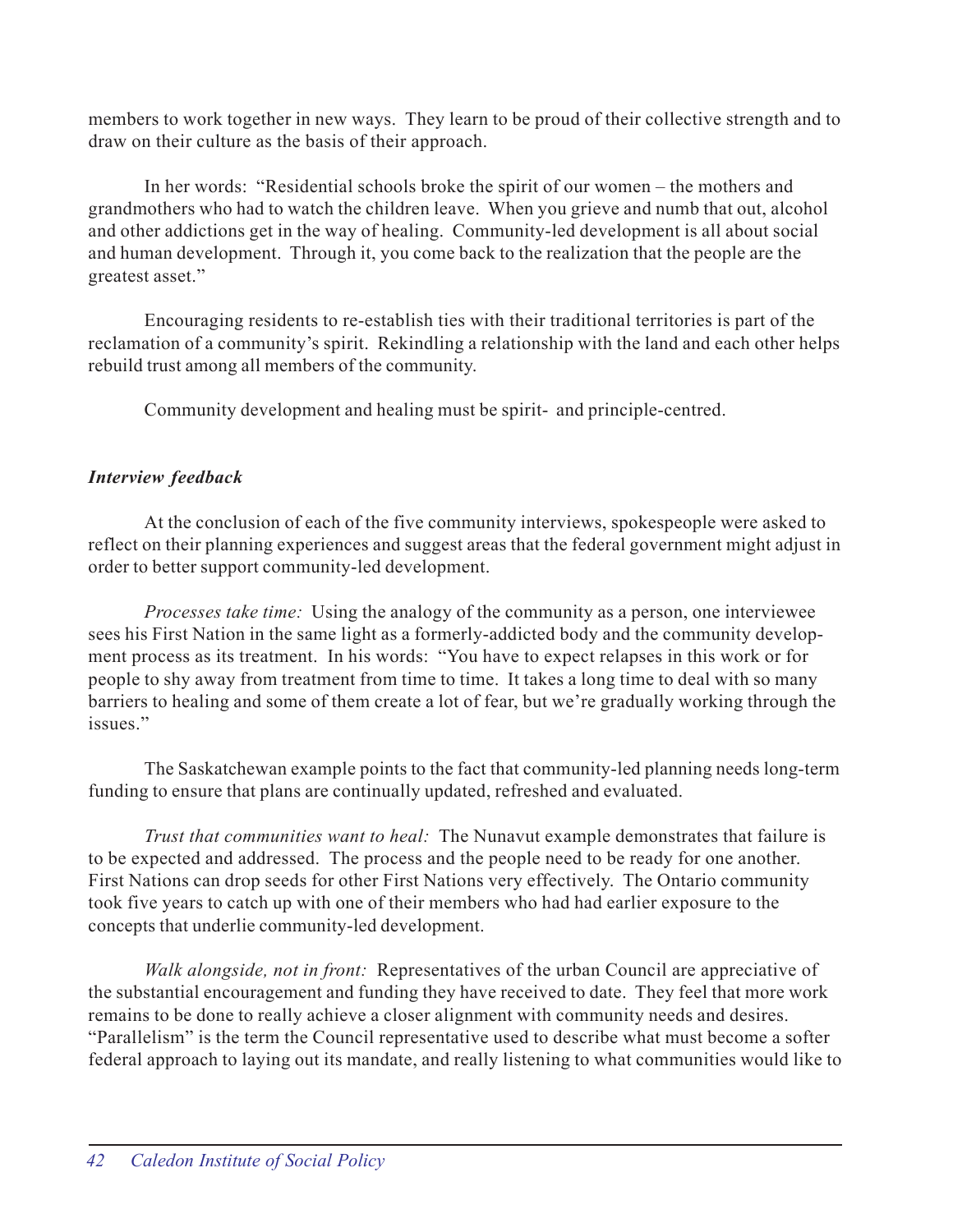members to work together in new ways. They learn to be proud of their collective strength and to draw on their culture as the basis of their approach.

In her words: "Residential schools broke the spirit of our women – the mothers and grandmothers who had to watch the children leave. When you grieve and numb that out, alcohol and other addictions get in the way of healing. Community-led development is all about social and human development. Through it, you come back to the realization that the people are the greatest asset."

Encouraging residents to re-establish ties with their traditional territories is part of the reclamation of a community's spirit. Rekindling a relationship with the land and each other helps rebuild trust among all members of the community.

Community development and healing must be spirit- and principle-centred.

### *Interview feedback*

At the conclusion of each of the five community interviews, spokespeople were asked to reflect on their planning experiences and suggest areas that the federal government might adjust in order to better support community-led development.

*Processes take time:* Using the analogy of the community as a person, one interviewee sees his First Nation in the same light as a formerly-addicted body and the community development process as its treatment. In his words: "You have to expect relapses in this work or for people to shy away from treatment from time to time. It takes a long time to deal with so many barriers to healing and some of them create a lot of fear, but we're gradually working through the issues."

The Saskatchewan example points to the fact that community-led planning needs long-term funding to ensure that plans are continually updated, refreshed and evaluated.

*Trust that communities want to heal:* The Nunavut example demonstrates that failure is to be expected and addressed. The process and the people need to be ready for one another. First Nations can drop seeds for other First Nations very effectively. The Ontario community took five years to catch up with one of their members who had had earlier exposure to the concepts that underlie community-led development.

*Walk alongside, not in front:* Representatives of the urban Council are appreciative of the substantial encouragement and funding they have received to date. They feel that more work remains to be done to really achieve a closer alignment with community needs and desires. "Parallelism" is the term the Council representative used to describe what must become a softer federal approach to laying out its mandate, and really listening to what communities would like to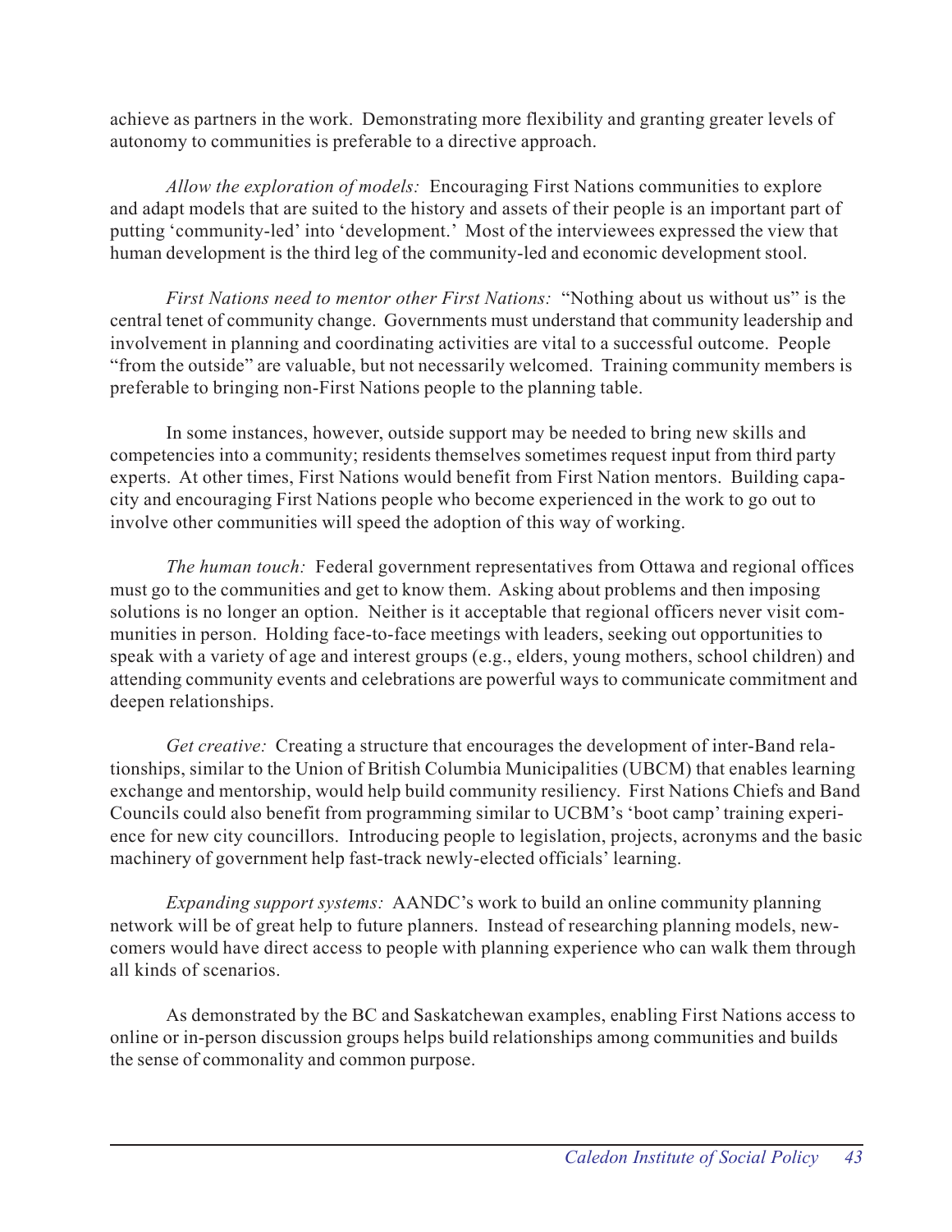achieve as partners in the work. Demonstrating more flexibility and granting greater levels of autonomy to communities is preferable to a directive approach.

*Allow the exploration of models:* Encouraging First Nations communities to explore and adapt models that are suited to the history and assets of their people is an important part of putting 'community-led' into 'development.' Most of the interviewees expressed the view that human development is the third leg of the community-led and economic development stool.

*First Nations need to mentor other First Nations:* "Nothing about us without us" is the central tenet of community change. Governments must understand that community leadership and involvement in planning and coordinating activities are vital to a successful outcome. People "from the outside" are valuable, but not necessarily welcomed. Training community members is preferable to bringing non-First Nations people to the planning table.

In some instances, however, outside support may be needed to bring new skills and competencies into a community; residents themselves sometimes request input from third party experts. At other times, First Nations would benefit from First Nation mentors. Building capacity and encouraging First Nations people who become experienced in the work to go out to involve other communities will speed the adoption of this way of working.

*The human touch:* Federal government representatives from Ottawa and regional offices must go to the communities and get to know them. Asking about problems and then imposing solutions is no longer an option. Neither is it acceptable that regional officers never visit communities in person. Holding face-to-face meetings with leaders, seeking out opportunities to speak with a variety of age and interest groups (e.g., elders, young mothers, school children) and attending community events and celebrations are powerful ways to communicate commitment and deepen relationships.

*Get creative:* Creating a structure that encourages the development of inter-Band relationships, similar to the Union of British Columbia Municipalities (UBCM) that enables learning exchange and mentorship, would help build community resiliency. First Nations Chiefs and Band Councils could also benefit from programming similar to UCBM's 'boot camp' training experience for new city councillors. Introducing people to legislation, projects, acronyms and the basic machinery of government help fast-track newly-elected officials' learning.

*Expanding support systems:* AANDC's work to build an online community planning network will be of great help to future planners. Instead of researching planning models, newcomers would have direct access to people with planning experience who can walk them through all kinds of scenarios.

As demonstrated by the BC and Saskatchewan examples, enabling First Nations access to online or in-person discussion groups helps build relationships among communities and builds the sense of commonality and common purpose.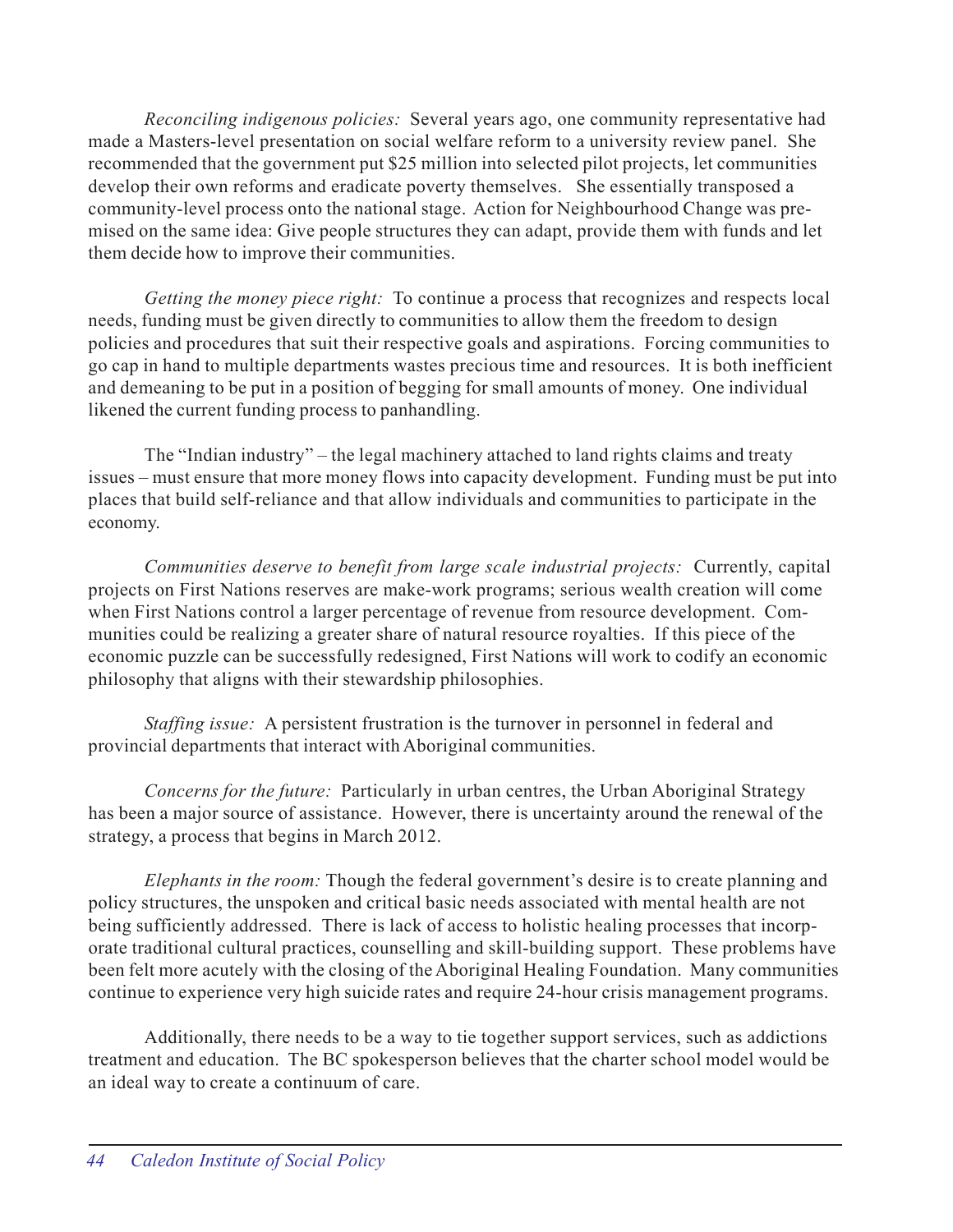*Reconciling indigenous policies:* Several years ago, one community representative had made a Masters-level presentation on social welfare reform to a university review panel. She recommended that the government put $25 million into selected pilot projects, let communities develop their own reforms and eradicate poverty themselves. She essentially transposed a community-level process onto the national stage. Action for Neighbourhood Change was premised on the same idea: Give people structures they can adapt, provide them with funds and let them decide how to improve their communities.

*Getting the money piece right:* To continue a process that recognizes and respects local needs, funding must be given directly to communities to allow them the freedom to design policies and procedures that suit their respective goals and aspirations. Forcing communities to go cap in hand to multiple departments wastes precious time and resources. It is both inefficient and demeaning to be put in a position of begging for small amounts of money. One individual likened the current funding process to panhandling.

The "Indian industry" – the legal machinery attached to land rights claims and treaty issues – must ensure that more money flows into capacity development. Funding must be put into places that build self-reliance and that allow individuals and communities to participate in the economy.

*Communities deserve to benefit from large scale industrial projects:* Currently, capital projects on First Nations reserves are make-work programs; serious wealth creation will come when First Nations control a larger percentage of revenue from resource development. Communities could be realizing a greater share of natural resource royalties. If this piece of the economic puzzle can be successfully redesigned, First Nations will work to codify an economic philosophy that aligns with their stewardship philosophies.

*Staffing issue:* A persistent frustration is the turnover in personnel in federal and provincial departments that interact with Aboriginal communities.

*Concerns for the future:* Particularly in urban centres, the Urban Aboriginal Strategy has been a major source of assistance. However, there is uncertainty around the renewal of the strategy, a process that begins in March 2012.

*Elephants in the room:* Though the federal government's desire is to create planning and policy structures, the unspoken and critical basic needs associated with mental health are not being sufficiently addressed. There is lack of access to holistic healing processes that incorporate traditional cultural practices, counselling and skill-building support. These problems have been felt more acutely with the closing of the Aboriginal Healing Foundation. Many communities continue to experience very high suicide rates and require 24-hour crisis management programs.

Additionally, there needs to be a way to tie together support services, such as addictions treatment and education. The BC spokesperson believes that the charter school model would be an ideal way to create a continuum of care.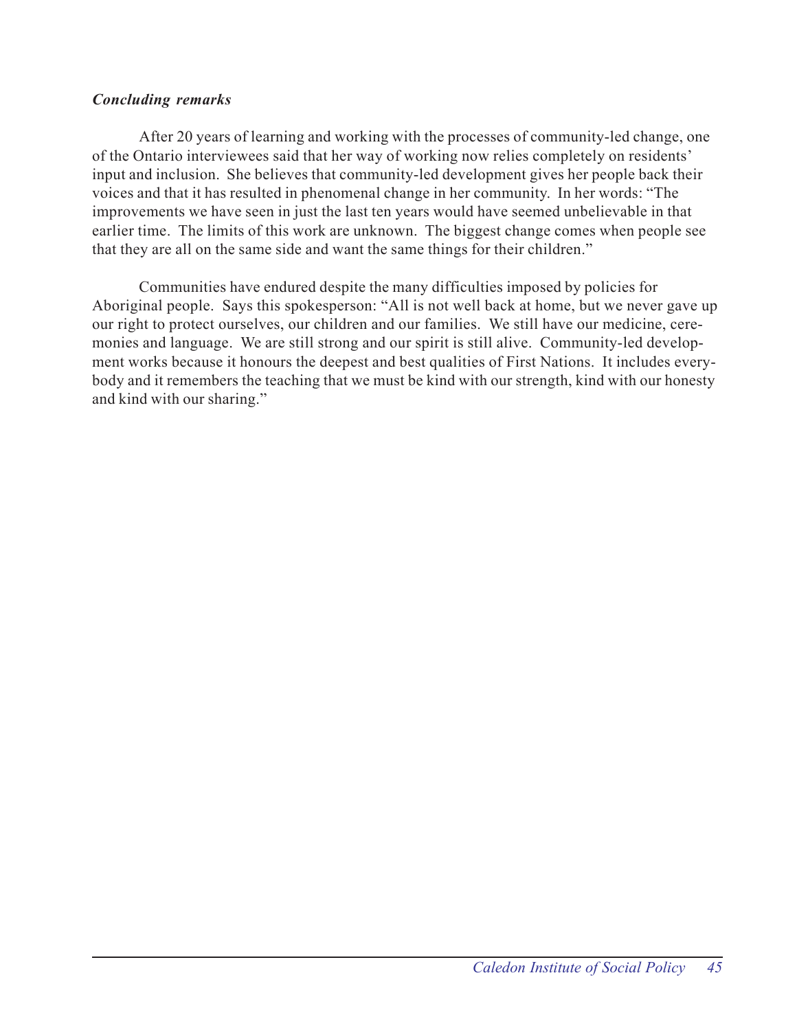### *Concluding remarks*

After 20 years of learning and working with the processes of community-led change, one of the Ontario interviewees said that her way of working now relies completely on residents' input and inclusion. She believes that community-led development gives her people back their voices and that it has resulted in phenomenal change in her community. In her words: "The improvements we have seen in just the last ten years would have seemed unbelievable in that earlier time. The limits of this work are unknown. The biggest change comes when people see that they are all on the same side and want the same things for their children."

Communities have endured despite the many difficulties imposed by policies for Aboriginal people. Says this spokesperson: "All is not well back at home, but we never gave up our right to protect ourselves, our children and our families. We still have our medicine, ceremonies and language. We are still strong and our spirit is still alive. Community-led development works because it honours the deepest and best qualities of First Nations. It includes everybody and it remembers the teaching that we must be kind with our strength, kind with our honesty and kind with our sharing."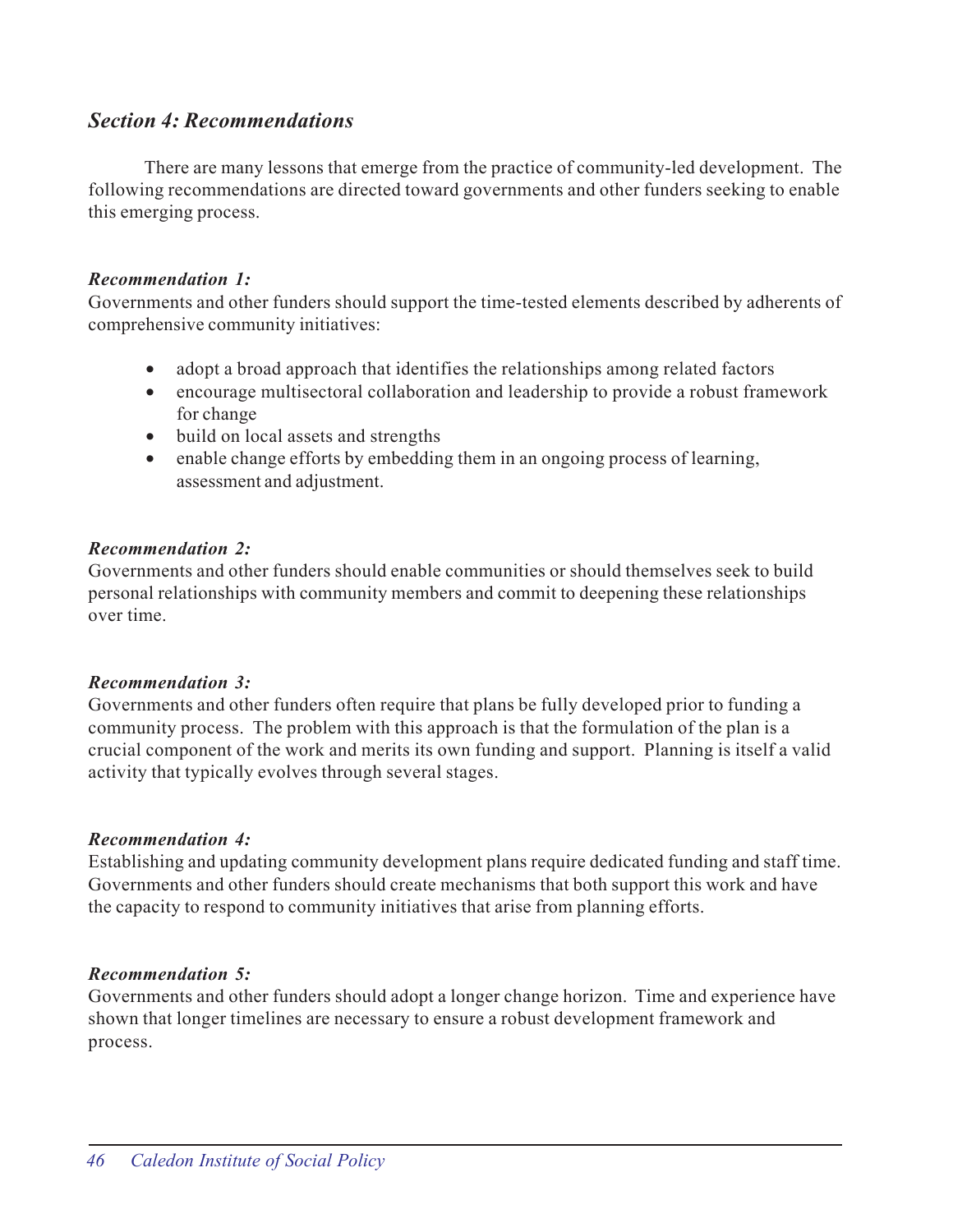## *Section 4: Recommendations*

There are many lessons that emerge from the practice of community-led development. The following recommendations are directed toward governments and other funders seeking to enable this emerging process.

***Recommendation 1:***
Governments and other funders should support the time-tested elements described by adherents of comprehensive community initiatives:

- adopt a broad approach that identifies the relationships among related factors
- encourage multisectoral collaboration and leadership to provide a robust framework for change
- build on local assets and strengths
- enable change efforts by embedding them in an ongoing process of learning, assessment and adjustment.

***Recommendation 2:***
Governments and other funders should enable communities or should themselves seek to build personal relationships with community members and commit to deepening these relationships over time.

***Recommendation 3:***
Governments and other funders often require that plans be fully developed prior to funding a community process. The problem with this approach is that the formulation of the plan is a crucial component of the work and merits its own funding and support. Planning is itself a valid activity that typically evolves through several stages.

***Recommendation 4:***
Establishing and updating community development plans require dedicated funding and staff time. Governments and other funders should create mechanisms that both support this work and have the capacity to respond to community initiatives that arise from planning efforts.

***Recommendation 5:***
Governments and other funders should adopt a longer change horizon. Time and experience have shown that longer timelines are necessary to ensure a robust development framework and process.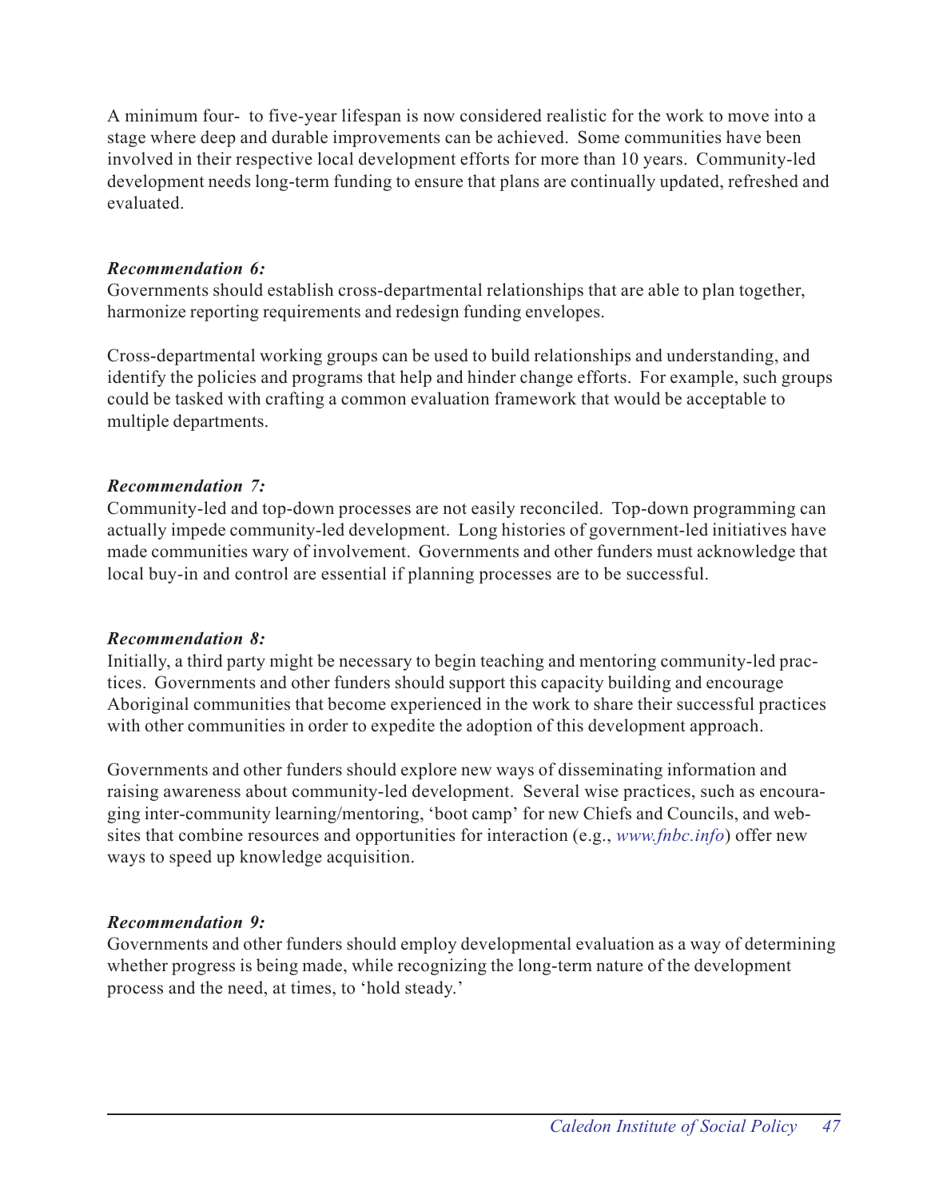A minimum four- to five-year lifespan is now considered realistic for the work to move into a stage where deep and durable improvements can be achieved. Some communities have been involved in their respective local development efforts for more than 10 years. Community-led development needs long-term funding to ensure that plans are continually updated, refreshed and evaluated.

***Recommendation 6:***
Governments should establish cross-departmental relationships that are able to plan together, harmonize reporting requirements and redesign funding envelopes.

Cross-departmental working groups can be used to build relationships and understanding, and identify the policies and programs that help and hinder change efforts. For example, such groups could be tasked with crafting a common evaluation framework that would be acceptable to multiple departments.

***Recommendation 7:***
Community-led and top-down processes are not easily reconciled. Top-down programming can actually impede community-led development. Long histories of government-led initiatives have made communities wary of involvement. Governments and other funders must acknowledge that local buy-in and control are essential if planning processes are to be successful.

***Recommendation 8:***
Initially, a third party might be necessary to begin teaching and mentoring community-led practices. Governments and other funders should support this capacity building and encourage Aboriginal communities that become experienced in the work to share their successful practices with other communities in order to expedite the adoption of this development approach.

Governments and other funders should explore new ways of disseminating information and raising awareness about community-led development. Several wise practices, such as encouraging inter-community learning/mentoring, 'boot camp' for new Chiefs and Councils, and websites that combine resources and opportunities for interaction (e.g., *www.fnbc.info*) offer new ways to speed up knowledge acquisition.

***Recommendation 9:***
Governments and other funders should employ developmental evaluation as a way of determining whether progress is being made, while recognizing the long-term nature of the development process and the need, at times, to 'hold steady.'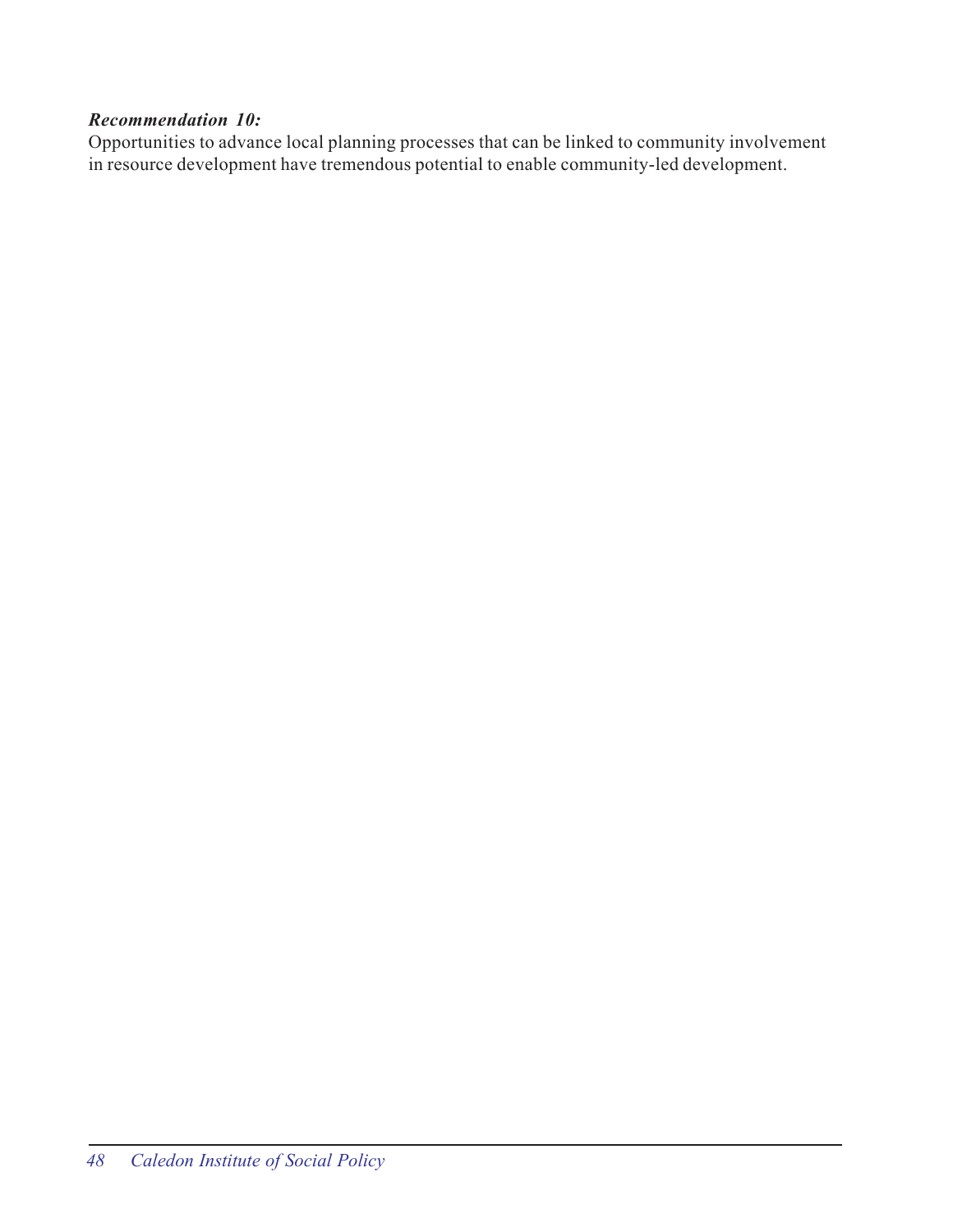***Recommendation 10:***
Opportunities to advance local planning processes that can be linked to community involvement in resource development have tremendous potential to enable community-led development.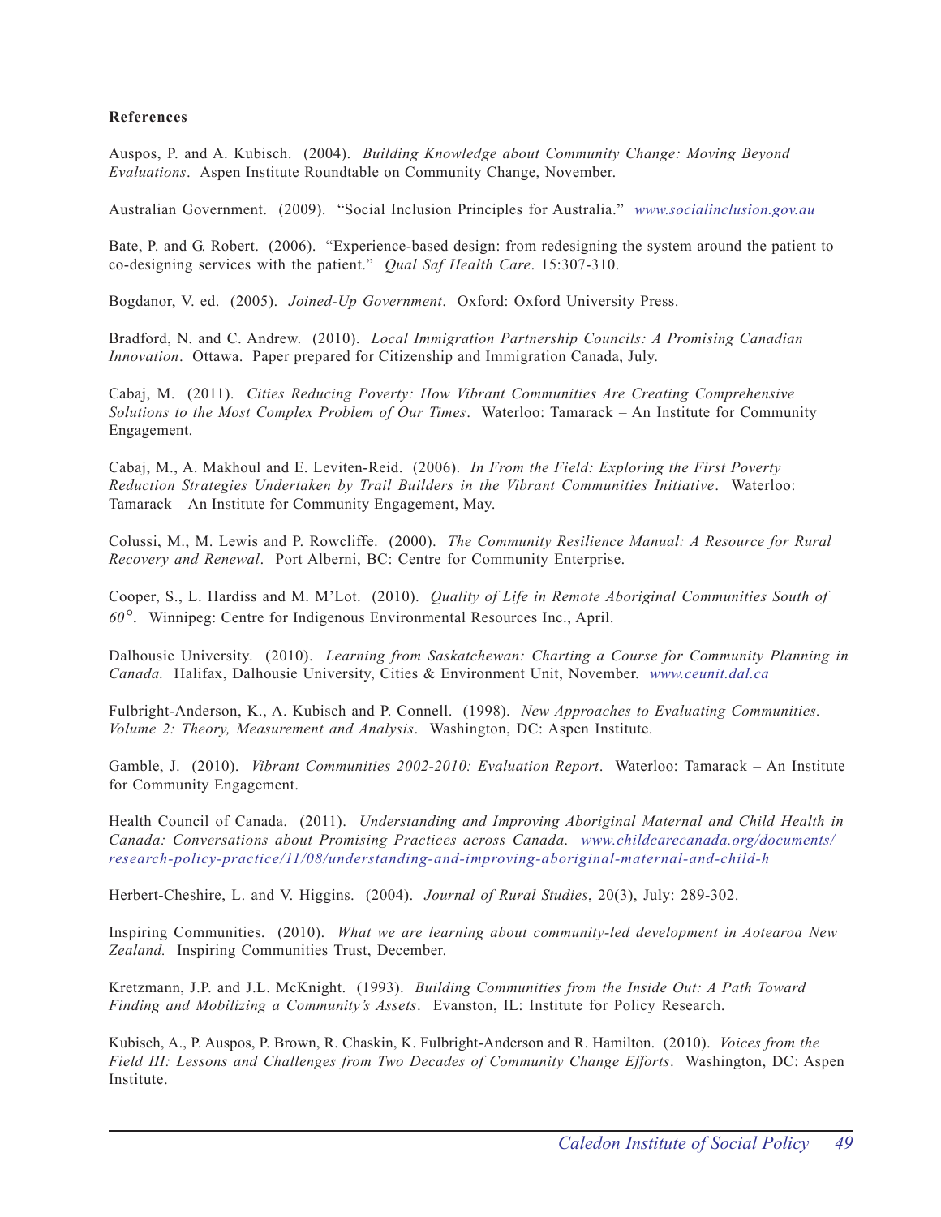**References**

Auspos, P. and A. Kubisch. (2004). *Building Knowledge about Community Change: Moving Beyond Evaluations*. Aspen Institute Roundtable on Community Change, November.

Australian Government. (2009). "Social Inclusion Principles for Australia." *www.socialinclusion.gov.au*

Bate, P. and G. Robert. (2006). "Experience-based design: from redesigning the system around the patient to co-designing services with the patient." *Qual Saf Health Care*. 15:307-310.

Bogdanor, V. ed. (2005). *Joined-Up Government*. Oxford: Oxford University Press.

Bradford, N. and C. Andrew. (2010). *Local Immigration Partnership Councils: A Promising Canadian Innovation*. Ottawa. Paper prepared for Citizenship and Immigration Canada, July.

Cabaj, M. (2011). *Cities Reducing Poverty: How Vibrant Communities Are Creating Comprehensive Solutions to the Most Complex Problem of Our Times*. Waterloo: Tamarack – An Institute for Community Engagement.

Cabaj, M., A. Makhoul and E. Leviten-Reid. (2006). *In From the Field: Exploring the First Poverty Reduction Strategies Undertaken by Trail Builders in the Vibrant Communities Initiative*. Waterloo: Tamarack – An Institute for Community Engagement, May.

Colussi, M., M. Lewis and P. Rowcliffe. (2000). *The Community Resilience Manual: A Resource for Rural Recovery and Renewal*. Port Alberni, BC: Centre for Community Enterprise.

Cooper, S., L. Hardiss and M. M'Lot. (2010). *Quality of Life in Remote Aboriginal Communities South of 60°*. Winnipeg: Centre for Indigenous Environmental Resources Inc., April.

Dalhousie University. (2010). *Learning from Saskatchewan: Charting a Course for Community Planning in Canada.* Halifax, Dalhousie University, Cities & Environment Unit, November. *www.ceunit.dal.ca*

Fulbright-Anderson, K., A. Kubisch and P. Connell. (1998). *New Approaches to Evaluating Communities. Volume 2: Theory, Measurement and Analysis*. Washington, DC: Aspen Institute.

Gamble, J. (2010). *Vibrant Communities 2002-2010: Evaluation Report*. Waterloo: Tamarack – An Institute for Community Engagement.

Health Council of Canada. (2011). *Understanding and Improving Aboriginal Maternal and Child Health in Canada: Conversations about Promising Practices across Canada*. *www.childcarecanada.org/documents/research-policy-practice/11/08/understanding-and-improving-aboriginal-maternal-and-child-h*

Herbert-Cheshire, L. and V. Higgins. (2004). *Journal of Rural Studies*, 20(3), July: 289-302.

Inspiring Communities. (2010). *What we are learning about community-led development in Aotearoa New Zealand.* Inspiring Communities Trust, December.

Kretzmann, J.P. and J.L. McKnight. (1993). *Building Communities from the Inside Out: A Path Toward Finding and Mobilizing a Community's Assets*. Evanston, IL: Institute for Policy Research.

Kubisch, A., P. Auspos, P. Brown, R. Chaskin, K. Fulbright-Anderson and R. Hamilton. (2010). *Voices from the Field III: Lessons and Challenges from Two Decades of Community Change Efforts*. Washington, DC: Aspen Institute.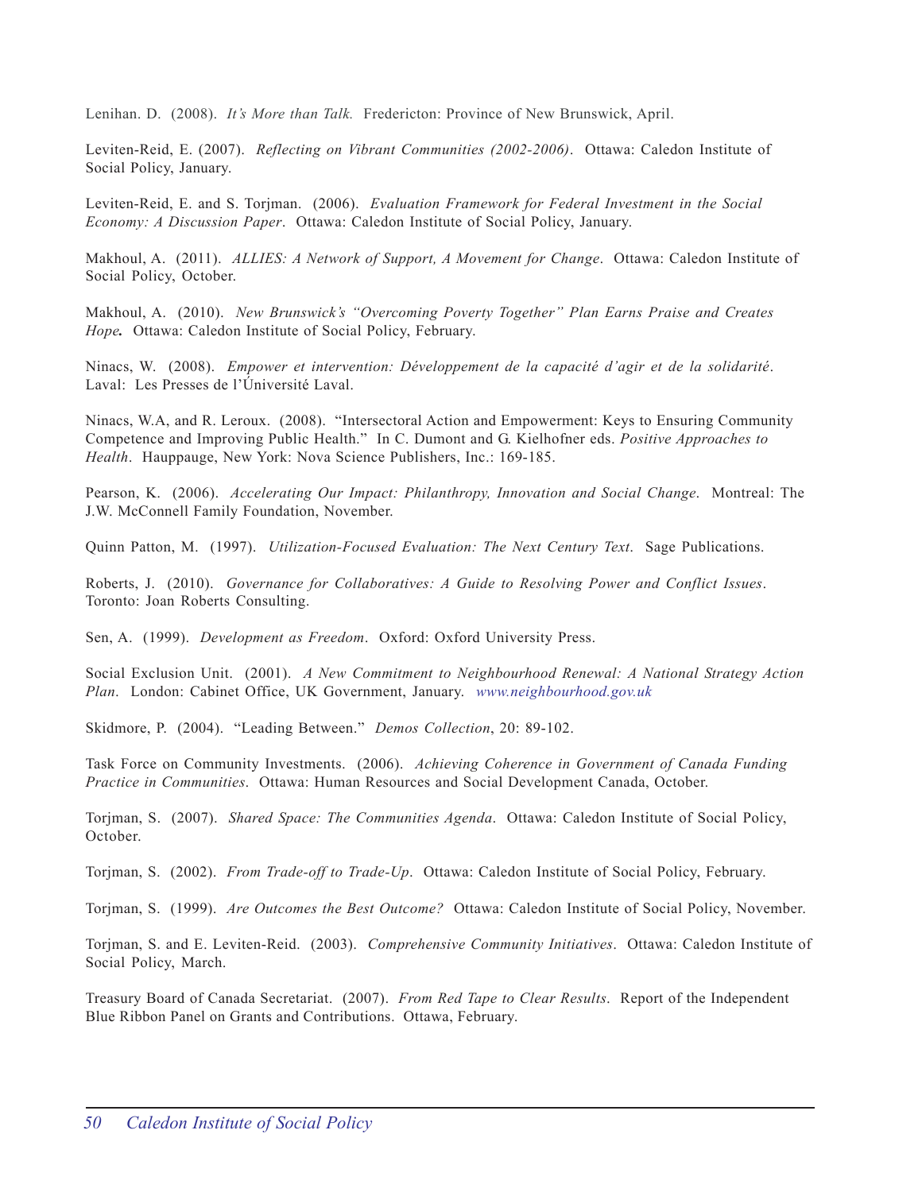Lenihan. D. (2008). *It's More than Talk.* Fredericton: Province of New Brunswick, April.

Leviten-Reid, E. (2007). *Reflecting on Vibrant Communities (2002-2006)*. Ottawa: Caledon Institute of Social Policy, January.

Leviten-Reid, E. and S. Torjman. (2006). *Evaluation Framework for Federal Investment in the Social Economy: A Discussion Paper*. Ottawa: Caledon Institute of Social Policy, January.

Makhoul, A. (2011). *ALLIES: A Network of Support, A Movement for Change*. Ottawa: Caledon Institute of Social Policy, October.

Makhoul, A. (2010). *New Brunswick's "Overcoming Poverty Together" Plan Earns Praise and Creates Hope.* Ottawa: Caledon Institute of Social Policy, February.

Ninacs, W. (2008). *Empower et intervention: Développement de la capacité d'agir et de la solidarité*. Laval: Les Presses de l'Úniversité Laval.

Ninacs, W.A, and R. Leroux. (2008). "Intersectoral Action and Empowerment: Keys to Ensuring Community Competence and Improving Public Health." In C. Dumont and G. Kielhofner eds. *Positive Approaches to Health*. Hauppauge, New York: Nova Science Publishers, Inc.: 169-185.

Pearson, K. (2006). *Accelerating Our Impact: Philanthropy, Innovation and Social Change*. Montreal: The J.W. McConnell Family Foundation, November.

Quinn Patton, M. (1997). *Utilization-Focused Evaluation: The Next Century Text*. Sage Publications.

Roberts, J. (2010). *Governance for Collaboratives: A Guide to Resolving Power and Conflict Issues*. Toronto: Joan Roberts Consulting.

Sen, A. (1999). *Development as Freedom*. Oxford: Oxford University Press.

Social Exclusion Unit. (2001). *A New Commitment to Neighbourhood Renewal: A National Strategy Action Plan*. London: Cabinet Office, UK Government, January. *www.neighbourhood.gov.uk*

Skidmore, P. (2004). "Leading Between." *Demos Collection*, 20: 89-102.

Task Force on Community Investments. (2006). *Achieving Coherence in Government of Canada Funding Practice in Communities*. Ottawa: Human Resources and Social Development Canada, October.

Torjman, S. (2007). *Shared Space: The Communities Agenda*. Ottawa: Caledon Institute of Social Policy, October.

Torjman, S. (2002). *From Trade-off to Trade-Up*. Ottawa: Caledon Institute of Social Policy, February.

Torjman, S. (1999). *Are Outcomes the Best Outcome?* Ottawa: Caledon Institute of Social Policy, November.

Torjman, S. and E. Leviten-Reid. (2003). *Comprehensive Community Initiatives*. Ottawa: Caledon Institute of Social Policy, March.

Treasury Board of Canada Secretariat. (2007). *From Red Tape to Clear Results*. Report of the Independent Blue Ribbon Panel on Grants and Contributions. Ottawa, February.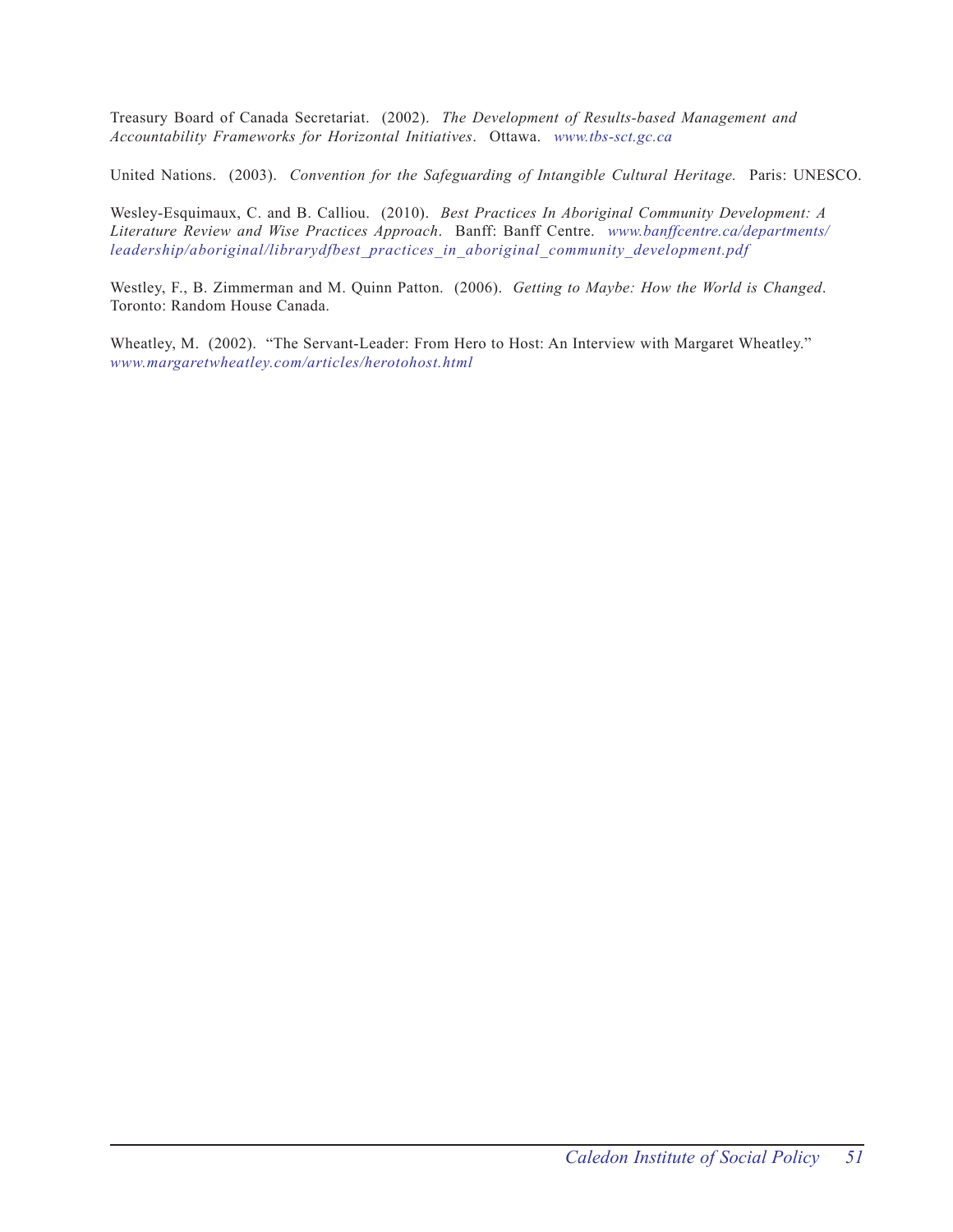Treasury Board of Canada Secretariat. (2002). *The Development of Results-based Management and Accountability Frameworks for Horizontal Initiatives*. Ottawa. *www.tbs-sct.gc.ca*

United Nations. (2003). *Convention for the Safeguarding of Intangible Cultural Heritage.* Paris: UNESCO.

Wesley-Esquimaux, C. and B. Calliou. (2010). *Best Practices In Aboriginal Community Development: A Literature Review and Wise Practices Approach*. Banff: Banff Centre. *www.banffcentre.ca/departments/leadership/aboriginal/librarydfbest_practices_in_aboriginal_community_development.pdf*

Westley, F., B. Zimmerman and M. Quinn Patton. (2006). *Getting to Maybe: How the World is Changed*. Toronto: Random House Canada.

Wheatley, M. (2002). "The Servant-Leader: From Hero to Host: An Interview with Margaret Wheatley." *www.margaretwheatley.com/articles/herotohost.html*